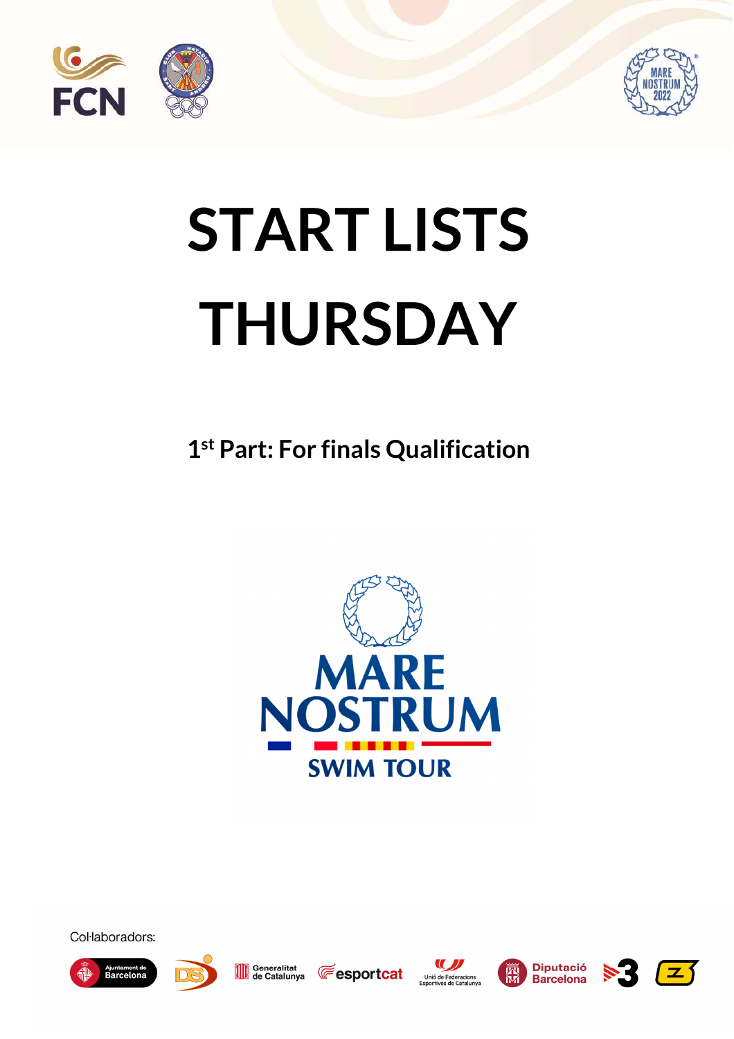# START LISTS THURSDAY

## 1st Part: For finals Qualification

MARE NOSTRUM SWIM TOUR

Col·laboradors: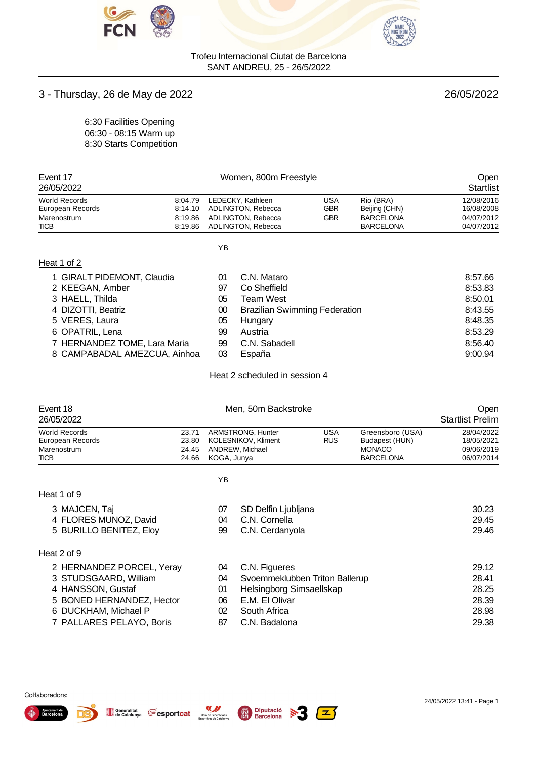Trofeu Internacional Ciutat de Barcelona
SANT ANDREU, 25 - 26/5/2022

## 3 - Thursday, 26 de May de 2022 — 26/05/2022

6:30 Facilities Opening
06:30 - 08:15 Warm up
8:30 Starts Competition

### Event 17 — Women, 800m Freestyle — Open

26/05/2022 — Startlist

| | | | | | |
|---|---|---|---|---|---|
| World Records | 8:04.79 | LEDECKY, Kathleen | USA | Rio (BRA) | 12/08/2016 |
| European Records | 8:14.10 | ADLINGTON, Rebecca | GBR | Beijing (CHN) | 16/08/2008 |
| Marenostrum | 8:19.86 | ADLINGTON, Rebecca | GBR | BARCELONA | 04/07/2012 |
| TICB | 8:19.86 | ADLINGTON, Rebecca | | BARCELONA | 04/07/2012 |

**Heat 1 of 2**

| | Name | YB | Club | Time |
|---|---|---|---|---|
| 1 | GIRALT PIDEMONT, Claudia | 01 | C.N. Mataro | 8:57.66 |
| 2 | KEEGAN, Amber | 97 | Co Sheffield | 8:53.83 |
| 3 | HAELL, Thilda | 05 | Team West | 8:50.01 |
| 4 | DIZOTTI, Beatriz | 00 | Brazilian Swimming Federation | 8:43.55 |
| 5 | VERES, Laura | 05 | Hungary | 8:48.35 |
| 6 | OPATRIL, Lena | 99 | Austria | 8:53.29 |
| 7 | HERNANDEZ TOME, Lara Maria | 99 | C.N. Sabadell | 8:56.40 |
| 8 | CAMPABADAL AMEZCUA, Ainhoa | 03 | España | 9:00.94 |

Heat 2 scheduled in session 4

### Event 18 — Men, 50m Backstroke — Open

26/05/2022 — Startlist Prelim

| | | | | | |
|---|---|---|---|---|---|
| World Records | 23.71 | ARMSTRONG, Hunter | USA | Greensboro (USA) | 28/04/2022 |
| European Records | 23.80 | KOLESNIKOV, Kliment | RUS | Budapest (HUN) | 18/05/2021 |
| Marenostrum | 24.45 | ANDREW, Michael | | MONACO | 09/06/2019 |
| TICB | 24.66 | KOGA, Junya | | BARCELONA | 06/07/2014 |

**Heat 1 of 9**

| | Name | YB | Club | Time |
|---|---|---|---|---|
| 3 | MAJCEN, Taj | 07 | SD Delfin Ljubljana | 30.23 |
| 4 | FLORES MUNOZ, David | 04 | C.N. Cornella | 29.45 |
| 5 | BURILLO BENITEZ, Eloy | 99 | C.N. Cerdanyola | 29.46 |

**Heat 2 of 9**

| | Name | YB | Club | Time |
|---|---|---|---|---|
| 2 | HERNANDEZ PORCEL, Yeray | 04 | C.N. Figueres | 29.12 |
| 3 | STUDSGAARD, William | 04 | Svoemmeklubben Triton Ballerup | 28.41 |
| 4 | HANSSON, Gustaf | 01 | Helsingborg Simsaellskap | 28.25 |
| 5 | BONED HERNANDEZ, Hector | 06 | E.M. El Olivar | 28.39 |
| 6 | DUCKHAM, Michael P | 02 | South Africa | 28.98 |
| 7 | PALLARES PELAYO, Boris | 87 | C.N. Badalona | 29.38 |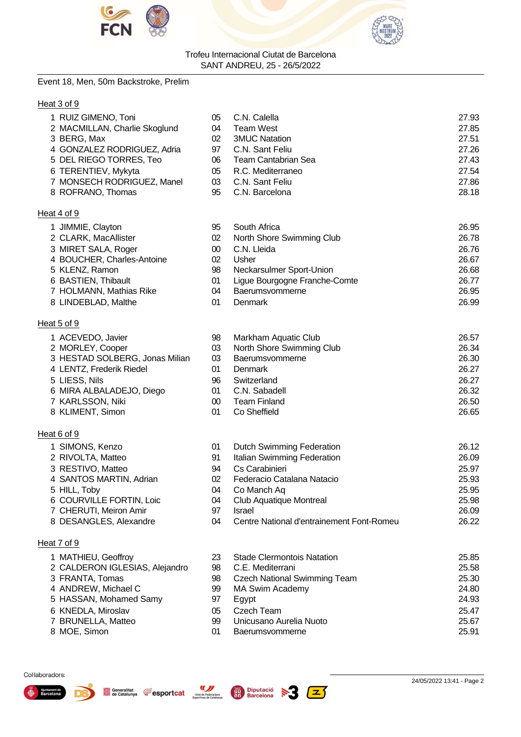Trofeu Internacional Ciutat de Barcelona
SANT ANDREU, 25 - 26/5/2022

Event 18, Men, 50m Backstroke, Prelim

Heat 3 of 9

| | | | | |
|---|---|---|---|---|
| 1 | RUIZ GIMENO, Toni | 05 | C.N. Calella | 27.93 |
| 2 | MACMILLAN, Charlie Skoglund | 04 | Team West | 27.85 |
| 3 | BERG, Max | 02 | 3MUC Natation | 27.51 |
| 4 | GONZALEZ RODRIGUEZ, Adria | 97 | C.N. Sant Feliu | 27.26 |
| 5 | DEL RIEGO TORRES, Teo | 06 | Team Cantabrian Sea | 27.43 |
| 6 | TERENTIEV, Mykyta | 05 | R.C. Mediterraneo | 27.54 |
| 7 | MONSECH RODRIGUEZ, Manel | 03 | C.N. Sant Feliu | 27.86 |
| 8 | ROFRANO, Thomas | 95 | C.N. Barcelona | 28.18 |

Heat 4 of 9

| | | | | |
|---|---|---|---|---|
| 1 | JIMMIE, Clayton | 95 | South Africa | 26.95 |
| 2 | CLARK, MacAllister | 02 | North Shore Swimming Club | 26.78 |
| 3 | MIRET SALA, Roger | 00 | C.N. Lleida | 26.76 |
| 4 | BOUCHER, Charles-Antoine | 02 | Usher | 26.67 |
| 5 | KLENZ, Ramon | 98 | Neckarsulmer Sport-Union | 26.68 |
| 6 | BASTIEN, Thibault | 01 | Ligue Bourgogne Franche-Comte | 26.77 |
| 7 | HOLMANN, Mathias Rike | 04 | Baerumsvommerne | 26.95 |
| 8 | LINDEBLAD, Malthe | 01 | Denmark | 26.99 |

Heat 5 of 9

| | | | | |
|---|---|---|---|---|
| 1 | ACEVEDO, Javier | 98 | Markham Aquatic Club | 26.57 |
| 2 | MORLEY, Cooper | 03 | North Shore Swimming Club | 26.34 |
| 3 | HESTAD SOLBERG, Jonas Milian | 03 | Baerumsvommerne | 26.30 |
| 4 | LENTZ, Frederik Riedel | 01 | Denmark | 26.27 |
| 5 | LIESS, Nils | 96 | Switzerland | 26.27 |
| 6 | MIRA ALBALADEJO, Diego | 01 | C.N. Sabadell | 26.32 |
| 7 | KARLSSON, Niki | 00 | Team Finland | 26.50 |
| 8 | KLIMENT, Simon | 01 | Co Sheffield | 26.65 |

Heat 6 of 9

| | | | | |
|---|---|---|---|---|
| 1 | SIMONS, Kenzo | 01 | Dutch Swimming Federation | 26.12 |
| 2 | RIVOLTA, Matteo | 91 | Italian Swimming Federation | 26.09 |
| 3 | RESTIVO, Matteo | 94 | Cs Carabinieri | 25.97 |
| 4 | SANTOS MARTIN, Adrian | 02 | Federacio Catalana Natacio | 25.93 |
| 5 | HILL, Toby | 04 | Co Manch Aq | 25.95 |
| 6 | COURVILLE FORTIN, Loic | 04 | Club Aquatique Montreal | 25.98 |
| 7 | CHERUTI, Meiron Amir | 97 | Israel | 26.09 |
| 8 | DESANGLES, Alexandre | 04 | Centre National d'entrainement Font-Romeu | 26.22 |

Heat 7 of 9

| | | | | |
|---|---|---|---|---|
| 1 | MATHIEU, Geoffroy | 23 | Stade Clermontois Natation | 25.85 |
| 2 | CALDERON IGLESIAS, Alejandro | 98 | C.E. Mediterrani | 25.58 |
| 3 | FRANTA, Tomas | 98 | Czech National Swimming Team | 25.30 |
| 4 | ANDREW, Michael C | 99 | MA Swim Academy | 24.80 |
| 5 | HASSAN, Mohamed Samy | 97 | Egypt | 24.93 |
| 6 | KNEDLA, Miroslav | 05 | Czech Team | 25.47 |
| 7 | BRUNELLA, Matteo | 99 | Unicusano Aurelia Nuoto | 25.67 |
| 8 | MOE, Simon | 01 | Baerumsvommerne | 25.91 |

Col·laboradors:

24/05/2022 13:41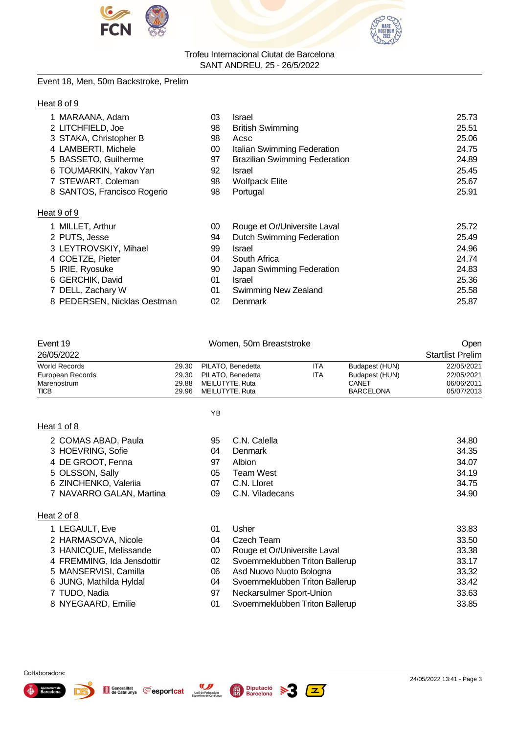Event 18, Men, 50m Backstroke, Prelim

Heat 8 of 9

| | | | |
|---|---|---|---|
| 1 MARAANA, Adam | 03 | Israel | 25.73 |
| 2 LITCHFIELD, Joe | 98 | British Swimming | 25.51 |
| 3 STAKA, Christopher B | 98 | Acsc | 25.06 |
| 4 LAMBERTI, Michele | 00 | Italian Swimming Federation | 24.75 |
| 5 BASSETO, Guilherme | 97 | Brazilian Swimming Federation | 24.89 |
| 6 TOUMARKIN, Yakov Yan | 92 | Israel | 25.45 |
| 7 STEWART, Coleman | 98 | Wolfpack Elite | 25.67 |
| 8 SANTOS, Francisco Rogerio | 98 | Portugal | 25.91 |

Heat 9 of 9

| | | | |
|---|---|---|---|
| 1 MILLET, Arthur | 00 | Rouge et Or/Universite Laval | 25.72 |
| 2 PUTS, Jesse | 94 | Dutch Swimming Federation | 25.49 |
| 3 LEYTROVSKIY, Mihael | 99 | Israel | 24.96 |
| 4 COETZE, Pieter | 04 | South Africa | 24.74 |
| 5 IRIE, Ryosuke | 90 | Japan Swimming Federation | 24.83 |
| 6 GERCHIK, David | 01 | Israel | 25.36 |
| 7 DELL, Zachary W | 01 | Swimming New Zealand | 25.58 |
| 8 PEDERSEN, Nicklas Oestman | 02 | Denmark | 25.87 |

Event 19 — Women, 50m Breaststroke — Open

26/05/2022 — Startlist Prelim

| | | | | | |
|---|---|---|---|---|---|
| World Records | 29.30 | PILATO, Benedetta | ITA | Budapest (HUN) | 22/05/2021 |
| European Records | 29.30 | PILATO, Benedetta | ITA | Budapest (HUN) | 22/05/2021 |
| Marenostrum | 29.88 | MEILUTYTE, Ruta | | CANET | 06/06/2011 |
| TICB | 29.96 | MEILUTYTE, Ruta | | BARCELONA | 05/07/2013 |

Heat 1 of 8

| | YB | | |
|---|---|---|---|
| 2 COMAS ABAD, Paula | 95 | C.N. Calella | 34.80 |
| 3 HOEVRING, Sofie | 04 | Denmark | 34.35 |
| 4 DE GROOT, Fenna | 97 | Albion | 34.07 |
| 5 OLSSON, Sally | 05 | Team West | 34.19 |
| 6 ZINCHENKO, Valeriia | 07 | C.N. Lloret | 34.75 |
| 7 NAVARRO GALAN, Martina | 09 | C.N. Viladecans | 34.90 |

Heat 2 of 8

| | | | |
|---|---|---|---|
| 1 LEGAULT, Eve | 01 | Usher | 33.83 |
| 2 HARMASOVA, Nicole | 04 | Czech Team | 33.50 |
| 3 HANICQUE, Melissande | 00 | Rouge et Or/Universite Laval | 33.38 |
| 4 FREMMING, Ida Jensdottir | 02 | Svoemmeklubben Triton Ballerup | 33.17 |
| 5 MANSERVISI, Camilla | 06 | Asd Nuovo Nuoto Bologna | 33.32 |
| 6 JUNG, Mathilda Hyldal | 04 | Svoemmeklubben Triton Ballerup | 33.42 |
| 7 TUDO, Nadia | 97 | Neckarsulmer Sport-Union | 33.63 |
| 8 NYEGAARD, Emilie | 01 | Svoemmeklubben Triton Ballerup | 33.85 |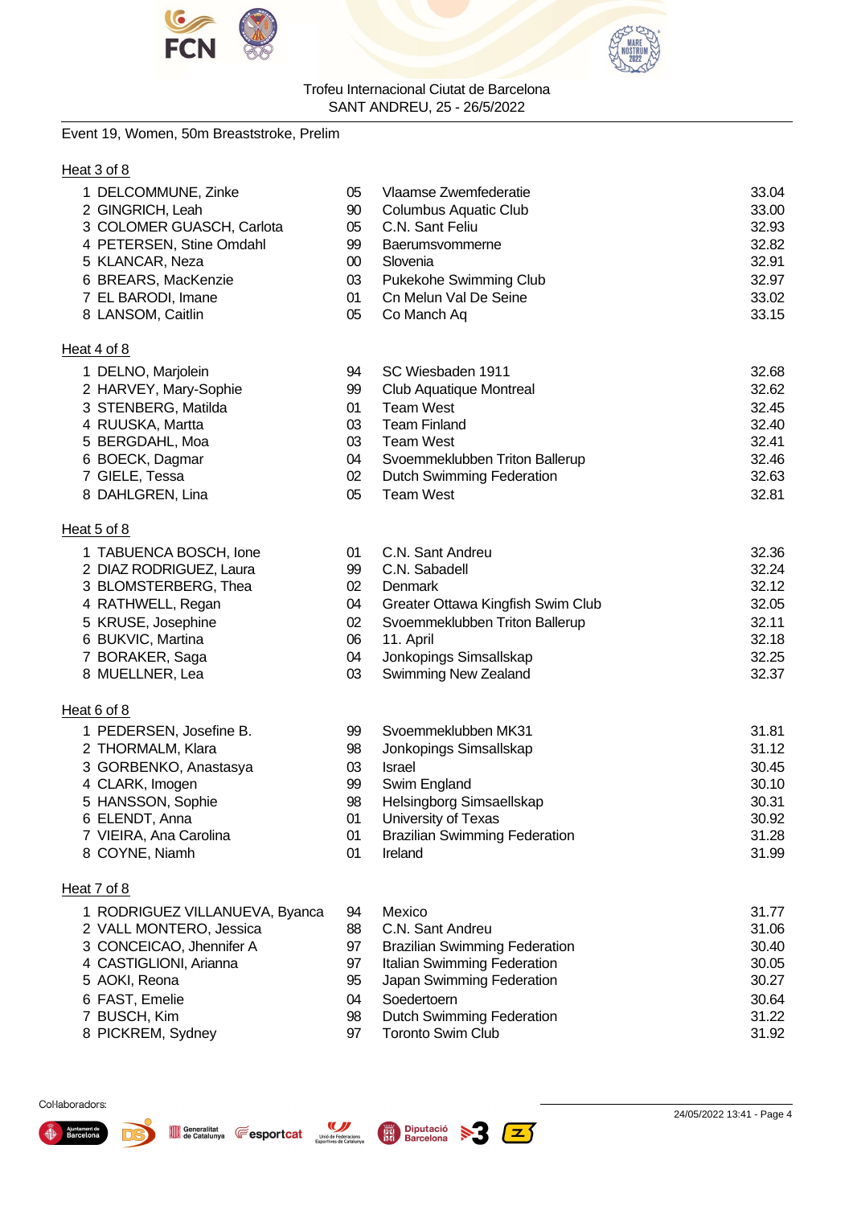Trofeu Internacional Ciutat de Barcelona
SANT ANDREU, 25 - 26/5/2022

Event 19, Women, 50m Breaststroke, Prelim

Heat 3 of 8

| | Name | YB | Club | Time |
|---|---|---|---|---|
| 1 | DELCOMMUNE, Zinke | 05 | Vlaamse Zwemfederatie | 33.04 |
| 2 | GINGRICH, Leah | 90 | Columbus Aquatic Club | 33.00 |
| 3 | COLOMER GUASCH, Carlota | 05 | C.N. Sant Feliu | 32.93 |
| 4 | PETERSEN, Stine Omdahl | 99 | Baerumsvommerne | 32.82 |
| 5 | KLANCAR, Neza | 00 | Slovenia | 32.91 |
| 6 | BREARS, MacKenzie | 03 | Pukekohe Swimming Club | 32.97 |
| 7 | EL BARODI, Imane | 01 | Cn Melun Val De Seine | 33.02 |
| 8 | LANSOM, Caitlin | 05 | Co Manch Aq | 33.15 |

Heat 4 of 8

| | Name | YB | Club | Time |
|---|---|---|---|---|
| 1 | DELNO, Marjolein | 94 | SC Wiesbaden 1911 | 32.68 |
| 2 | HARVEY, Mary-Sophie | 99 | Club Aquatique Montreal | 32.62 |
| 3 | STENBERG, Matilda | 01 | Team West | 32.45 |
| 4 | RUUSKA, Martta | 03 | Team Finland | 32.40 |
| 5 | BERGDAHL, Moa | 03 | Team West | 32.41 |
| 6 | BOECK, Dagmar | 04 | Svoemmeklubben Triton Ballerup | 32.46 |
| 7 | GIELE, Tessa | 02 | Dutch Swimming Federation | 32.63 |
| 8 | DAHLGREN, Lina | 05 | Team West | 32.81 |

Heat 5 of 8

| | Name | YB | Club | Time |
|---|---|---|---|---|
| 1 | TABUENCA BOSCH, Ione | 01 | C.N. Sant Andreu | 32.36 |
| 2 | DIAZ RODRIGUEZ, Laura | 99 | C.N. Sabadell | 32.24 |
| 3 | BLOMSTERBERG, Thea | 02 | Denmark | 32.12 |
| 4 | RATHWELL, Regan | 04 | Greater Ottawa Kingfish Swim Club | 32.05 |
| 5 | KRUSE, Josephine | 02 | Svoemmeklubben Triton Ballerup | 32.11 |
| 6 | BUKVIC, Martina | 06 | 11. April | 32.18 |
| 7 | BORAKER, Saga | 04 | Jonkopings Simsallskap | 32.25 |
| 8 | MUELLNER, Lea | 03 | Swimming New Zealand | 32.37 |

Heat 6 of 8

| | Name | YB | Club | Time |
|---|---|---|---|---|
| 1 | PEDERSEN, Josefine B. | 99 | Svoemmeklubben MK31 | 31.81 |
| 2 | THORMALM, Klara | 98 | Jonkopings Simsallskap | 31.12 |
| 3 | GORBENKO, Anastasya | 03 | Israel | 30.45 |
| 4 | CLARK, Imogen | 99 | Swim England | 30.10 |
| 5 | HANSSON, Sophie | 98 | Helsingborg Simsaellskap | 30.31 |
| 6 | ELENDT, Anna | 01 | University of Texas | 30.92 |
| 7 | VIEIRA, Ana Carolina | 01 | Brazilian Swimming Federation | 31.28 |
| 8 | COYNE, Niamh | 01 | Ireland | 31.99 |

Heat 7 of 8

| | Name | YB | Club | Time |
|---|---|---|---|---|
| 1 | RODRIGUEZ VILLANUEVA, Byanca | 94 | Mexico | 31.77 |
| 2 | VALL MONTERO, Jessica | 88 | C.N. Sant Andreu | 31.06 |
| 3 | CONCEICAO, Jhennifer A | 97 | Brazilian Swimming Federation | 30.40 |
| 4 | CASTIGLIONI, Arianna | 97 | Italian Swimming Federation | 30.05 |
| 5 | AOKI, Reona | 95 | Japan Swimming Federation | 30.27 |
| 6 | FAST, Emelie | 04 | Soedertoern | 30.64 |
| 7 | BUSCH, Kim | 98 | Dutch Swimming Federation | 31.22 |
| 8 | PICKREM, Sydney | 97 | Toronto Swim Club | 31.92 |

Col·laboradors:

24/05/2022 13:41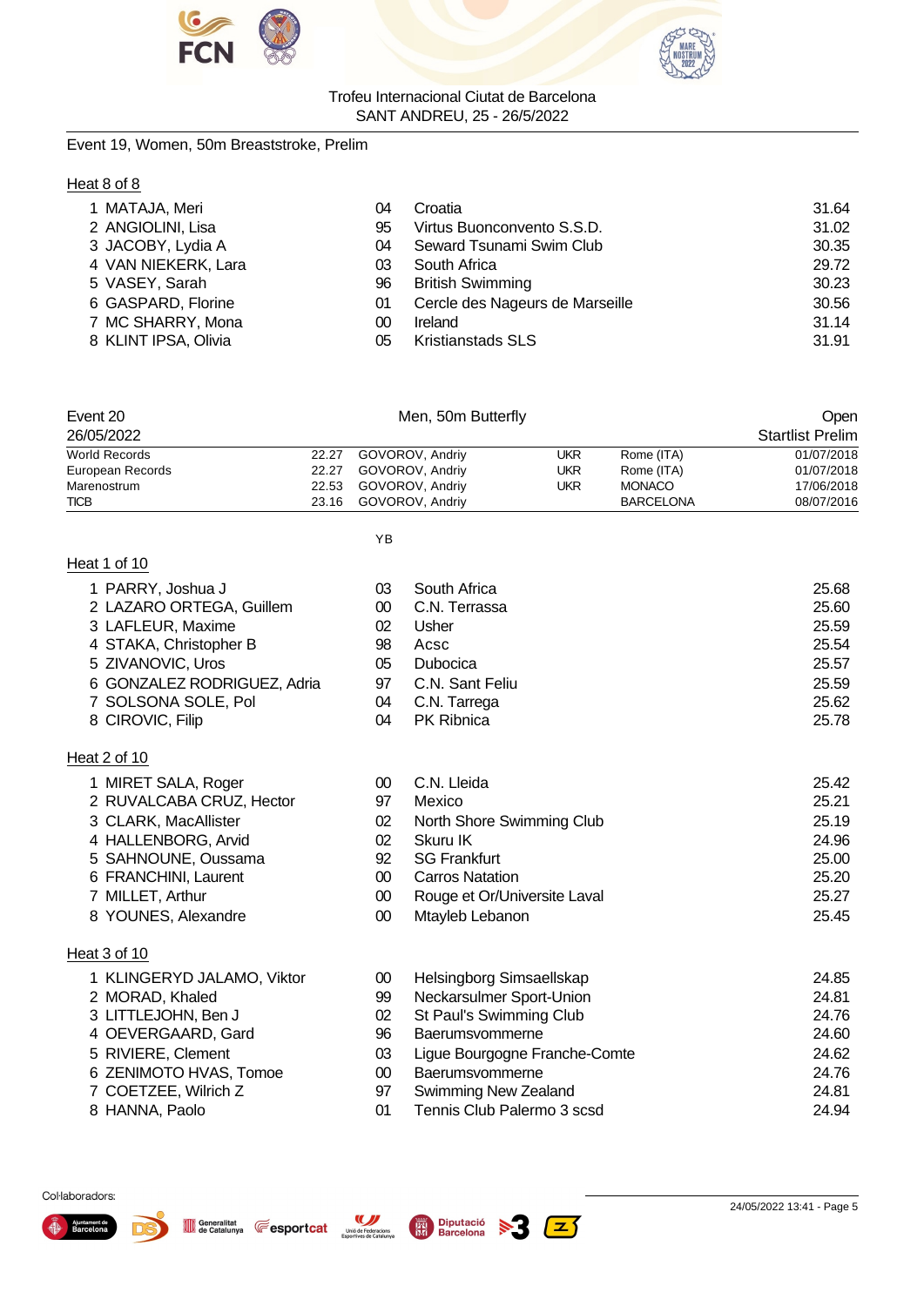Trofeu Internacional Ciutat de Barcelona
SANT ANDREU, 25 - 26/5/2022

## Event 19, Women, 50m Breaststroke, Prelim

### Heat 8 of 8

| | Name | YB | Club | Time |
|---|---|---|---|---|
| 1 | MATAJA, Meri | 04 | Croatia | 31.64 |
| 2 | ANGIOLINI, Lisa | 95 | Virtus Buonconvento S.S.D. | 31.02 |
| 3 | JACOBY, Lydia A | 04 | Seward Tsunami Swim Club | 30.35 |
| 4 | VAN NIEKERK, Lara | 03 | South Africa | 29.72 |
| 5 | VASEY, Sarah | 96 | British Swimming | 30.23 |
| 6 | GASPARD, Florine | 01 | Cercle des Nageurs de Marseille | 30.56 |
| 7 | MC SHARRY, Mona | 00 | Ireland | 31.14 |
| 8 | KLINT IPSA, Olivia | 05 | Kristianstads SLS | 31.91 |

## Event 20 — Men, 50m Butterfly — Open

26/05/2022 — Startlist Prelim

| Record | Time | Name | Nation | Place | Date |
|---|---|---|---|---|---|
| World Records | 22.27 | GOVOROV, Andriy | UKR | Rome (ITA) | 01/07/2018 |
| European Records | 22.27 | GOVOROV, Andriy | UKR | Rome (ITA) | 01/07/2018 |
| Marenostrum | 22.53 | GOVOROV, Andriy | UKR | MONACO | 17/06/2018 |
| TICB | 23.16 | GOVOROV, Andriy | | BARCELONA | 08/07/2016 |

### Heat 1 of 10

| | Name | YB | Club | Time |
|---|---|---|---|---|
| 1 | PARRY, Joshua J | 03 | South Africa | 25.68 |
| 2 | LAZARO ORTEGA, Guillem | 00 | C.N. Terrassa | 25.60 |
| 3 | LAFLEUR, Maxime | 02 | Usher | 25.59 |
| 4 | STAKA, Christopher B | 98 | Acsc | 25.54 |
| 5 | ZIVANOVIC, Uros | 05 | Dubocica | 25.57 |
| 6 | GONZALEZ RODRIGUEZ, Adria | 97 | C.N. Sant Feliu | 25.59 |
| 7 | SOLSONA SOLE, Pol | 04 | C.N. Tarrega | 25.62 |
| 8 | CIROVIC, Filip | 04 | PK Ribnica | 25.78 |

### Heat 2 of 10

| | Name | YB | Club | Time |
|---|---|---|---|---|
| 1 | MIRET SALA, Roger | 00 | C.N. Lleida | 25.42 |
| 2 | RUVALCABA CRUZ, Hector | 97 | Mexico | 25.21 |
| 3 | CLARK, MacAllister | 02 | North Shore Swimming Club | 25.19 |
| 4 | HALLENBORG, Arvid | 02 | Skuru IK | 24.96 |
| 5 | SAHNOUNE, Oussama | 92 | SG Frankfurt | 25.00 |
| 6 | FRANCHINI, Laurent | 00 | Carros Natation | 25.20 |
| 7 | MILLET, Arthur | 00 | Rouge et Or/Universite Laval | 25.27 |
| 8 | YOUNES, Alexandre | 00 | Mtayleb Lebanon | 25.45 |

### Heat 3 of 10

| | Name | YB | Club | Time |
|---|---|---|---|---|
| 1 | KLINGERYD JALAMO, Viktor | 00 | Helsingborg Simsaellskap | 24.85 |
| 2 | MORAD, Khaled | 99 | Neckarsulmer Sport-Union | 24.81 |
| 3 | LITTLEJOHN, Ben J | 02 | St Paul's Swimming Club | 24.76 |
| 4 | OEVERGAARD, Gard | 96 | Baerumsvommerne | 24.60 |
| 5 | RIVIERE, Clement | 03 | Ligue Bourgogne Franche-Comte | 24.62 |
| 6 | ZENIMOTO HVAS, Tomoe | 00 | Baerumsvommerne | 24.76 |
| 7 | COETZEE, Wilrich Z | 97 | Swimming New Zealand | 24.81 |
| 8 | HANNA, Paolo | 01 | Tennis Club Palermo 3 scsd | 24.94 |

Col·laboradors:

24/05/2022 13:41 - Page 5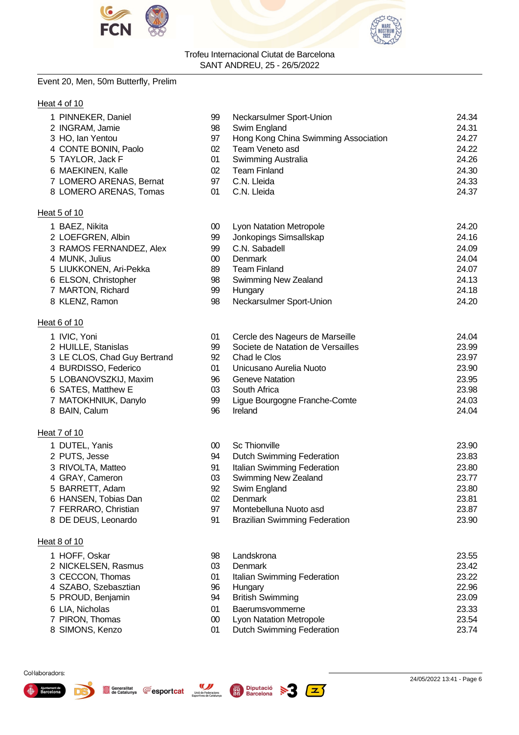Trofeu Internacional Ciutat de Barcelona
SANT ANDREU, 25 - 26/5/2022

Event 20, Men, 50m Butterfly, Prelim

Heat 4 of 10

| | Name | Age | Team | Seed |
|---|---|---|---|---|
| 1 | PINNEKER, Daniel | 99 | Neckarsulmer Sport-Union | 24.34 |
| 2 | INGRAM, Jamie | 98 | Swim England | 24.31 |
| 3 | HO, Ian Yentou | 97 | Hong Kong China Swimming Association | 24.27 |
| 4 | CONTE BONIN, Paolo | 02 | Team Veneto asd | 24.22 |
| 5 | TAYLOR, Jack F | 01 | Swimming Australia | 24.26 |
| 6 | MAEKINEN, Kalle | 02 | Team Finland | 24.30 |
| 7 | LOMERO ARENAS, Bernat | 97 | C.N. Lleida | 24.33 |
| 8 | LOMERO ARENAS, Tomas | 01 | C.N. Lleida | 24.37 |

Heat 5 of 10

| | Name | Age | Team | Seed |
|---|---|---|---|---|
| 1 | BAEZ, Nikita | 00 | Lyon Natation Metropole | 24.20 |
| 2 | LOEFGREN, Albin | 99 | Jonkopings Simsallskap | 24.16 |
| 3 | RAMOS FERNANDEZ, Alex | 99 | C.N. Sabadell | 24.09 |
| 4 | MUNK, Julius | 00 | Denmark | 24.04 |
| 5 | LIUKKONEN, Ari-Pekka | 89 | Team Finland | 24.07 |
| 6 | ELSON, Christopher | 98 | Swimming New Zealand | 24.13 |
| 7 | MARTON, Richard | 99 | Hungary | 24.18 |
| 8 | KLENZ, Ramon | 98 | Neckarsulmer Sport-Union | 24.20 |

Heat 6 of 10

| | Name | Age | Team | Seed |
|---|---|---|---|---|
| 1 | IVIC, Yoni | 01 | Cercle des Nageurs de Marseille | 24.04 |
| 2 | HUILLE, Stanislas | 99 | Societe de Natation de Versailles | 23.99 |
| 3 | LE CLOS, Chad Guy Bertrand | 92 | Chad le Clos | 23.97 |
| 4 | BURDISSO, Federico | 01 | Unicusano Aurelia Nuoto | 23.90 |
| 5 | LOBANOVSZKIJ, Maxim | 96 | Geneve Natation | 23.95 |
| 6 | SATES, Matthew E | 03 | South Africa | 23.98 |
| 7 | MATOKHNIUK, Danylo | 99 | Ligue Bourgogne Franche-Comte | 24.03 |
| 8 | BAIN, Calum | 96 | Ireland | 24.04 |

Heat 7 of 10

| | Name | Age | Team | Seed |
|---|---|---|---|---|
| 1 | DUTEL, Yanis | 00 | Sc Thionville | 23.90 |
| 2 | PUTS, Jesse | 94 | Dutch Swimming Federation | 23.83 |
| 3 | RIVOLTA, Matteo | 91 | Italian Swimming Federation | 23.80 |
| 4 | GRAY, Cameron | 03 | Swimming New Zealand | 23.77 |
| 5 | BARRETT, Adam | 92 | Swim England | 23.80 |
| 6 | HANSEN, Tobias Dan | 02 | Denmark | 23.81 |
| 7 | FERRARO, Christian | 97 | Montebelluna Nuoto asd | 23.87 |
| 8 | DE DEUS, Leonardo | 91 | Brazilian Swimming Federation | 23.90 |

Heat 8 of 10

| | Name | Age | Team | Seed |
|---|---|---|---|---|
| 1 | HOFF, Oskar | 98 | Landskrona | 23.55 |
| 2 | NICKELSEN, Rasmus | 03 | Denmark | 23.42 |
| 3 | CECCON, Thomas | 01 | Italian Swimming Federation | 23.22 |
| 4 | SZABO, Szebasztian | 96 | Hungary | 22.96 |
| 5 | PROUD, Benjamin | 94 | British Swimming | 23.09 |
| 6 | LIA, Nicholas | 01 | Baerumsvommerne | 23.33 |
| 7 | PIRON, Thomas | 00 | Lyon Natation Metropole | 23.54 |
| 8 | SIMONS, Kenzo | 01 | Dutch Swimming Federation | 23.74 |

Col·laboradors:

24/05/2022 13:41 - Page 6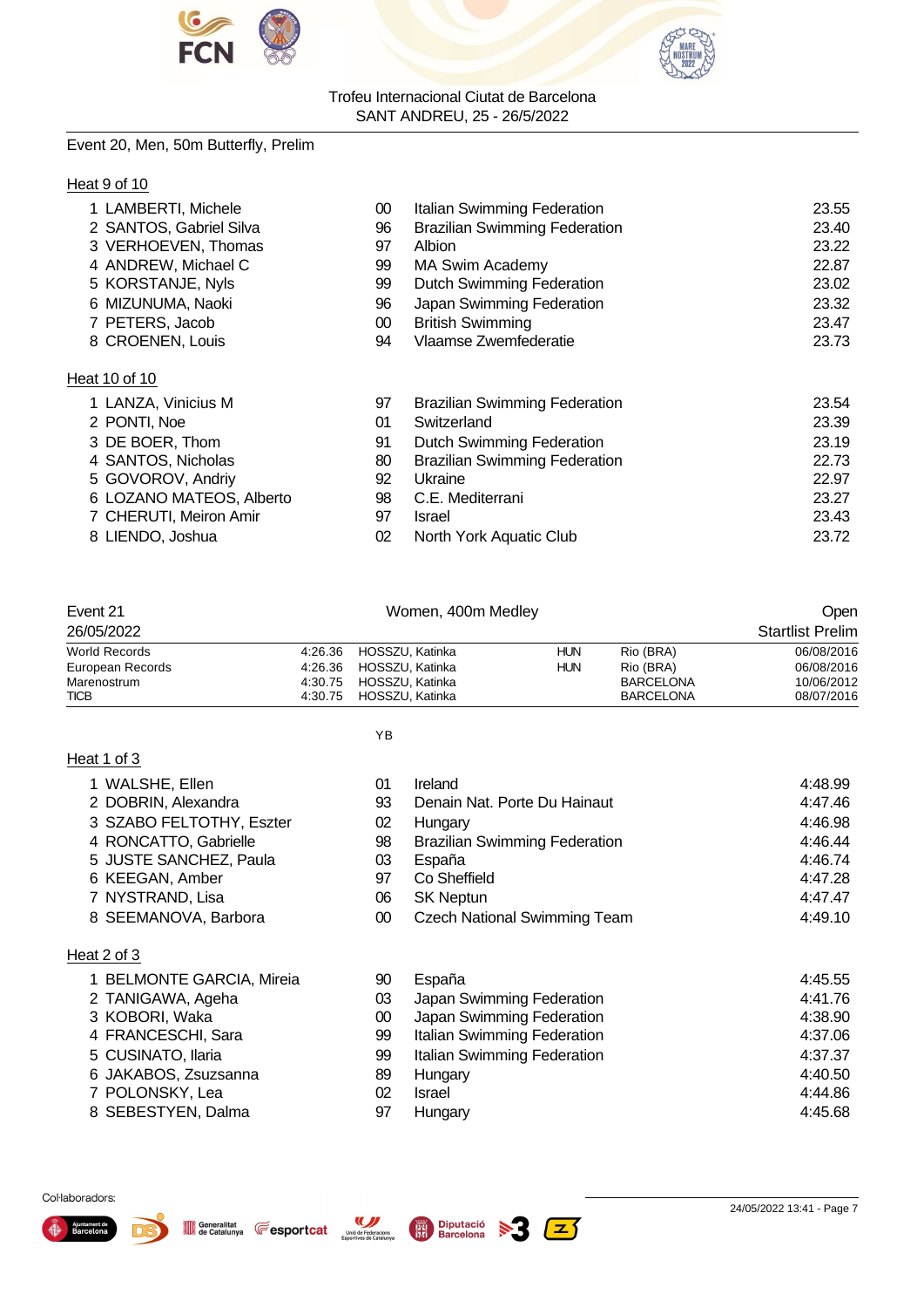Trofeu Internacional Ciutat de Barcelona
SANT ANDREU, 25 - 26/5/2022

Event 20, Men, 50m Butterfly, Prelim

Heat 9 of 10

| | Name | YB | Team | Time |
|---|---|---|---|---|
| 1 | LAMBERTI, Michele | 00 | Italian Swimming Federation | 23.55 |
| 2 | SANTOS, Gabriel Silva | 96 | Brazilian Swimming Federation | 23.40 |
| 3 | VERHOEVEN, Thomas | 97 | Albion | 23.22 |
| 4 | ANDREW, Michael C | 99 | MA Swim Academy | 22.87 |
| 5 | KORSTANJE, Nyls | 99 | Dutch Swimming Federation | 23.02 |
| 6 | MIZUNUMA, Naoki | 96 | Japan Swimming Federation | 23.32 |
| 7 | PETERS, Jacob | 00 | British Swimming | 23.47 |
| 8 | CROENEN, Louis | 94 | Vlaamse Zwemfederatie | 23.73 |

Heat 10 of 10

| | Name | YB | Team | Time |
|---|---|---|---|---|
| 1 | LANZA, Vinicius M | 97 | Brazilian Swimming Federation | 23.54 |
| 2 | PONTI, Noe | 01 | Switzerland | 23.39 |
| 3 | DE BOER, Thom | 91 | Dutch Swimming Federation | 23.19 |
| 4 | SANTOS, Nicholas | 80 | Brazilian Swimming Federation | 22.73 |
| 5 | GOVOROV, Andriy | 92 | Ukraine | 22.97 |
| 6 | LOZANO MATEOS, Alberto | 98 | C.E. Mediterrani | 23.27 |
| 7 | CHERUTI, Meiron Amir | 97 | Israel | 23.43 |
| 8 | LIENDO, Joshua | 02 | North York Aquatic Club | 23.72 |

Event 21 — Women, 400m Medley — Open

26/05/2022 — Startlist Prelim

| Record | Time | Name | Nation | Place | Date |
|---|---|---|---|---|---|
| World Records | 4:26.36 | HOSSZU, Katinka | HUN | Rio (BRA) | 06/08/2016 |
| European Records | 4:26.36 | HOSSZU, Katinka | HUN | Rio (BRA) | 06/08/2016 |
| Marenostrum | 4:30.75 | HOSSZU, Katinka | | BARCELONA | 10/06/2012 |
| TICB | 4:30.75 | HOSSZU, Katinka | | BARCELONA | 08/07/2016 |

Heat 1 of 3

| | Name | YB | Team | Time |
|---|---|---|---|---|
| 1 | WALSHE, Ellen | 01 | Ireland | 4:48.99 |
| 2 | DOBRIN, Alexandra | 93 | Denain Nat. Porte Du Hainaut | 4:47.46 |
| 3 | SZABO FELTOTHY, Eszter | 02 | Hungary | 4:46.98 |
| 4 | RONCATTO, Gabrielle | 98 | Brazilian Swimming Federation | 4:46.44 |
| 5 | JUSTE SANCHEZ, Paula | 03 | España | 4:46.74 |
| 6 | KEEGAN, Amber | 97 | Co Sheffield | 4:47.28 |
| 7 | NYSTRAND, Lisa | 06 | SK Neptun | 4:47.47 |
| 8 | SEEMANOVA, Barbora | 00 | Czech National Swimming Team | 4:49.10 |

Heat 2 of 3

| | Name | YB | Team | Time |
|---|---|---|---|---|
| 1 | BELMONTE GARCIA, Mireia | 90 | España | 4:45.55 |
| 2 | TANIGAWA, Ageha | 03 | Japan Swimming Federation | 4:41.76 |
| 3 | KOBORI, Waka | 00 | Japan Swimming Federation | 4:38.90 |
| 4 | FRANCESCHI, Sara | 99 | Italian Swimming Federation | 4:37.06 |
| 5 | CUSINATO, Ilaria | 99 | Italian Swimming Federation | 4:37.37 |
| 6 | JAKABOS, Zsuzsanna | 89 | Hungary | 4:40.50 |
| 7 | POLONSKY, Lea | 02 | Israel | 4:44.86 |
| 8 | SEBESTYEN, Dalma | 97 | Hungary | 4:45.68 |

Col·laboradors:

24/05/2022 13:41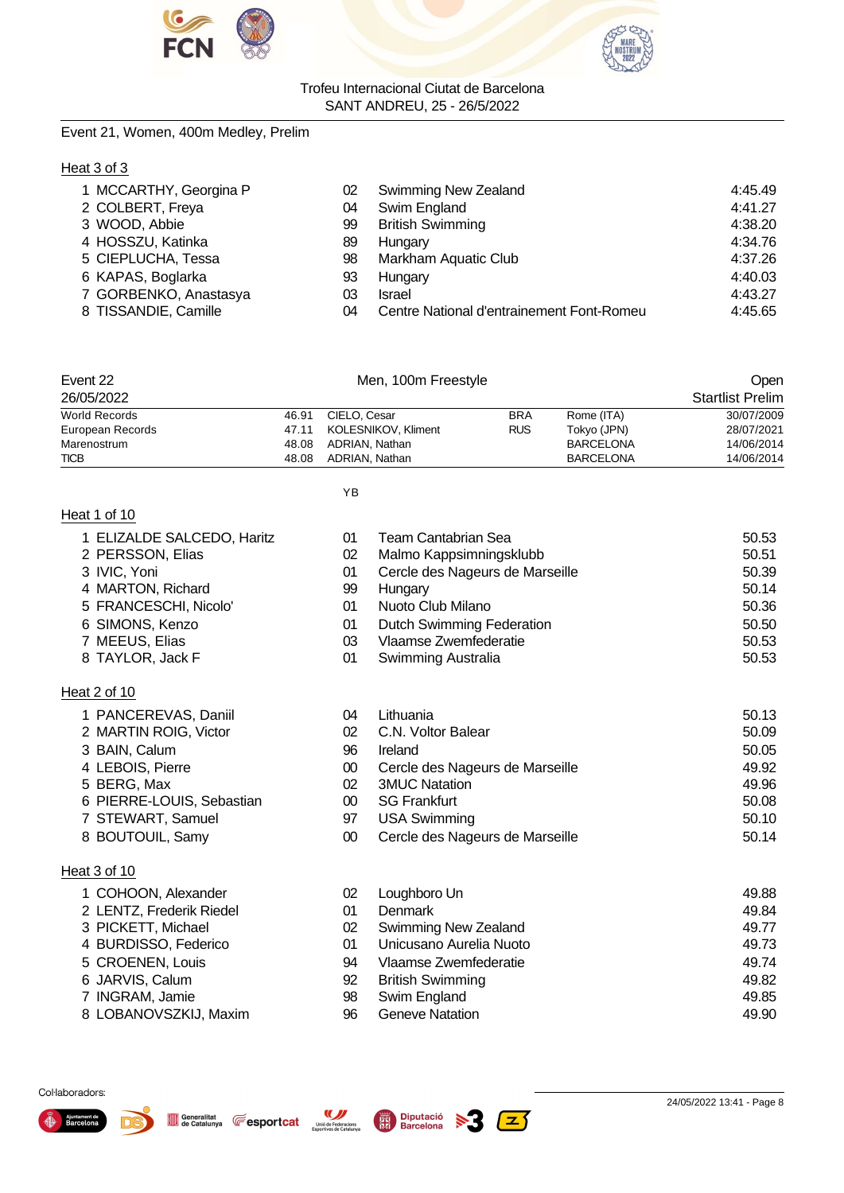Event 21, Women, 400m Medley, Prelim

Heat 3 of 3

| | | | | |
|---|---|---|---|---|
| 1 | MCCARTHY, Georgina P | 02 | Swimming New Zealand | 4:45.49 |
| 2 | COLBERT, Freya | 04 | Swim England | 4:41.27 |
| 3 | WOOD, Abbie | 99 | British Swimming | 4:38.20 |
| 4 | HOSSZU, Katinka | 89 | Hungary | 4:34.76 |
| 5 | CIEPLUCHA, Tessa | 98 | Markham Aquatic Club | 4:37.26 |
| 6 | KAPAS, Boglarka | 93 | Hungary | 4:40.03 |
| 7 | GORBENKO, Anastasya | 03 | Israel | 4:43.27 |
| 8 | TISSANDIE, Camille | 04 | Centre National d'entrainement Font-Romeu | 4:45.65 |

Event 22 — Men, 100m Freestyle — Open

26/05/2022 — Startlist Prelim

| | | | | | |
|---|---|---|---|---|---|
| World Records | 46.91 | CIELO, Cesar | BRA | Rome (ITA) | 30/07/2009 |
| European Records | 47.11 | KOLESNIKOV, Kliment | RUS | Tokyo (JPN) | 28/07/2021 |
| Marenostrum | 48.08 | ADRIAN, Nathan | | BARCELONA | 14/06/2014 |
| TICB | 48.08 | ADRIAN, Nathan | | BARCELONA | 14/06/2014 |

Heat 1 of 10

| | | YB | | |
|---|---|---|---|---|
| 1 | ELIZALDE SALCEDO, Haritz | 01 | Team Cantabrian Sea | 50.53 |
| 2 | PERSSON, Elias | 02 | Malmo Kappsimningsklubb | 50.51 |
| 3 | IVIC, Yoni | 01 | Cercle des Nageurs de Marseille | 50.39 |
| 4 | MARTON, Richard | 99 | Hungary | 50.14 |
| 5 | FRANCESCHI, Nicolo' | 01 | Nuoto Club Milano | 50.36 |
| 6 | SIMONS, Kenzo | 01 | Dutch Swimming Federation | 50.50 |
| 7 | MEEUS, Elias | 03 | Vlaamse Zwemfederatie | 50.53 |
| 8 | TAYLOR, Jack F | 01 | Swimming Australia | 50.53 |

Heat 2 of 10

| | | | | |
|---|---|---|---|---|
| 1 | PANCEREVAS, Daniil | 04 | Lithuania | 50.13 |
| 2 | MARTIN ROIG, Victor | 02 | C.N. Voltor Balear | 50.09 |
| 3 | BAIN, Calum | 96 | Ireland | 50.05 |
| 4 | LEBOIS, Pierre | 00 | Cercle des Nageurs de Marseille | 49.92 |
| 5 | BERG, Max | 02 | 3MUC Natation | 49.96 |
| 6 | PIERRE-LOUIS, Sebastian | 00 | SG Frankfurt | 50.08 |
| 7 | STEWART, Samuel | 97 | USA Swimming | 50.10 |
| 8 | BOUTOUIL, Samy | 00 | Cercle des Nageurs de Marseille | 50.14 |

Heat 3 of 10

| | | | | |
|---|---|---|---|---|
| 1 | COHOON, Alexander | 02 | Loughboro Un | 49.88 |
| 2 | LENTZ, Frederik Riedel | 01 | Denmark | 49.84 |
| 3 | PICKETT, Michael | 02 | Swimming New Zealand | 49.77 |
| 4 | BURDISSO, Federico | 01 | Unicusano Aurelia Nuoto | 49.73 |
| 5 | CROENEN, Louis | 94 | Vlaamse Zwemfederatie | 49.74 |
| 6 | JARVIS, Calum | 92 | British Swimming | 49.82 |
| 7 | INGRAM, Jamie | 98 | Swim England | 49.85 |
| 8 | LOBANOVSZKIJ, Maxim | 96 | Geneve Natation | 49.90 |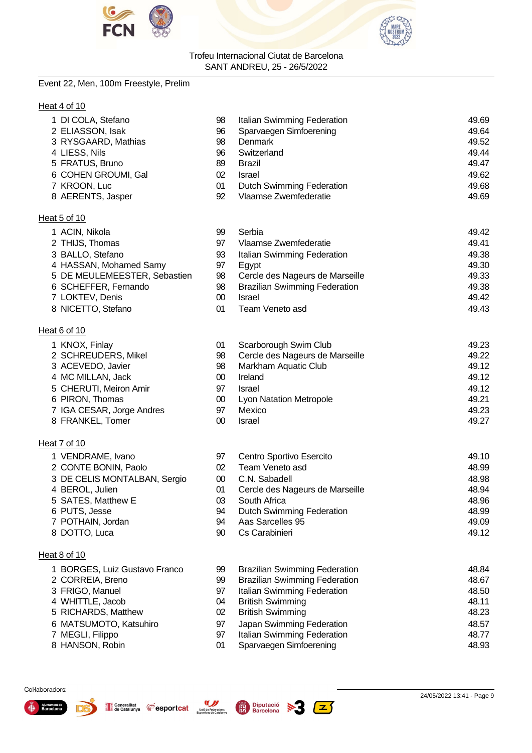Trofeu Internacional Ciutat de Barcelona
SANT ANDREU, 25 - 26/5/2022

Event 22, Men, 100m Freestyle, Prelim

Heat 4 of 10

| | Name | YB | Team | Time |
|---|---|---|---|---|
| 1 | DI COLA, Stefano | 98 | Italian Swimming Federation | 49.69 |
| 2 | ELIASSON, Isak | 96 | Sparvaegen Simfoerening | 49.64 |
| 3 | RYSGAARD, Mathias | 98 | Denmark | 49.52 |
| 4 | LIESS, Nils | 96 | Switzerland | 49.44 |
| 5 | FRATUS, Bruno | 89 | Brazil | 49.47 |
| 6 | COHEN GROUMI, Gal | 02 | Israel | 49.62 |
| 7 | KROON, Luc | 01 | Dutch Swimming Federation | 49.68 |
| 8 | AERENTS, Jasper | 92 | Vlaamse Zwemfederatie | 49.69 |

Heat 5 of 10

| | Name | YB | Team | Time |
|---|---|---|---|---|
| 1 | ACIN, Nikola | 99 | Serbia | 49.42 |
| 2 | THIJS, Thomas | 97 | Vlaamse Zwemfederatie | 49.41 |
| 3 | BALLO, Stefano | 93 | Italian Swimming Federation | 49.38 |
| 4 | HASSAN, Mohamed Samy | 97 | Egypt | 49.30 |
| 5 | DE MEULEMEESTER, Sebastien | 98 | Cercle des Nageurs de Marseille | 49.33 |
| 6 | SCHEFFER, Fernando | 98 | Brazilian Swimming Federation | 49.38 |
| 7 | LOKTEV, Denis | 00 | Israel | 49.42 |
| 8 | NICETTO, Stefano | 01 | Team Veneto asd | 49.43 |

Heat 6 of 10

| | Name | YB | Team | Time |
|---|---|---|---|---|
| 1 | KNOX, Finlay | 01 | Scarborough Swim Club | 49.23 |
| 2 | SCHREUDERS, Mikel | 98 | Cercle des Nageurs de Marseille | 49.22 |
| 3 | ACEVEDO, Javier | 98 | Markham Aquatic Club | 49.12 |
| 4 | MC MILLAN, Jack | 00 | Ireland | 49.12 |
| 5 | CHERUTI, Meiron Amir | 97 | Israel | 49.12 |
| 6 | PIRON, Thomas | 00 | Lyon Natation Metropole | 49.21 |
| 7 | IGA CESAR, Jorge Andres | 97 | Mexico | 49.23 |
| 8 | FRANKEL, Tomer | 00 | Israel | 49.27 |

Heat 7 of 10

| | Name | YB | Team | Time |
|---|---|---|---|---|
| 1 | VENDRAME, Ivano | 97 | Centro Sportivo Esercito | 49.10 |
| 2 | CONTE BONIN, Paolo | 02 | Team Veneto asd | 48.99 |
| 3 | DE CELIS MONTALBAN, Sergio | 00 | C.N. Sabadell | 48.98 |
| 4 | BEROL, Julien | 01 | Cercle des Nageurs de Marseille | 48.94 |
| 5 | SATES, Matthew E | 03 | South Africa | 48.96 |
| 6 | PUTS, Jesse | 94 | Dutch Swimming Federation | 48.99 |
| 7 | POTHAIN, Jordan | 94 | Aas Sarcelles 95 | 49.09 |
| 8 | DOTTO, Luca | 90 | Cs Carabinieri | 49.12 |

Heat 8 of 10

| | Name | YB | Team | Time |
|---|---|---|---|---|
| 1 | BORGES, Luiz Gustavo Franco | 99 | Brazilian Swimming Federation | 48.84 |
| 2 | CORREIA, Breno | 99 | Brazilian Swimming Federation | 48.67 |
| 3 | FRIGO, Manuel | 97 | Italian Swimming Federation | 48.50 |
| 4 | WHITTLE, Jacob | 04 | British Swimming | 48.11 |
| 5 | RICHARDS, Matthew | 02 | British Swimming | 48.23 |
| 6 | MATSUMOTO, Katsuhiro | 97 | Japan Swimming Federation | 48.57 |
| 7 | MEGLI, Filippo | 97 | Italian Swimming Federation | 48.77 |
| 8 | HANSON, Robin | 01 | Sparvaegen Simfoerening | 48.93 |

Col·laboradors:

24/05/2022 13:41 - Page 9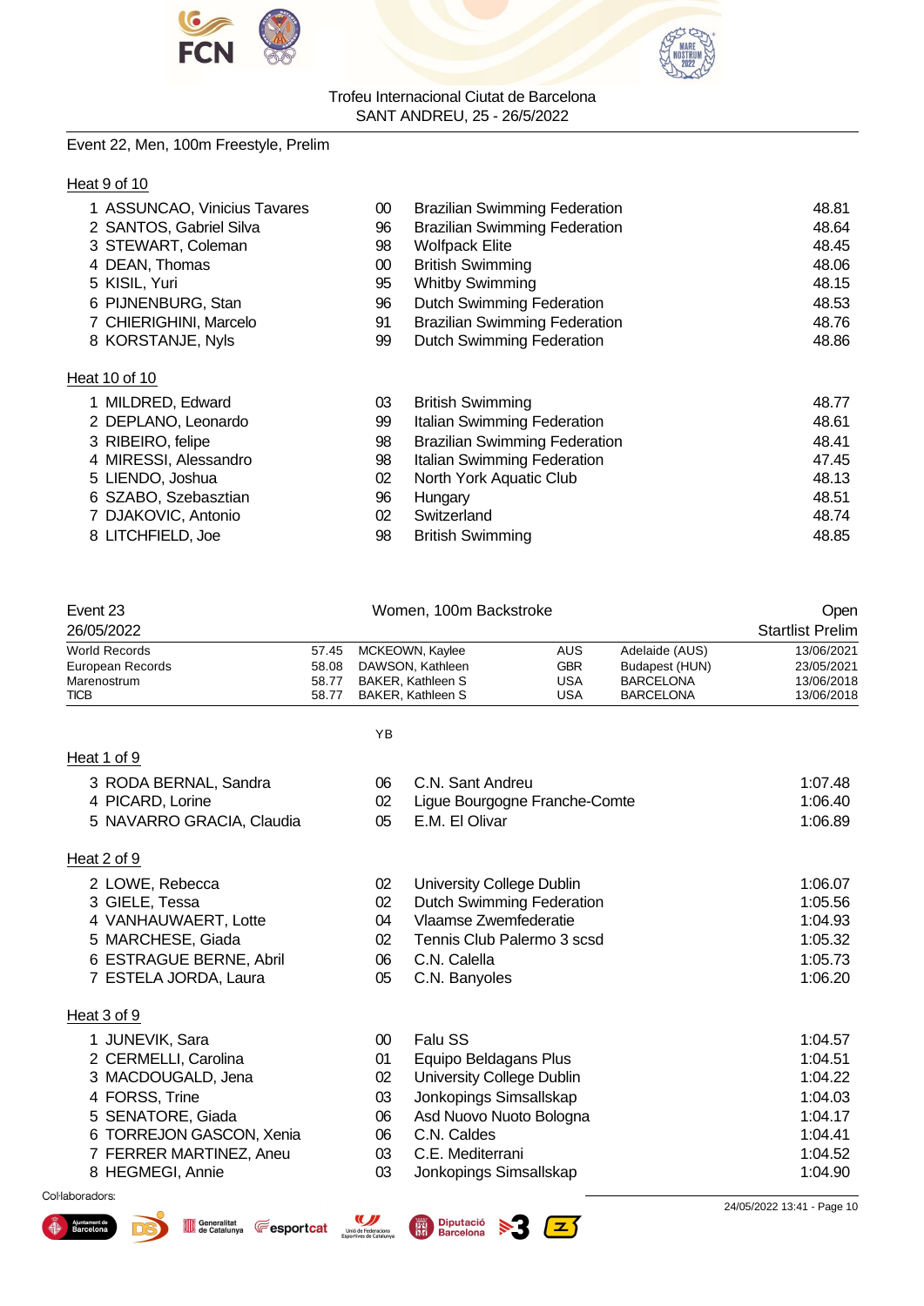Trofeu Internacional Ciutat de Barcelona
SANT ANDREU, 25 - 26/5/2022

Event 22, Men, 100m Freestyle, Prelim

Heat 9 of 10

| | | | | |
|---|---|---|---|---|
| 1 | ASSUNCAO, Vinicius Tavares | 00 | Brazilian Swimming Federation | 48.81 |
| 2 | SANTOS, Gabriel Silva | 96 | Brazilian Swimming Federation | 48.64 |
| 3 | STEWART, Coleman | 98 | Wolfpack Elite | 48.45 |
| 4 | DEAN, Thomas | 00 | British Swimming | 48.06 |
| 5 | KISIL, Yuri | 95 | Whitby Swimming | 48.15 |
| 6 | PIJNENBURG, Stan | 96 | Dutch Swimming Federation | 48.53 |
| 7 | CHIERIGHINI, Marcelo | 91 | Brazilian Swimming Federation | 48.76 |
| 8 | KORSTANJE, Nyls | 99 | Dutch Swimming Federation | 48.86 |

Heat 10 of 10

| | | | | |
|---|---|---|---|---|
| 1 | MILDRED, Edward | 03 | British Swimming | 48.77 |
| 2 | DEPLANO, Leonardo | 99 | Italian Swimming Federation | 48.61 |
| 3 | RIBEIRO, felipe | 98 | Brazilian Swimming Federation | 48.41 |
| 4 | MIRESSI, Alessandro | 98 | Italian Swimming Federation | 47.45 |
| 5 | LIENDO, Joshua | 02 | North York Aquatic Club | 48.13 |
| 6 | SZABO, Szebasztian | 96 | Hungary | 48.51 |
| 7 | DJAKOVIC, Antonio | 02 | Switzerland | 48.74 |
| 8 | LITCHFIELD, Joe | 98 | British Swimming | 48.85 |

Event 23 — Women, 100m Backstroke — Open
26/05/2022 — Startlist Prelim

| | | | | | |
|---|---|---|---|---|---|
| World Records | 57.45 | MCKEOWN, Kaylee | AUS | Adelaide (AUS) | 13/06/2021 |
| European Records | 58.08 | DAWSON, Kathleen | GBR | Budapest (HUN) | 23/05/2021 |
| Marenostrum | 58.77 | BAKER, Kathleen S | USA | BARCELONA | 13/06/2018 |
| TICB | 58.77 | BAKER, Kathleen S | USA | BARCELONA | 13/06/2018 |

Heat 1 of 9

| | | YB | | |
|---|---|---|---|---|
| 3 | RODA BERNAL, Sandra | 06 | C.N. Sant Andreu | 1:07.48 |
| 4 | PICARD, Lorine | 02 | Ligue Bourgogne Franche-Comte | 1:06.40 |
| 5 | NAVARRO GRACIA, Claudia | 05 | E.M. El Olivar | 1:06.89 |

Heat 2 of 9

| | | | | |
|---|---|---|---|---|
| 2 | LOWE, Rebecca | 02 | University College Dublin | 1:06.07 |
| 3 | GIELE, Tessa | 02 | Dutch Swimming Federation | 1:05.56 |
| 4 | VANHAUWAERT, Lotte | 04 | Vlaamse Zwemfederatie | 1:04.93 |
| 5 | MARCHESE, Giada | 02 | Tennis Club Palermo 3 scsd | 1:05.32 |
| 6 | ESTRAGUE BERNE, Abril | 06 | C.N. Calella | 1:05.73 |
| 7 | ESTELA JORDA, Laura | 05 | C.N. Banyoles | 1:06.20 |

Heat 3 of 9

| | | | | |
|---|---|---|---|---|
| 1 | JUNEVIK, Sara | 00 | Falu SS | 1:04.57 |
| 2 | CERMELLI, Carolina | 01 | Equipo Beldagans Plus | 1:04.51 |
| 3 | MACDOUGALD, Jena | 02 | University College Dublin | 1:04.22 |
| 4 | FORSS, Trine | 03 | Jonkopings Simsallskap | 1:04.03 |
| 5 | SENATORE, Giada | 06 | Asd Nuovo Nuoto Bologna | 1:04.17 |
| 6 | TORREJON GASCON, Xenia | 06 | C.N. Caldes | 1:04.41 |
| 7 | FERRER MARTINEZ, Aneu | 03 | C.E. Mediterrani | 1:04.52 |
| 8 | HEGMEGI, Annie | 03 | Jonkopings Simsallskap | 1:04.90 |

Col·laboradors:

24/05/2022 13:41 - Page 10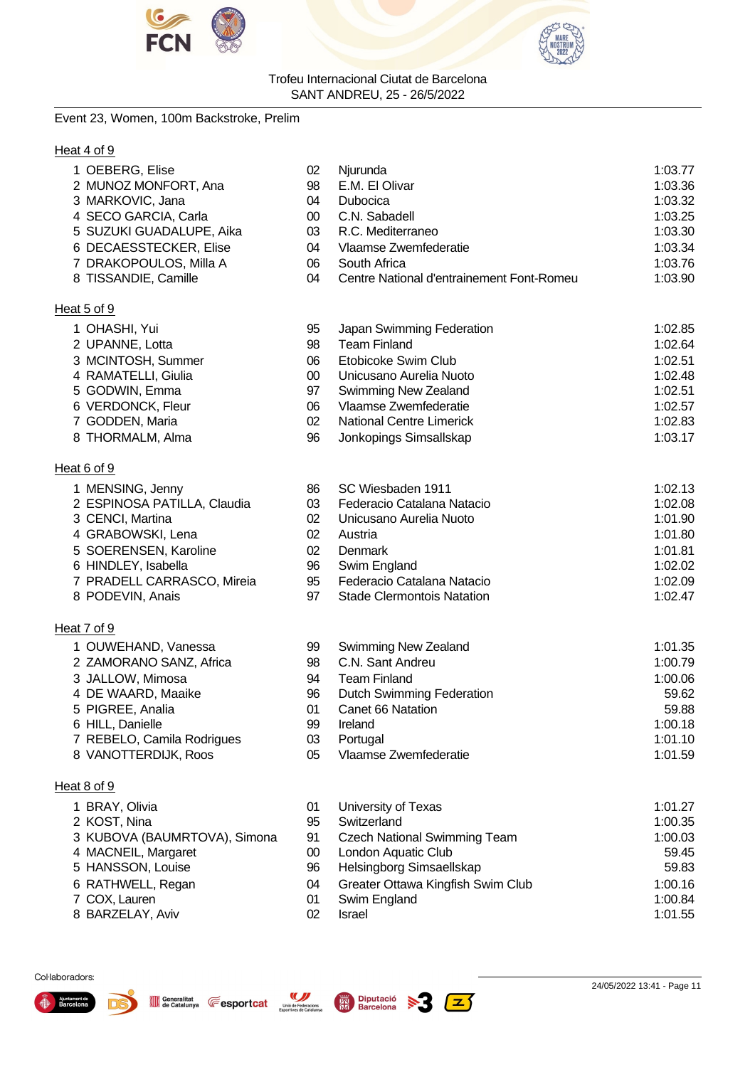Trofeu Internacional Ciutat de Barcelona
SANT ANDREU, 25 - 26/5/2022

Event 23, Women, 100m Backstroke, Prelim

Heat 4 of 9

| Lane | Name | Year | Club | Time |
|---|---|---|---|---|
| 1 | OEBERG, Elise | 02 | Njurunda | 1:03.77 |
| 2 | MUNOZ MONFORT, Ana | 98 | E.M. El Olivar | 1:03.36 |
| 3 | MARKOVIC, Jana | 04 | Dubocica | 1:03.32 |
| 4 | SECO GARCIA, Carla | 00 | C.N. Sabadell | 1:03.25 |
| 5 | SUZUKI GUADALUPE, Aika | 03 | R.C. Mediterraneo | 1:03.30 |
| 6 | DECAESSTECKER, Elise | 04 | Vlaamse Zwemfederatie | 1:03.34 |
| 7 | DRAKOPOULOS, Milla A | 06 | South Africa | 1:03.76 |
| 8 | TISSANDIE, Camille | 04 | Centre National d'entrainement Font-Romeu | 1:03.90 |

Heat 5 of 9

| Lane | Name | Year | Club | Time |
|---|---|---|---|---|
| 1 | OHASHI, Yui | 95 | Japan Swimming Federation | 1:02.85 |
| 2 | UPANNE, Lotta | 98 | Team Finland | 1:02.64 |
| 3 | MCINTOSH, Summer | 06 | Etobicoke Swim Club | 1:02.51 |
| 4 | RAMATELLI, Giulia | 00 | Unicusano Aurelia Nuoto | 1:02.48 |
| 5 | GODWIN, Emma | 97 | Swimming New Zealand | 1:02.51 |
| 6 | VERDONCK, Fleur | 06 | Vlaamse Zwemfederatie | 1:02.57 |
| 7 | GODDEN, Maria | 02 | National Centre Limerick | 1:02.83 |
| 8 | THORMALM, Alma | 96 | Jonkopings Simsallskap | 1:03.17 |

Heat 6 of 9

| Lane | Name | Year | Club | Time |
|---|---|---|---|---|
| 1 | MENSING, Jenny | 86 | SC Wiesbaden 1911 | 1:02.13 |
| 2 | ESPINOSA PATILLA, Claudia | 03 | Federacio Catalana Natacio | 1:02.08 |
| 3 | CENCI, Martina | 02 | Unicusano Aurelia Nuoto | 1:01.90 |
| 4 | GRABOWSKI, Lena | 02 | Austria | 1:01.80 |
| 5 | SOERENSEN, Karoline | 02 | Denmark | 1:01.81 |
| 6 | HINDLEY, Isabella | 96 | Swim England | 1:02.02 |
| 7 | PRADELL CARRASCO, Mireia | 95 | Federacio Catalana Natacio | 1:02.09 |
| 8 | PODEVIN, Anais | 97 | Stade Clermontois Natation | 1:02.47 |

Heat 7 of 9

| Lane | Name | Year | Club | Time |
|---|---|---|---|---|
| 1 | OUWEHAND, Vanessa | 99 | Swimming New Zealand | 1:01.35 |
| 2 | ZAMORANO SANZ, Africa | 98 | C.N. Sant Andreu | 1:00.79 |
| 3 | JALLOW, Mimosa | 94 | Team Finland | 1:00.06 |
| 4 | DE WAARD, Maaike | 96 | Dutch Swimming Federation | 59.62 |
| 5 | PIGREE, Analia | 01 | Canet 66 Natation | 59.88 |
| 6 | HILL, Danielle | 99 | Ireland | 1:00.18 |
| 7 | REBELO, Camila Rodrigues | 03 | Portugal | 1:01.10 |
| 8 | VANOTTERDIJK, Roos | 05 | Vlaamse Zwemfederatie | 1:01.59 |

Heat 8 of 9

| Lane | Name | Year | Club | Time |
|---|---|---|---|---|
| 1 | BRAY, Olivia | 01 | University of Texas | 1:01.27 |
| 2 | KOST, Nina | 95 | Switzerland | 1:00.35 |
| 3 | KUBOVA (BAUMRTOVA), Simona | 91 | Czech National Swimming Team | 1:00.03 |
| 4 | MACNEIL, Margaret | 00 | London Aquatic Club | 59.45 |
| 5 | HANSSON, Louise | 96 | Helsingborg Simsaellskap | 59.83 |
| 6 | RATHWELL, Regan | 04 | Greater Ottawa Kingfish Swim Club | 1:00.16 |
| 7 | COX, Lauren | 01 | Swim England | 1:00.84 |
| 8 | BARZELAY, Aviv | 02 | Israel | 1:01.55 |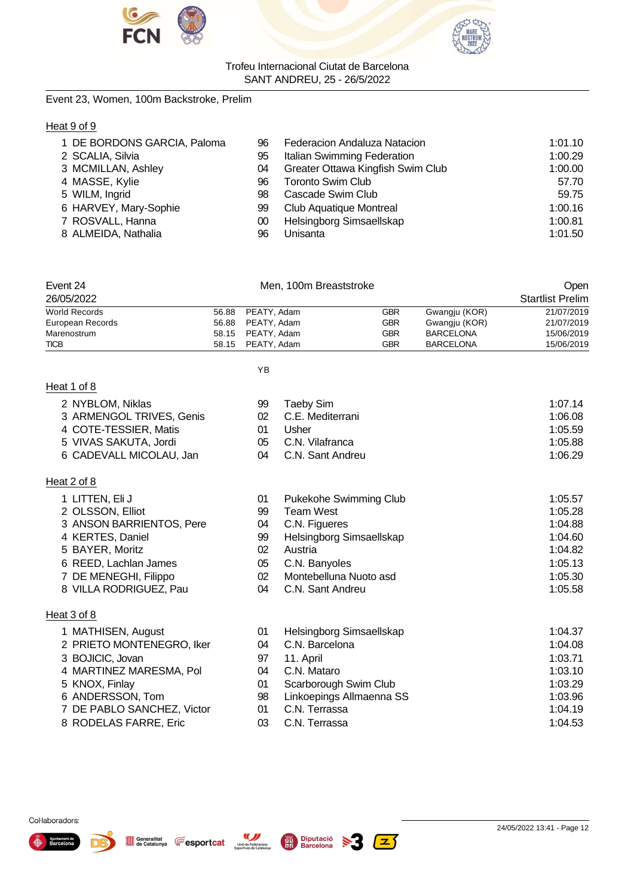Trofeu Internacional Ciutat de Barcelona
SANT ANDREU, 25 - 26/5/2022

Event 23, Women, 100m Backstroke, Prelim

Heat 9 of 9

| | Name | YB | Club | Time |
|---|---|---|---|---|
| 1 | DE BORDONS GARCIA, Paloma | 96 | Federacion Andaluza Natacion | 1:01.10 |
| 2 | SCALIA, Silvia | 95 | Italian Swimming Federation | 1:00.29 |
| 3 | MCMILLAN, Ashley | 04 | Greater Ottawa Kingfish Swim Club | 1:00.00 |
| 4 | MASSE, Kylie | 96 | Toronto Swim Club | 57.70 |
| 5 | WILM, Ingrid | 98 | Cascade Swim Club | 59.75 |
| 6 | HARVEY, Mary-Sophie | 99 | Club Aquatique Montreal | 1:00.16 |
| 7 | ROSVALL, Hanna | 00 | Helsingborg Simsaellskap | 1:00.81 |
| 8 | ALMEIDA, Nathalia | 96 | Unisanta | 1:01.50 |

Event 24 — Men, 100m Breaststroke — Open
26/05/2022 — Startlist Prelim

| Record | Time | Name | Nation | Place | Date |
|---|---|---|---|---|---|
| World Records | 56.88 | PEATY, Adam | GBR | Gwangju (KOR) | 21/07/2019 |
| European Records | 56.88 | PEATY, Adam | GBR | Gwangju (KOR) | 21/07/2019 |
| Marenostrum | 58.15 | PEATY, Adam | GBR | BARCELONA | 15/06/2019 |
| TICB | 58.15 | PEATY, Adam | GBR | BARCELONA | 15/06/2019 |

Heat 1 of 8

| | Name | YB | Club | Time |
|---|---|---|---|---|
| 2 | NYBLOM, Niklas | 99 | Taeby Sim | 1:07.14 |
| 3 | ARMENGOL TRIVES, Genis | 02 | C.E. Mediterrani | 1:06.08 |
| 4 | COTE-TESSIER, Matis | 01 | Usher | 1:05.59 |
| 5 | VIVAS SAKUTA, Jordi | 05 | C.N. Vilafranca | 1:05.88 |
| 6 | CADEVALL MICOLAU, Jan | 04 | C.N. Sant Andreu | 1:06.29 |

Heat 2 of 8

| | Name | YB | Club | Time |
|---|---|---|---|---|
| 1 | LITTEN, Eli J | 01 | Pukekohe Swimming Club | 1:05.57 |
| 2 | OLSSON, Elliot | 99 | Team West | 1:05.28 |
| 3 | ANSON BARRIENTOS, Pere | 04 | C.N. Figueres | 1:04.88 |
| 4 | KERTES, Daniel | 99 | Helsingborg Simsaellskap | 1:04.60 |
| 5 | BAYER, Moritz | 02 | Austria | 1:04.82 |
| 6 | REED, Lachlan James | 05 | C.N. Banyoles | 1:05.13 |
| 7 | DE MENEGHI, Filippo | 02 | Montebelluna Nuoto asd | 1:05.30 |
| 8 | VILLA RODRIGUEZ, Pau | 04 | C.N. Sant Andreu | 1:05.58 |

Heat 3 of 8

| | Name | YB | Club | Time |
|---|---|---|---|---|
| 1 | MATHISEN, August | 01 | Helsingborg Simsaellskap | 1:04.37 |
| 2 | PRIETO MONTENEGRO, Iker | 04 | C.N. Barcelona | 1:04.08 |
| 3 | BOJICIC, Jovan | 97 | 11. April | 1:03.71 |
| 4 | MARTINEZ MARESMA, Pol | 04 | C.N. Mataro | 1:03.10 |
| 5 | KNOX, Finlay | 01 | Scarborough Swim Club | 1:03.29 |
| 6 | ANDERSSON, Tom | 98 | Linkoepings Allmaenna SS | 1:03.96 |
| 7 | DE PABLO SANCHEZ, Victor | 01 | C.N. Terrassa | 1:04.19 |
| 8 | RODELAS FARRE, Eric | 03 | C.N. Terrassa | 1:04.53 |

Col·laboradors:

24/05/2022 13:41 - Page 12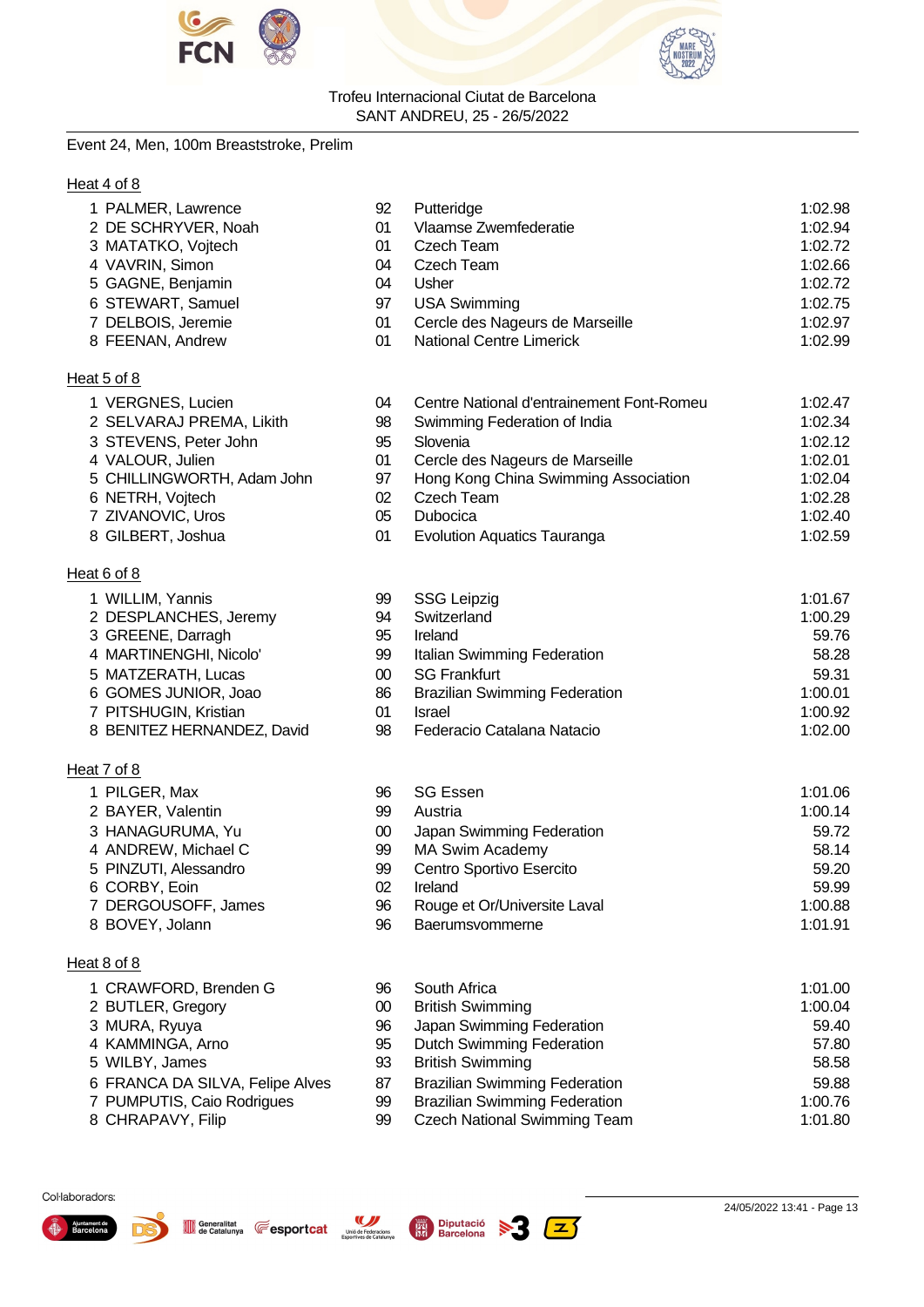Trofeu Internacional Ciutat de Barcelona
SANT ANDREU, 25 - 26/5/2022

Event 24, Men, 100m Breaststroke, Prelim

**Heat 4 of 8**

| Lane | Name | Age | Team | Seed Time |
|---|---|---|---|---|
| 1 | PALMER, Lawrence | 92 | Putteridge | 1:02.98 |
| 2 | DE SCHRYVER, Noah | 01 | Vlaamse Zwemfederatie | 1:02.94 |
| 3 | MATATKO, Vojtech | 01 | Czech Team | 1:02.72 |
| 4 | VAVRIN, Simon | 04 | Czech Team | 1:02.66 |
| 5 | GAGNE, Benjamin | 04 | Usher | 1:02.72 |
| 6 | STEWART, Samuel | 97 | USA Swimming | 1:02.75 |
| 7 | DELBOIS, Jeremie | 01 | Cercle des Nageurs de Marseille | 1:02.97 |
| 8 | FEENAN, Andrew | 01 | National Centre Limerick | 1:02.99 |

**Heat 5 of 8**

| Lane | Name | Age | Team | Seed Time |
|---|---|---|---|---|
| 1 | VERGNES, Lucien | 04 | Centre National d'entrainement Font-Romeu | 1:02.47 |
| 2 | SELVARAJ PREMA, Likith | 98 | Swimming Federation of India | 1:02.34 |
| 3 | STEVENS, Peter John | 95 | Slovenia | 1:02.12 |
| 4 | VALOUR, Julien | 01 | Cercle des Nageurs de Marseille | 1:02.01 |
| 5 | CHILLINGWORTH, Adam John | 97 | Hong Kong China Swimming Association | 1:02.04 |
| 6 | NETRH, Vojtech | 02 | Czech Team | 1:02.28 |
| 7 | ZIVANOVIC, Uros | 05 | Dubocica | 1:02.40 |
| 8 | GILBERT, Joshua | 01 | Evolution Aquatics Tauranga | 1:02.59 |

**Heat 6 of 8**

| Lane | Name | Age | Team | Seed Time |
|---|---|---|---|---|
| 1 | WILLIM, Yannis | 99 | SSG Leipzig | 1:01.67 |
| 2 | DESPLANCHES, Jeremy | 94 | Switzerland | 1:00.29 |
| 3 | GREENE, Darragh | 95 | Ireland | 59.76 |
| 4 | MARTINENGHI, Nicolo' | 99 | Italian Swimming Federation | 58.28 |
| 5 | MATZERATH, Lucas | 00 | SG Frankfurt | 59.31 |
| 6 | GOMES JUNIOR, Joao | 86 | Brazilian Swimming Federation | 1:00.01 |
| 7 | PITSHUGIN, Kristian | 01 | Israel | 1:00.92 |
| 8 | BENITEZ HERNANDEZ, David | 98 | Federacio Catalana Natacio | 1:02.00 |

**Heat 7 of 8**

| Lane | Name | Age | Team | Seed Time |
|---|---|---|---|---|
| 1 | PILGER, Max | 96 | SG Essen | 1:01.06 |
| 2 | BAYER, Valentin | 99 | Austria | 1:00.14 |
| 3 | HANAGURUMA, Yu | 00 | Japan Swimming Federation | 59.72 |
| 4 | ANDREW, Michael C | 99 | MA Swim Academy | 58.14 |
| 5 | PINZUTI, Alessandro | 99 | Centro Sportivo Esercito | 59.20 |
| 6 | CORBY, Eoin | 02 | Ireland | 59.99 |
| 7 | DERGOUSOFF, James | 96 | Rouge et Or/Universite Laval | 1:00.88 |
| 8 | BOVEY, Jolann | 96 | Baerumsvommerne | 1:01.91 |

**Heat 8 of 8**

| Lane | Name | Age | Team | Seed Time |
|---|---|---|---|---|
| 1 | CRAWFORD, Brenden G | 96 | South Africa | 1:01.00 |
| 2 | BUTLER, Gregory | 00 | British Swimming | 1:00.04 |
| 3 | MURA, Ryuya | 96 | Japan Swimming Federation | 59.40 |
| 4 | KAMMINGA, Arno | 95 | Dutch Swimming Federation | 57.80 |
| 5 | WILBY, James | 93 | British Swimming | 58.58 |
| 6 | FRANCA DA SILVA, Felipe Alves | 87 | Brazilian Swimming Federation | 59.88 |
| 7 | PUMPUTIS, Caio Rodrigues | 99 | Brazilian Swimming Federation | 1:00.76 |
| 8 | CHRAPAVY, Filip | 99 | Czech National Swimming Team | 1:01.80 |

Col·laboradors:

24/05/2022 13:41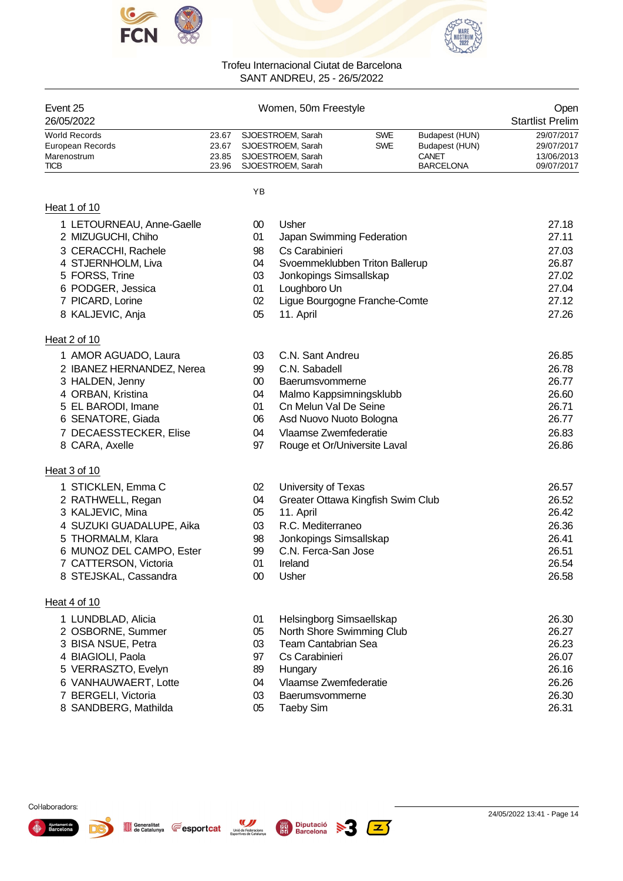Trofeu Internacional Ciutat de Barcelona
SANT ANDREU, 25 - 26/5/2022

| Event 25 | Women, 50m Freestyle | Open |
|---|---|---|
| 26/05/2022 | | Startlist Prelim |

| | | | | | |
|---|---|---|---|---|---|
| World Records | 23.67 | SJOESTROEM, Sarah | SWE | Budapest (HUN) | 29/07/2017 |
| European Records | 23.67 | SJOESTROEM, Sarah | SWE | Budapest (HUN) | 29/07/2017 |
| Marenostrum | 23.85 | SJOESTROEM, Sarah | | CANET | 13/06/2013 |
| TICB | 23.96 | SJOESTROEM, Sarah | | BARCELONA | 09/07/2017 |

## Heat 1 of 10

| | Name | YB | Club | Time |
|---|---|---|---|---|
| 1 | LETOURNEAU, Anne-Gaelle | 00 | Usher | 27.18 |
| 2 | MIZUGUCHI, Chiho | 01 | Japan Swimming Federation | 27.11 |
| 3 | CERACCHI, Rachele | 98 | Cs Carabinieri | 27.03 |
| 4 | STJERNHOLM, Liva | 04 | Svoemmeklubben Triton Ballerup | 26.87 |
| 5 | FORSS, Trine | 03 | Jonkopings Simsallskap | 27.02 |
| 6 | PODGER, Jessica | 01 | Loughboro Un | 27.04 |
| 7 | PICARD, Lorine | 02 | Ligue Bourgogne Franche-Comte | 27.12 |
| 8 | KALJEVIC, Anja | 05 | 11. April | 27.26 |

## Heat 2 of 10

| | Name | YB | Club | Time |
|---|---|---|---|---|
| 1 | AMOR AGUADO, Laura | 03 | C.N. Sant Andreu | 26.85 |
| 2 | IBANEZ HERNANDEZ, Nerea | 99 | C.N. Sabadell | 26.78 |
| 3 | HALDEN, Jenny | 00 | Baerumsvommerne | 26.77 |
| 4 | ORBAN, Kristina | 04 | Malmo Kappsimningsklubb | 26.60 |
| 5 | EL BARODI, Imane | 01 | Cn Melun Val De Seine | 26.71 |
| 6 | SENATORE, Giada | 06 | Asd Nuovo Nuoto Bologna | 26.77 |
| 7 | DECAESSTECKER, Elise | 04 | Vlaamse Zwemfederatie | 26.83 |
| 8 | CARA, Axelle | 97 | Rouge et Or/Universite Laval | 26.86 |

## Heat 3 of 10

| | Name | YB | Club | Time |
|---|---|---|---|---|
| 1 | STICKLEN, Emma C | 02 | University of Texas | 26.57 |
| 2 | RATHWELL, Regan | 04 | Greater Ottawa Kingfish Swim Club | 26.52 |
| 3 | KALJEVIC, Mina | 05 | 11. April | 26.42 |
| 4 | SUZUKI GUADALUPE, Aika | 03 | R.C. Mediterraneo | 26.36 |
| 5 | THORMALM, Klara | 98 | Jonkopings Simsallskap | 26.41 |
| 6 | MUNOZ DEL CAMPO, Ester | 99 | C.N. Ferca-San Jose | 26.51 |
| 7 | CATTERSON, Victoria | 01 | Ireland | 26.54 |
| 8 | STEJSKAL, Cassandra | 00 | Usher | 26.58 |

## Heat 4 of 10

| | Name | YB | Club | Time |
|---|---|---|---|---|
| 1 | LUNDBLAD, Alicia | 01 | Helsingborg Simsaellskap | 26.30 |
| 2 | OSBORNE, Summer | 05 | North Shore Swimming Club | 26.27 |
| 3 | BISA NSUE, Petra | 03 | Team Cantabrian Sea | 26.23 |
| 4 | BIAGIOLI, Paola | 97 | Cs Carabinieri | 26.07 |
| 5 | VERRASZTO, Evelyn | 89 | Hungary | 26.16 |
| 6 | VANHAUWAERT, Lotte | 04 | Vlaamse Zwemfederatie | 26.26 |
| 7 | BERGELI, Victoria | 03 | Baerumsvommerne | 26.30 |
| 8 | SANDBERG, Mathilda | 05 | Taeby Sim | 26.31 |

Col·laboradors:

24/05/2022 13:41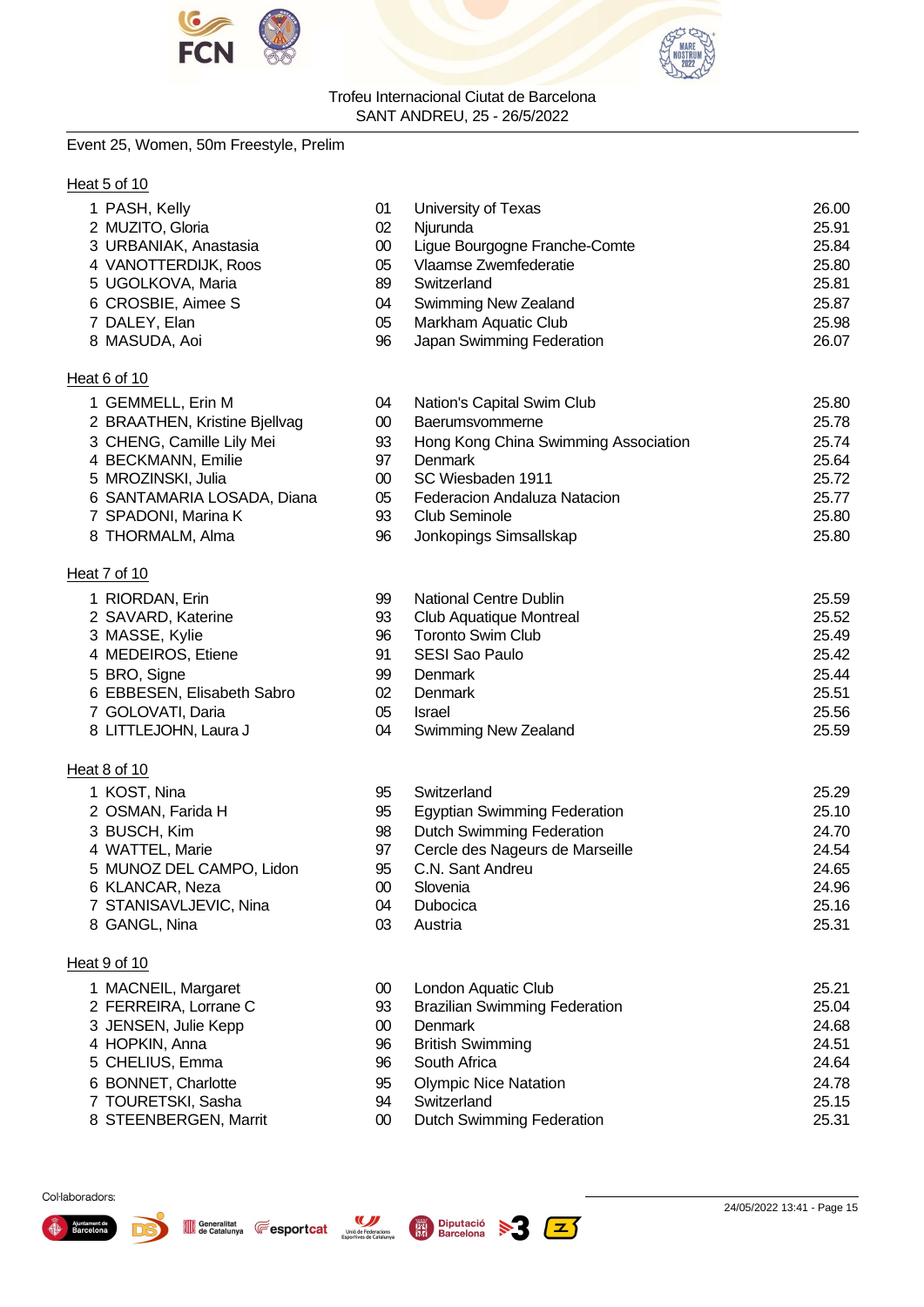Trofeu Internacional Ciutat de Barcelona
SANT ANDREU, 25 - 26/5/2022

## Event 25, Women, 50m Freestyle, Prelim

### Heat 5 of 10

| Lane | Name | YB | Club | Seed |
|---|---|---|---|---|
| 1 | PASH, Kelly | 01 | University of Texas | 26.00 |
| 2 | MUZITO, Gloria | 02 | Njurunda | 25.91 |
| 3 | URBANIAK, Anastasia | 00 | Ligue Bourgogne Franche-Comte | 25.84 |
| 4 | VANOTTERDIJK, Roos | 05 | Vlaamse Zwemfederatie | 25.80 |
| 5 | UGOLKOVA, Maria | 89 | Switzerland | 25.81 |
| 6 | CROSBIE, Aimee S | 04 | Swimming New Zealand | 25.87 |
| 7 | DALEY, Elan | 05 | Markham Aquatic Club | 25.98 |
| 8 | MASUDA, Aoi | 96 | Japan Swimming Federation | 26.07 |

### Heat 6 of 10

| Lane | Name | YB | Club | Seed |
|---|---|---|---|---|
| 1 | GEMMELL, Erin M | 04 | Nation's Capital Swim Club | 25.80 |
| 2 | BRAATHEN, Kristine Bjellvag | 00 | Baerumsvommerne | 25.78 |
| 3 | CHENG, Camille Lily Mei | 93 | Hong Kong China Swimming Association | 25.74 |
| 4 | BECKMANN, Emilie | 97 | Denmark | 25.64 |
| 5 | MROZINSKI, Julia | 00 | SC Wiesbaden 1911 | 25.72 |
| 6 | SANTAMARIA LOSADA, Diana | 05 | Federacion Andaluza Natacion | 25.77 |
| 7 | SPADONI, Marina K | 93 | Club Seminole | 25.80 |
| 8 | THORMALM, Alma | 96 | Jonkopings Simsallskap | 25.80 |

### Heat 7 of 10

| Lane | Name | YB | Club | Seed |
|---|---|---|---|---|
| 1 | RIORDAN, Erin | 99 | National Centre Dublin | 25.59 |
| 2 | SAVARD, Katerine | 93 | Club Aquatique Montreal | 25.52 |
| 3 | MASSE, Kylie | 96 | Toronto Swim Club | 25.49 |
| 4 | MEDEIROS, Etiene | 91 | SESI Sao Paulo | 25.42 |
| 5 | BRO, Signe | 99 | Denmark | 25.44 |
| 6 | EBBESEN, Elisabeth Sabro | 02 | Denmark | 25.51 |
| 7 | GOLOVATI, Daria | 05 | Israel | 25.56 |
| 8 | LITTLEJOHN, Laura J | 04 | Swimming New Zealand | 25.59 |

### Heat 8 of 10

| Lane | Name | YB | Club | Seed |
|---|---|---|---|---|
| 1 | KOST, Nina | 95 | Switzerland | 25.29 |
| 2 | OSMAN, Farida H | 95 | Egyptian Swimming Federation | 25.10 |
| 3 | BUSCH, Kim | 98 | Dutch Swimming Federation | 24.70 |
| 4 | WATTEL, Marie | 97 | Cercle des Nageurs de Marseille | 24.54 |
| 5 | MUNOZ DEL CAMPO, Lidon | 95 | C.N. Sant Andreu | 24.65 |
| 6 | KLANCAR, Neza | 00 | Slovenia | 24.96 |
| 7 | STANISAVLJEVIC, Nina | 04 | Dubocica | 25.16 |
| 8 | GANGL, Nina | 03 | Austria | 25.31 |

### Heat 9 of 10

| Lane | Name | YB | Club | Seed |
|---|---|---|---|---|
| 1 | MACNEIL, Margaret | 00 | London Aquatic Club | 25.21 |
| 2 | FERREIRA, Lorrane C | 93 | Brazilian Swimming Federation | 25.04 |
| 3 | JENSEN, Julie Kepp | 00 | Denmark | 24.68 |
| 4 | HOPKIN, Anna | 96 | British Swimming | 24.51 |
| 5 | CHELIUS, Emma | 96 | South Africa | 24.64 |
| 6 | BONNET, Charlotte | 95 | Olympic Nice Natation | 24.78 |
| 7 | TOURETSKI, Sasha | 94 | Switzerland | 25.15 |
| 8 | STEENBERGEN, Marrit | 00 | Dutch Swimming Federation | 25.31 |

Col·laboradors:

24/05/2022 13:41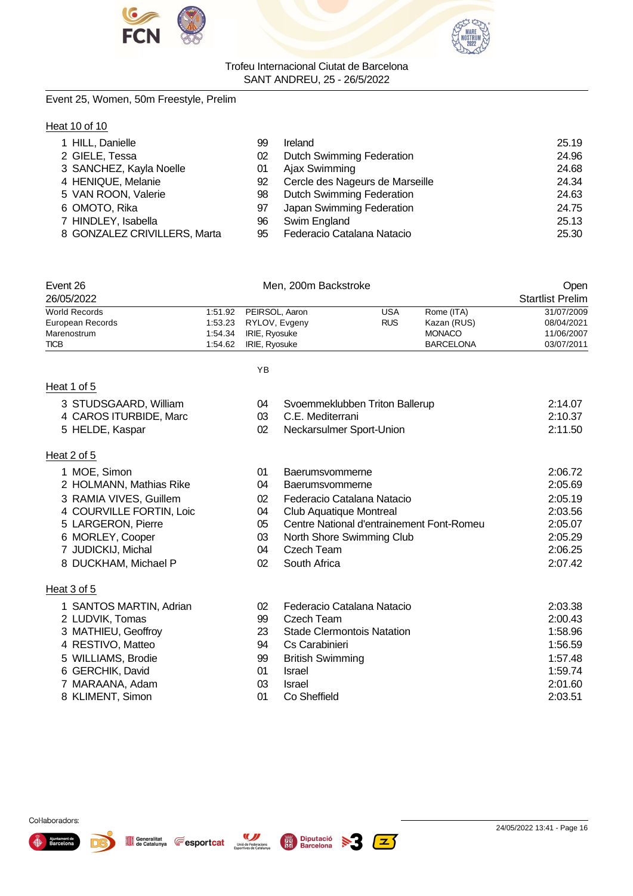Trofeu Internacional Ciutat de Barcelona
SANT ANDREU, 25 - 26/5/2022

Event 25, Women, 50m Freestyle, Prelim

Heat 10 of 10

| Lane | Name | YB | Club | Seed |
|---|---|---|---|---|
| 1 | HILL, Danielle | 99 | Ireland | 25.19 |
| 2 | GIELE, Tessa | 02 | Dutch Swimming Federation | 24.96 |
| 3 | SANCHEZ, Kayla Noelle | 01 | Ajax Swimming | 24.68 |
| 4 | HENIQUE, Melanie | 92 | Cercle des Nageurs de Marseille | 24.34 |
| 5 | VAN ROON, Valerie | 98 | Dutch Swimming Federation | 24.63 |
| 6 | OMOTO, Rika | 97 | Japan Swimming Federation | 24.75 |
| 7 | HINDLEY, Isabella | 96 | Swim England | 25.13 |
| 8 | GONZALEZ CRIVILLERS, Marta | 95 | Federacio Catalana Natacio | 25.30 |

Event 26 — Men, 200m Backstroke — Open
26/05/2022 — Startlist Prelim

| Record | Time | Name | Nation | Place | Date |
|---|---|---|---|---|---|
| World Records | 1:51.92 | PEIRSOL, Aaron | USA | Rome (ITA) | 31/07/2009 |
| European Records | 1:53.23 | RYLOV, Evgeny | RUS | Kazan (RUS) | 08/04/2021 |
| Marenostrum | 1:54.34 | IRIE, Ryosuke | | MONACO | 11/06/2007 |
| TICB | 1:54.62 | IRIE, Ryosuke | | BARCELONA | 03/07/2011 |

Heat 1 of 5

| Lane | Name | YB | Club | Seed |
|---|---|---|---|---|
| 3 | STUDSGAARD, William | 04 | Svoemmeklubben Triton Ballerup | 2:14.07 |
| 4 | CAROS ITURBIDE, Marc | 03 | C.E. Mediterrani | 2:10.37 |
| 5 | HELDE, Kaspar | 02 | Neckarsulmer Sport-Union | 2:11.50 |

Heat 2 of 5

| Lane | Name | YB | Club | Seed |
|---|---|---|---|---|
| 1 | MOE, Simon | 01 | Baerumsvommerne | 2:06.72 |
| 2 | HOLMANN, Mathias Rike | 04 | Baerumsvommerne | 2:05.69 |
| 3 | RAMIA VIVES, Guillem | 02 | Federacio Catalana Natacio | 2:05.19 |
| 4 | COURVILLE FORTIN, Loic | 04 | Club Aquatique Montreal | 2:03.56 |
| 5 | LARGERON, Pierre | 05 | Centre National d'entrainement Font-Romeu | 2:05.07 |
| 6 | MORLEY, Cooper | 03 | North Shore Swimming Club | 2:05.29 |
| 7 | JUDICKIJ, Michal | 04 | Czech Team | 2:06.25 |
| 8 | DUCKHAM, Michael P | 02 | South Africa | 2:07.42 |

Heat 3 of 5

| Lane | Name | YB | Club | Seed |
|---|---|---|---|---|
| 1 | SANTOS MARTIN, Adrian | 02 | Federacio Catalana Natacio | 2:03.38 |
| 2 | LUDVIK, Tomas | 99 | Czech Team | 2:00.43 |
| 3 | MATHIEU, Geoffroy | 23 | Stade Clermontois Natation | 1:58.96 |
| 4 | RESTIVO, Matteo | 94 | Cs Carabinieri | 1:56.59 |
| 5 | WILLIAMS, Brodie | 99 | British Swimming | 1:57.48 |
| 6 | GERCHIK, David | 01 | Israel | 1:59.74 |
| 7 | MARAANA, Adam | 03 | Israel | 2:01.60 |
| 8 | KLIMENT, Simon | 01 | Co Sheffield | 2:03.51 |

Col·laboradors:

24/05/2022 13:41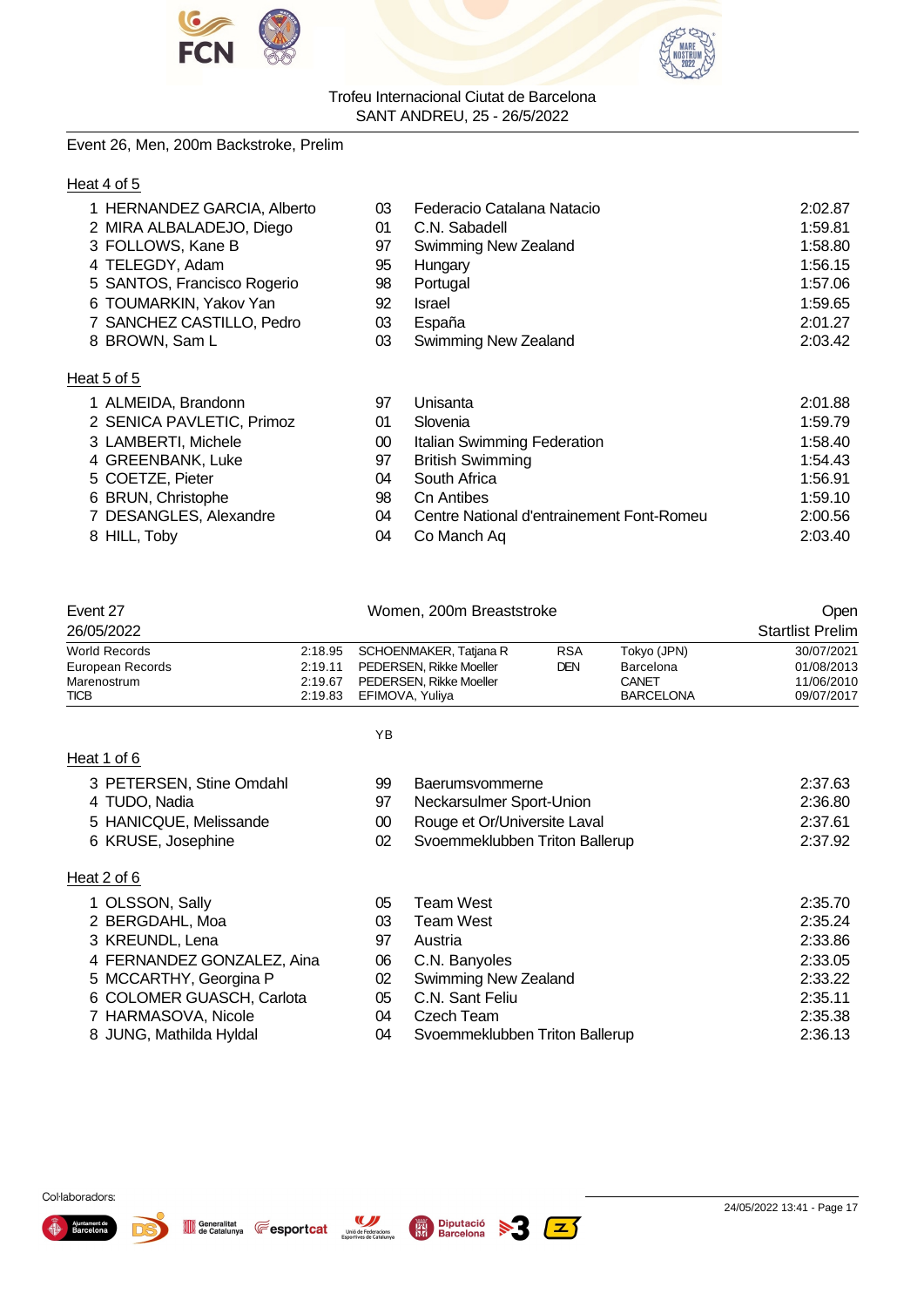Event 26, Men, 200m Backstroke, Prelim

Heat 4 of 5

| | Name | YB | Club | Time |
|---|---|---|---|---|
| 1 | HERNANDEZ GARCIA, Alberto | 03 | Federacio Catalana Natacio | 2:02.87 |
| 2 | MIRA ALBALADEJO, Diego | 01 | C.N. Sabadell | 1:59.81 |
| 3 | FOLLOWS, Kane B | 97 | Swimming New Zealand | 1:58.80 |
| 4 | TELEGDY, Adam | 95 | Hungary | 1:56.15 |
| 5 | SANTOS, Francisco Rogerio | 98 | Portugal | 1:57.06 |
| 6 | TOUMARKIN, Yakov Yan | 92 | Israel | 1:59.65 |
| 7 | SANCHEZ CASTILLO, Pedro | 03 | España | 2:01.27 |
| 8 | BROWN, Sam L | 03 | Swimming New Zealand | 2:03.42 |

Heat 5 of 5

| | Name | YB | Club | Time |
|---|---|---|---|---|
| 1 | ALMEIDA, Brandonn | 97 | Unisanta | 2:01.88 |
| 2 | SENICA PAVLETIC, Primoz | 01 | Slovenia | 1:59.79 |
| 3 | LAMBERTI, Michele | 00 | Italian Swimming Federation | 1:58.40 |
| 4 | GREENBANK, Luke | 97 | British Swimming | 1:54.43 |
| 5 | COETZE, Pieter | 04 | South Africa | 1:56.91 |
| 6 | BRUN, Christophe | 98 | Cn Antibes | 1:59.10 |
| 7 | DESANGLES, Alexandre | 04 | Centre National d'entrainement Font-Romeu | 2:00.56 |
| 8 | HILL, Toby | 04 | Co Manch Aq | 2:03.40 |

Event 27 — Women, 200m Breaststroke — Open

26/05/2022 — Startlist Prelim

| Record | Time | Name | Nat | Place | Date |
|---|---|---|---|---|---|
| World Records | 2:18.95 | SCHOENMAKER, Tatjana R | RSA | Tokyo (JPN) | 30/07/2021 |
| European Records | 2:19.11 | PEDERSEN, Rikke Moeller | DEN | Barcelona | 01/08/2013 |
| Marenostrum | 2:19.67 | PEDERSEN, Rikke Moeller | | CANET | 11/06/2010 |
| TICB | 2:19.83 | EFIMOVA, Yuliya | | BARCELONA | 09/07/2017 |

Heat 1 of 6

| | Name | YB | Club | Time |
|---|---|---|---|---|
| 3 | PETERSEN, Stine Omdahl | 99 | Baerumsvommerne | 2:37.63 |
| 4 | TUDO, Nadia | 97 | Neckarsulmer Sport-Union | 2:36.80 |
| 5 | HANICQUE, Melissande | 00 | Rouge et Or/Universite Laval | 2:37.61 |
| 6 | KRUSE, Josephine | 02 | Svoemmeklubben Triton Ballerup | 2:37.92 |

Heat 2 of 6

| | Name | YB | Club | Time |
|---|---|---|---|---|
| 1 | OLSSON, Sally | 05 | Team West | 2:35.70 |
| 2 | BERGDAHL, Moa | 03 | Team West | 2:35.24 |
| 3 | KREUNDL, Lena | 97 | Austria | 2:33.86 |
| 4 | FERNANDEZ GONZALEZ, Aina | 06 | C.N. Banyoles | 2:33.05 |
| 5 | MCCARTHY, Georgina P | 02 | Swimming New Zealand | 2:33.22 |
| 6 | COLOMER GUASCH, Carlota | 05 | C.N. Sant Feliu | 2:35.11 |
| 7 | HARMASOVA, Nicole | 04 | Czech Team | 2:35.38 |
| 8 | JUNG, Mathilda Hyldal | 04 | Svoemmeklubben Triton Ballerup | 2:36.13 |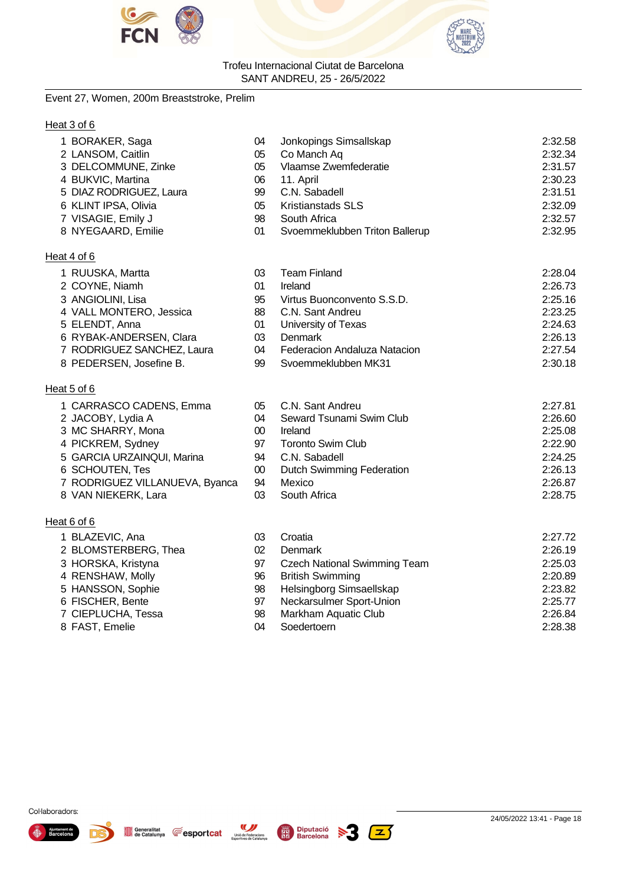Trofeu Internacional Ciutat de Barcelona
SANT ANDREU, 25 - 26/5/2022

Event 27, Women, 200m Breaststroke, Prelim

### Heat 3 of 6

| Lane | Name | YoB | Club | Seed Time |
|---|---|---|---|---|
| 1 | BORAKER, Saga | 04 | Jonkopings Simsallskap | 2:32.58 |
| 2 | LANSOM, Caitlin | 05 | Co Manch Aq | 2:32.34 |
| 3 | DELCOMMUNE, Zinke | 05 | Vlaamse Zwemfederatie | 2:31.57 |
| 4 | BUKVIC, Martina | 06 | 11. April | 2:30.23 |
| 5 | DIAZ RODRIGUEZ, Laura | 99 | C.N. Sabadell | 2:31.51 |
| 6 | KLINT IPSA, Olivia | 05 | Kristianstads SLS | 2:32.09 |
| 7 | VISAGIE, Emily J | 98 | South Africa | 2:32.57 |
| 8 | NYEGAARD, Emilie | 01 | Svoemmeklubben Triton Ballerup | 2:32.95 |

### Heat 4 of 6

| Lane | Name | YoB | Club | Seed Time |
|---|---|---|---|---|
| 1 | RUUSKA, Martta | 03 | Team Finland | 2:28.04 |
| 2 | COYNE, Niamh | 01 | Ireland | 2:26.73 |
| 3 | ANGIOLINI, Lisa | 95 | Virtus Buonconvento S.S.D. | 2:25.16 |
| 4 | VALL MONTERO, Jessica | 88 | C.N. Sant Andreu | 2:23.25 |
| 5 | ELENDT, Anna | 01 | University of Texas | 2:24.63 |
| 6 | RYBAK-ANDERSEN, Clara | 03 | Denmark | 2:26.13 |
| 7 | RODRIGUEZ SANCHEZ, Laura | 04 | Federacion Andaluza Natacion | 2:27.54 |
| 8 | PEDERSEN, Josefine B. | 99 | Svoemmeklubben MK31 | 2:30.18 |

### Heat 5 of 6

| Lane | Name | YoB | Club | Seed Time |
|---|---|---|---|---|
| 1 | CARRASCO CADENS, Emma | 05 | C.N. Sant Andreu | 2:27.81 |
| 2 | JACOBY, Lydia A | 04 | Seward Tsunami Swim Club | 2:26.60 |
| 3 | MC SHARRY, Mona | 00 | Ireland | 2:25.08 |
| 4 | PICKREM, Sydney | 97 | Toronto Swim Club | 2:22.90 |
| 5 | GARCIA URZAINQUI, Marina | 94 | C.N. Sabadell | 2:24.25 |
| 6 | SCHOUTEN, Tes | 00 | Dutch Swimming Federation | 2:26.13 |
| 7 | RODRIGUEZ VILLANUEVA, Byanca | 94 | Mexico | 2:26.87 |
| 8 | VAN NIEKERK, Lara | 03 | South Africa | 2:28.75 |

### Heat 6 of 6

| Lane | Name | YoB | Club | Seed Time |
|---|---|---|---|---|
| 1 | BLAZEVIC, Ana | 03 | Croatia | 2:27.72 |
| 2 | BLOMSTERBERG, Thea | 02 | Denmark | 2:26.19 |
| 3 | HORSKA, Kristyna | 97 | Czech National Swimming Team | 2:25.03 |
| 4 | RENSHAW, Molly | 96 | British Swimming | 2:20.89 |
| 5 | HANSSON, Sophie | 98 | Helsingborg Simsaellskap | 2:23.82 |
| 6 | FISCHER, Bente | 97 | Neckarsulmer Sport-Union | 2:25.77 |
| 7 | CIEPLUCHA, Tessa | 98 | Markham Aquatic Club | 2:26.84 |
| 8 | FAST, Emelie | 04 | Soedertoern | 2:28.38 |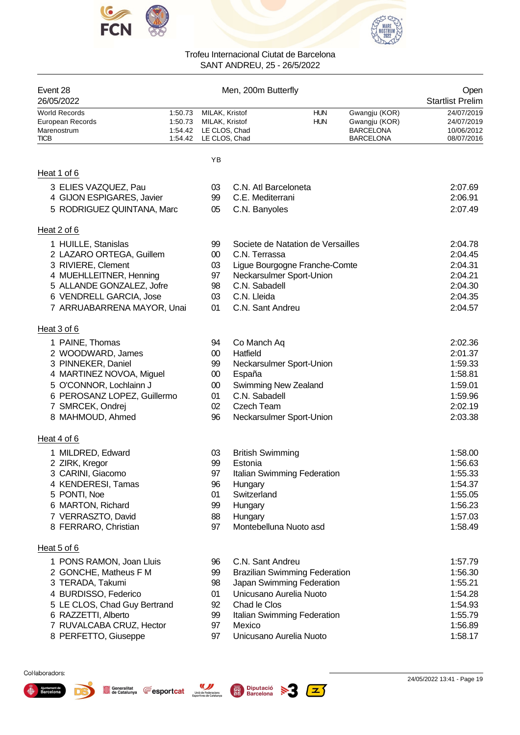Trofeu Internacional Ciutat de Barcelona
SANT ANDREU, 25 - 26/5/2022

## Event 28 — Men, 200m Butterfly — Open

26/05/2022 — Startlist Prelim

| Record | Time | Name | Nat | Place | Date |
|---|---|---|---|---|---|
| World Records | 1:50.73 | MILAK, Kristof | HUN | Gwangju (KOR) | 24/07/2019 |
| European Records | 1:50.73 | MILAK, Kristof | HUN | Gwangju (KOR) | 24/07/2019 |
| Marenostrum | 1:54.42 | LE CLOS, Chad | | BARCELONA | 10/06/2012 |
| TICB | 1:54.42 | LE CLOS, Chad | | BARCELONA | 08/07/2016 |

### Heat 1 of 6

| Lane | Name | YB | Club | Time |
|---|---|---|---|---|
| 3 | ELIES VAZQUEZ, Pau | 03 | C.N. Atl Barceloneta | 2:07.69 |
| 4 | GIJON ESPIGARES, Javier | 99 | C.E. Mediterrani | 2:06.91 |
| 5 | RODRIGUEZ QUINTANA, Marc | 05 | C.N. Banyoles | 2:07.49 |

### Heat 2 of 6

| Lane | Name | YB | Club | Time |
|---|---|---|---|---|
| 1 | HUILLE, Stanislas | 99 | Societe de Natation de Versailles | 2:04.78 |
| 2 | LAZARO ORTEGA, Guillem | 00 | C.N. Terrassa | 2:04.45 |
| 3 | RIVIERE, Clement | 03 | Ligue Bourgogne Franche-Comte | 2:04.31 |
| 4 | MUEHLLEITNER, Henning | 97 | Neckarsulmer Sport-Union | 2:04.21 |
| 5 | ALLANDE GONZALEZ, Jofre | 98 | C.N. Sabadell | 2:04.30 |
| 6 | VENDRELL GARCIA, Jose | 03 | C.N. Lleida | 2:04.35 |
| 7 | ARRUABARRENA MAYOR, Unai | 01 | C.N. Sant Andreu | 2:04.57 |

### Heat 3 of 6

| Lane | Name | YB | Club | Time |
|---|---|---|---|---|
| 1 | PAINE, Thomas | 94 | Co Manch Aq | 2:02.36 |
| 2 | WOODWARD, James | 00 | Hatfield | 2:01.37 |
| 3 | PINNEKER, Daniel | 99 | Neckarsulmer Sport-Union | 1:59.33 |
| 4 | MARTINEZ NOVOA, Miguel | 00 | España | 1:58.81 |
| 5 | O'CONNOR, Lochlainn J | 00 | Swimming New Zealand | 1:59.01 |
| 6 | PEROSANZ LOPEZ, Guillermo | 01 | C.N. Sabadell | 1:59.96 |
| 7 | SMRCEK, Ondrej | 02 | Czech Team | 2:02.19 |
| 8 | MAHMOUD, Ahmed | 96 | Neckarsulmer Sport-Union | 2:03.38 |

### Heat 4 of 6

| Lane | Name | YB | Club | Time |
|---|---|---|---|---|
| 1 | MILDRED, Edward | 03 | British Swimming | 1:58.00 |
| 2 | ZIRK, Kregor | 99 | Estonia | 1:56.63 |
| 3 | CARINI, Giacomo | 97 | Italian Swimming Federation | 1:55.33 |
| 4 | KENDERESI, Tamas | 96 | Hungary | 1:54.37 |
| 5 | PONTI, Noe | 01 | Switzerland | 1:55.05 |
| 6 | MARTON, Richard | 99 | Hungary | 1:56.23 |
| 7 | VERRASZTO, David | 88 | Hungary | 1:57.03 |
| 8 | FERRARO, Christian | 97 | Montebelluna Nuoto asd | 1:58.49 |

### Heat 5 of 6

| Lane | Name | YB | Club | Time |
|---|---|---|---|---|
| 1 | PONS RAMON, Joan Lluis | 96 | C.N. Sant Andreu | 1:57.79 |
| 2 | GONCHE, Matheus F M | 99 | Brazilian Swimming Federation | 1:56.30 |
| 3 | TERADA, Takumi | 98 | Japan Swimming Federation | 1:55.21 |
| 4 | BURDISSO, Federico | 01 | Unicusano Aurelia Nuoto | 1:54.28 |
| 5 | LE CLOS, Chad Guy Bertrand | 92 | Chad le Clos | 1:54.93 |
| 6 | RAZZETTI, Alberto | 99 | Italian Swimming Federation | 1:55.79 |
| 7 | RUVALCABA CRUZ, Hector | 97 | Mexico | 1:56.89 |
| 8 | PERFETTO, Giuseppe | 97 | Unicusano Aurelia Nuoto | 1:58.17 |

Col·laboradors:

24/05/2022 13:41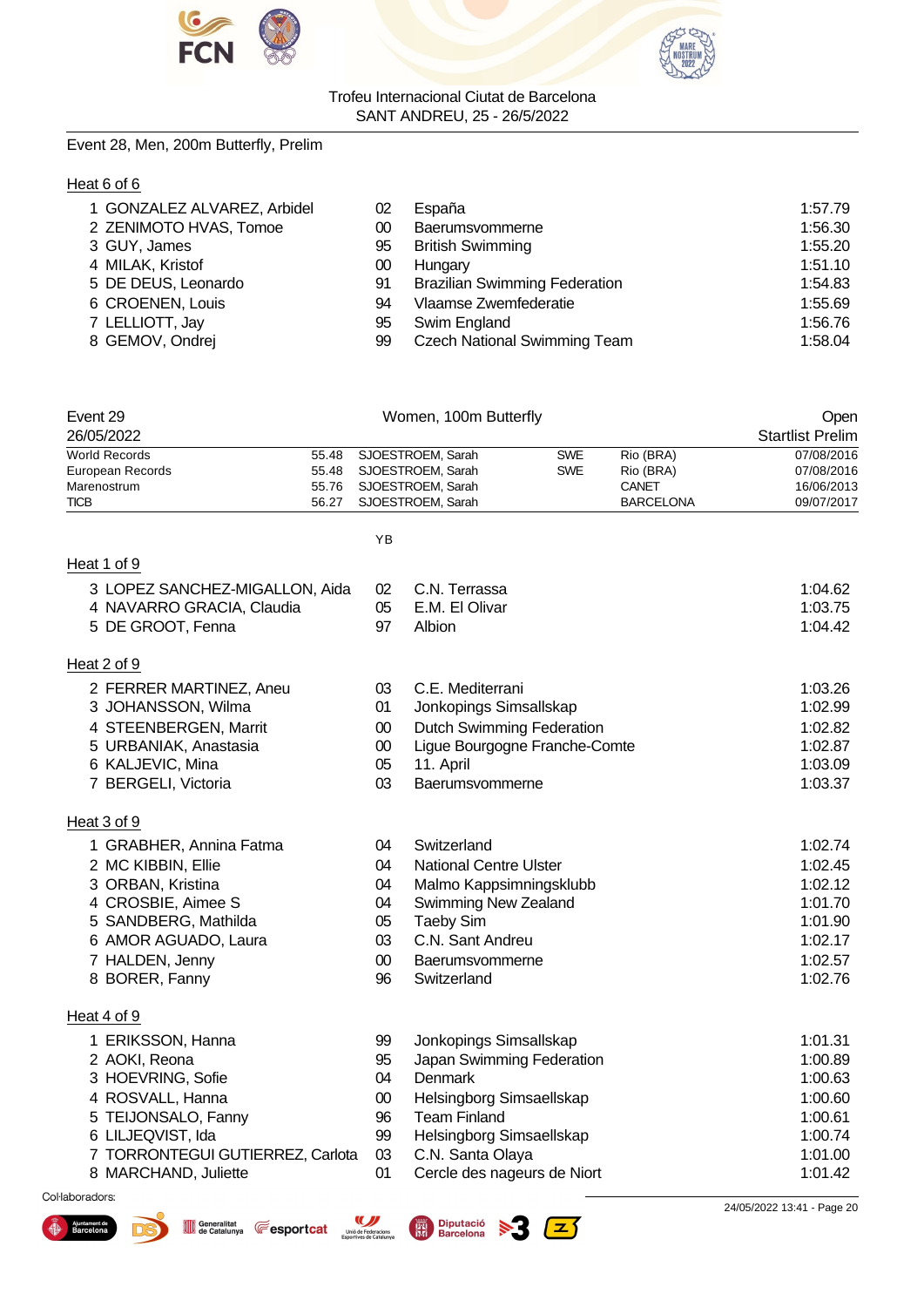Trofeu Internacional Ciutat de Barcelona
SANT ANDREU, 25 - 26/5/2022

Event 28, Men, 200m Butterfly, Prelim

Heat 6 of 6

| | | | | |
|---|---|---|---|---|
| 1 | GONZALEZ ALVAREZ, Arbidel | 02 | España | 1:57.79 |
| 2 | ZENIMOTO HVAS, Tomoe | 00 | Baerumsvommerne | 1:56.30 |
| 3 | GUY, James | 95 | British Swimming | 1:55.20 |
| 4 | MILAK, Kristof | 00 | Hungary | 1:51.10 |
| 5 | DE DEUS, Leonardo | 91 | Brazilian Swimming Federation | 1:54.83 |
| 6 | CROENEN, Louis | 94 | Vlaamse Zwemfederatie | 1:55.69 |
| 7 | LELLIOTT, Jay | 95 | Swim England | 1:56.76 |
| 8 | GEMOV, Ondrej | 99 | Czech National Swimming Team | 1:58.04 |

Event 29 — Women, 100m Butterfly — Open
26/05/2022 — Startlist Prelim

| | | | | | |
|---|---|---|---|---|---|
| World Records | 55.48 | SJOESTROEM, Sarah | SWE | Rio (BRA) | 07/08/2016 |
| European Records | 55.48 | SJOESTROEM, Sarah | SWE | Rio (BRA) | 07/08/2016 |
| Marenostrum | 55.76 | SJOESTROEM, Sarah | | CANET | 16/06/2013 |
| TICB | 56.27 | SJOESTROEM, Sarah | | BARCELONA | 09/07/2017 |

Heat 1 of 9

| | | YB | | |
|---|---|---|---|---|
| 3 | LOPEZ SANCHEZ-MIGALLON, Aida | 02 | C.N. Terrassa | 1:04.62 |
| 4 | NAVARRO GRACIA, Claudia | 05 | E.M. El Olivar | 1:03.75 |
| 5 | DE GROOT, Fenna | 97 | Albion | 1:04.42 |

Heat 2 of 9

| | | | | |
|---|---|---|---|---|
| 2 | FERRER MARTINEZ, Aneu | 03 | C.E. Mediterrani | 1:03.26 |
| 3 | JOHANSSON, Wilma | 01 | Jonkopings Simsallskap | 1:02.99 |
| 4 | STEENBERGEN, Marrit | 00 | Dutch Swimming Federation | 1:02.82 |
| 5 | URBANIAK, Anastasia | 00 | Ligue Bourgogne Franche-Comte | 1:02.87 |
| 6 | KALJEVIC, Mina | 05 | 11. April | 1:03.09 |
| 7 | BERGELI, Victoria | 03 | Baerumsvommerne | 1:03.37 |

Heat 3 of 9

| | | | | |
|---|---|---|---|---|
| 1 | GRABHER, Annina Fatma | 04 | Switzerland | 1:02.74 |
| 2 | MC KIBBIN, Ellie | 04 | National Centre Ulster | 1:02.45 |
| 3 | ORBAN, Kristina | 04 | Malmo Kappsimningsklubb | 1:02.12 |
| 4 | CROSBIE, Aimee S | 04 | Swimming New Zealand | 1:01.70 |
| 5 | SANDBERG, Mathilda | 05 | Taeby Sim | 1:01.90 |
| 6 | AMOR AGUADO, Laura | 03 | C.N. Sant Andreu | 1:02.17 |
| 7 | HALDEN, Jenny | 00 | Baerumsvommerne | 1:02.57 |
| 8 | BORER, Fanny | 96 | Switzerland | 1:02.76 |

Heat 4 of 9

| | | | | |
|---|---|---|---|---|
| 1 | ERIKSSON, Hanna | 99 | Jonkopings Simsallskap | 1:01.31 |
| 2 | AOKI, Reona | 95 | Japan Swimming Federation | 1:00.89 |
| 3 | HOEVRING, Sofie | 04 | Denmark | 1:00.63 |
| 4 | ROSVALL, Hanna | 00 | Helsingborg Simsaellskap | 1:00.60 |
| 5 | TEIJONSALO, Fanny | 96 | Team Finland | 1:00.61 |
| 6 | LILJEQVIST, Ida | 99 | Helsingborg Simsaellskap | 1:00.74 |
| 7 | TORRONTEGUI GUTIERREZ, Carlota | 03 | C.N. Santa Olaya | 1:01.00 |
| 8 | MARCHAND, Juliette | 01 | Cercle des nageurs de Niort | 1:01.42 |

Col·laboradors:

24/05/2022 13:41 - Page 20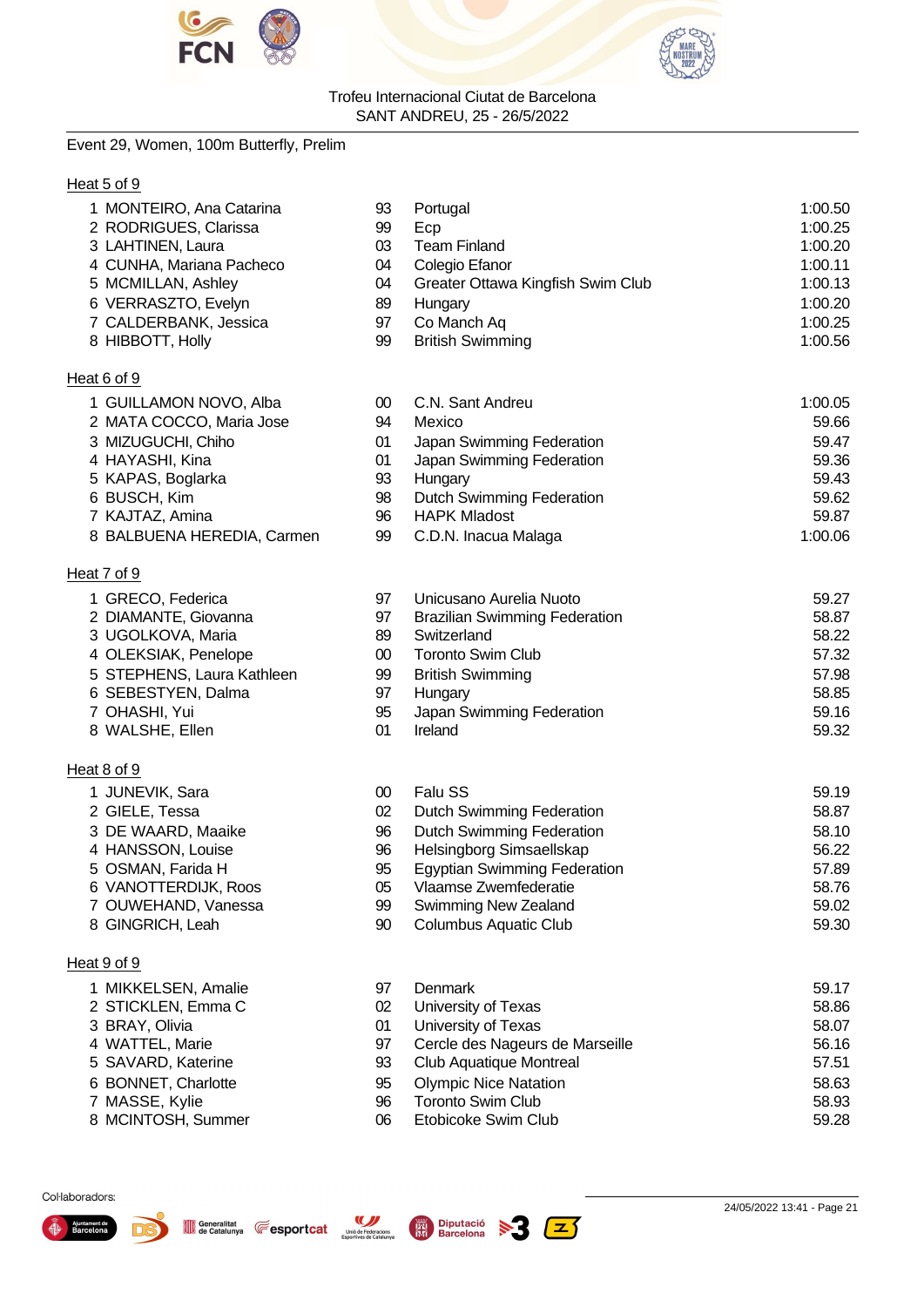Trofeu Internacional Ciutat de Barcelona
SANT ANDREU, 25 - 26/5/2022

Event 29, Women, 100m Butterfly, Prelim

Heat 5 of 9

| | Name | YB | Team | Time |
|---|---|---|---|---|
| 1 | MONTEIRO, Ana Catarina | 93 | Portugal | 1:00.50 |
| 2 | RODRIGUES, Clarissa | 99 | Ecp | 1:00.25 |
| 3 | LAHTINEN, Laura | 03 | Team Finland | 1:00.20 |
| 4 | CUNHA, Mariana Pacheco | 04 | Colegio Efanor | 1:00.11 |
| 5 | MCMILLAN, Ashley | 04 | Greater Ottawa Kingfish Swim Club | 1:00.13 |
| 6 | VERRASZTO, Evelyn | 89 | Hungary | 1:00.20 |
| 7 | CALDERBANK, Jessica | 97 | Co Manch Aq | 1:00.25 |
| 8 | HIBBOTT, Holly | 99 | British Swimming | 1:00.56 |

Heat 6 of 9

| | Name | YB | Team | Time |
|---|---|---|---|---|
| 1 | GUILLAMON NOVO, Alba | 00 | C.N. Sant Andreu | 1:00.05 |
| 2 | MATA COCCO, Maria Jose | 94 | Mexico | 59.66 |
| 3 | MIZUGUCHI, Chiho | 01 | Japan Swimming Federation | 59.47 |
| 4 | HAYASHI, Kina | 01 | Japan Swimming Federation | 59.36 |
| 5 | KAPAS, Boglarka | 93 | Hungary | 59.43 |
| 6 | BUSCH, Kim | 98 | Dutch Swimming Federation | 59.62 |
| 7 | KAJTAZ, Amina | 96 | HAPK Mladost | 59.87 |
| 8 | BALBUENA HEREDIA, Carmen | 99 | C.D.N. Inacua Malaga | 1:00.06 |

Heat 7 of 9

| | Name | YB | Team | Time |
|---|---|---|---|---|
| 1 | GRECO, Federica | 97 | Unicusano Aurelia Nuoto | 59.27 |
| 2 | DIAMANTE, Giovanna | 97 | Brazilian Swimming Federation | 58.87 |
| 3 | UGOLKOVA, Maria | 89 | Switzerland | 58.22 |
| 4 | OLEKSIAK, Penelope | 00 | Toronto Swim Club | 57.32 |
| 5 | STEPHENS, Laura Kathleen | 99 | British Swimming | 57.98 |
| 6 | SEBESTYEN, Dalma | 97 | Hungary | 58.85 |
| 7 | OHASHI, Yui | 95 | Japan Swimming Federation | 59.16 |
| 8 | WALSHE, Ellen | 01 | Ireland | 59.32 |

Heat 8 of 9

| | Name | YB | Team | Time |
|---|---|---|---|---|
| 1 | JUNEVIK, Sara | 00 | Falu SS | 59.19 |
| 2 | GIELE, Tessa | 02 | Dutch Swimming Federation | 58.87 |
| 3 | DE WAARD, Maaike | 96 | Dutch Swimming Federation | 58.10 |
| 4 | HANSSON, Louise | 96 | Helsingborg Simsaellskap | 56.22 |
| 5 | OSMAN, Farida H | 95 | Egyptian Swimming Federation | 57.89 |
| 6 | VANOTTERDIJK, Roos | 05 | Vlaamse Zwemfederatie | 58.76 |
| 7 | OUWEHAND, Vanessa | 99 | Swimming New Zealand | 59.02 |
| 8 | GINGRICH, Leah | 90 | Columbus Aquatic Club | 59.30 |

Heat 9 of 9

| | Name | YB | Team | Time |
|---|---|---|---|---|
| 1 | MIKKELSEN, Amalie | 97 | Denmark | 59.17 |
| 2 | STICKLEN, Emma C | 02 | University of Texas | 58.86 |
| 3 | BRAY, Olivia | 01 | University of Texas | 58.07 |
| 4 | WATTEL, Marie | 97 | Cercle des Nageurs de Marseille | 56.16 |
| 5 | SAVARD, Katerine | 93 | Club Aquatique Montreal | 57.51 |
| 6 | BONNET, Charlotte | 95 | Olympic Nice Natation | 58.63 |
| 7 | MASSE, Kylie | 96 | Toronto Swim Club | 58.93 |
| 8 | MCINTOSH, Summer | 06 | Etobicoke Swim Club | 59.28 |

Col·laboradors:

24/05/2022 13:41 - Page 21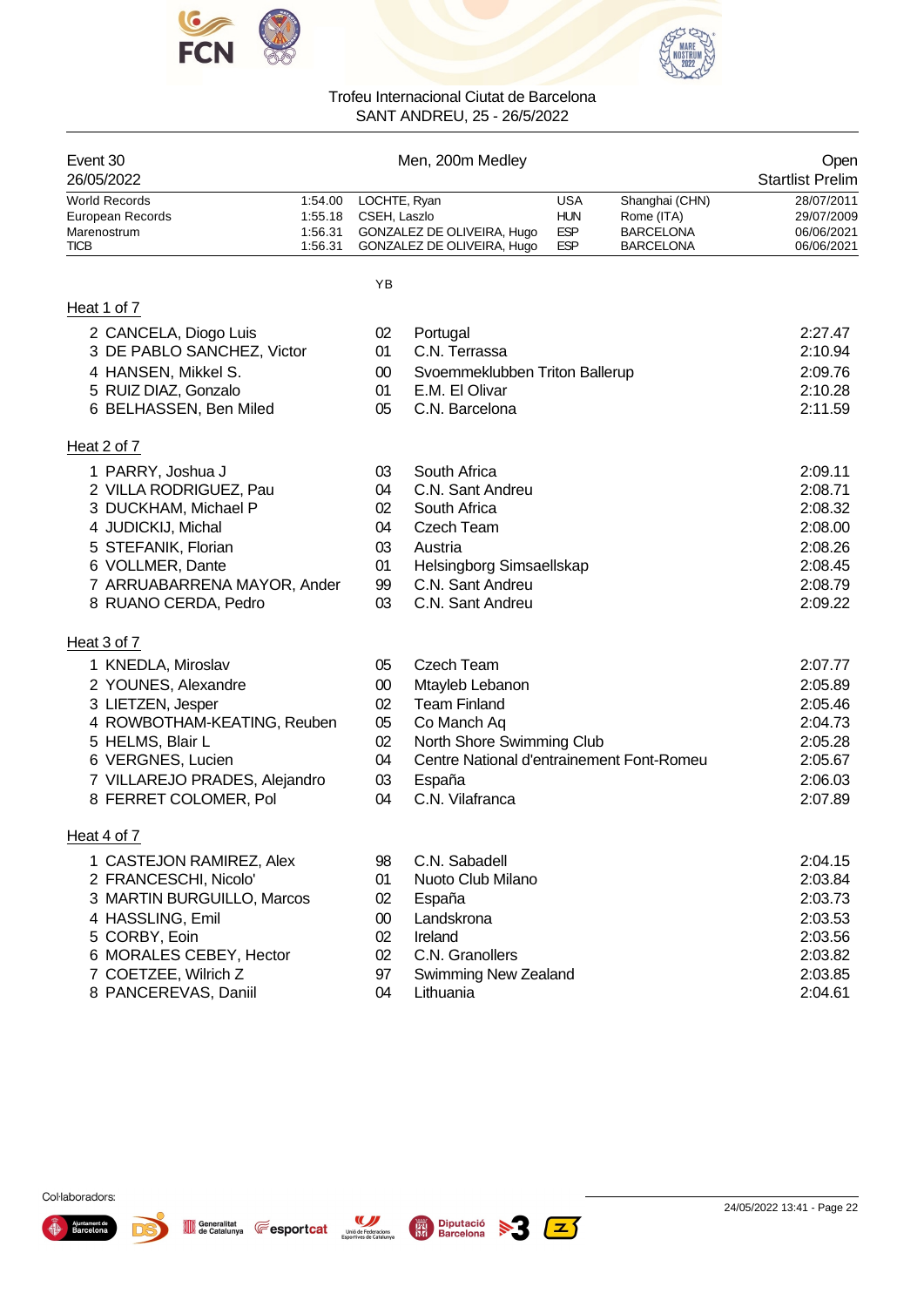Trofeu Internacional Ciutat de Barcelona
SANT ANDREU, 25 - 26/5/2022

| Event 30 | Men, 200m Medley | Open |
|---|---|---|
| 26/05/2022 | | Startlist Prelim |

| | | | | | |
|---|---|---|---|---|---|
| World Records | 1:54.00 | LOCHTE, Ryan | USA | Shanghai (CHN) | 28/07/2011 |
| European Records | 1:55.18 | CSEH, Laszlo | HUN | Rome (ITA) | 29/07/2009 |
| Marenostrum | 1:56.31 | GONZALEZ DE OLIVEIRA, Hugo | ESP | BARCELONA | 06/06/2021 |
| TICB | 1:56.31 | GONZALEZ DE OLIVEIRA, Hugo | ESP | BARCELONA | 06/06/2021 |

**Heat 1 of 7**

| Lane | Name | YB | Club | Time |
|---|---|---|---|---|
| 2 | CANCELA, Diogo Luis | 02 | Portugal | 2:27.47 |
| 3 | DE PABLO SANCHEZ, Victor | 01 | C.N. Terrassa | 2:10.94 |
| 4 | HANSEN, Mikkel S. | 00 | Svoemmeklubben Triton Ballerup | 2:09.76 |
| 5 | RUIZ DIAZ, Gonzalo | 01 | E.M. El Olivar | 2:10.28 |
| 6 | BELHASSEN, Ben Miled | 05 | C.N. Barcelona | 2:11.59 |

**Heat 2 of 7**

| Lane | Name | YB | Club | Time |
|---|---|---|---|---|
| 1 | PARRY, Joshua J | 03 | South Africa | 2:09.11 |
| 2 | VILLA RODRIGUEZ, Pau | 04 | C.N. Sant Andreu | 2:08.71 |
| 3 | DUCKHAM, Michael P | 02 | South Africa | 2:08.32 |
| 4 | JUDICKIJ, Michal | 04 | Czech Team | 2:08.00 |
| 5 | STEFANIK, Florian | 03 | Austria | 2:08.26 |
| 6 | VOLLMER, Dante | 01 | Helsingborg Simsaellskap | 2:08.45 |
| 7 | ARRUABARRENA MAYOR, Ander | 99 | C.N. Sant Andreu | 2:08.79 |
| 8 | RUANO CERDA, Pedro | 03 | C.N. Sant Andreu | 2:09.22 |

**Heat 3 of 7**

| Lane | Name | YB | Club | Time |
|---|---|---|---|---|
| 1 | KNEDLA, Miroslav | 05 | Czech Team | 2:07.77 |
| 2 | YOUNES, Alexandre | 00 | Mtayleb Lebanon | 2:05.89 |
| 3 | LIETZEN, Jesper | 02 | Team Finland | 2:05.46 |
| 4 | ROWBOTHAM-KEATING, Reuben | 05 | Co Manch Aq | 2:04.73 |
| 5 | HELMS, Blair L | 02 | North Shore Swimming Club | 2:05.28 |
| 6 | VERGNES, Lucien | 04 | Centre National d'entrainement Font-Romeu | 2:05.67 |
| 7 | VILLAREJO PRADES, Alejandro | 03 | España | 2:06.03 |
| 8 | FERRET COLOMER, Pol | 04 | C.N. Vilafranca | 2:07.89 |

**Heat 4 of 7**

| Lane | Name | YB | Club | Time |
|---|---|---|---|---|
| 1 | CASTEJON RAMIREZ, Alex | 98 | C.N. Sabadell | 2:04.15 |
| 2 | FRANCESCHI, Nicolo' | 01 | Nuoto Club Milano | 2:03.84 |
| 3 | MARTIN BURGUILLO, Marcos | 02 | España | 2:03.73 |
| 4 | HASSLING, Emil | 00 | Landskrona | 2:03.53 |
| 5 | CORBY, Eoin | 02 | Ireland | 2:03.56 |
| 6 | MORALES CEBEY, Hector | 02 | C.N. Granollers | 2:03.82 |
| 7 | COETZEE, Wilrich Z | 97 | Swimming New Zealand | 2:03.85 |
| 8 | PANCEREVAS, Daniil | 04 | Lithuania | 2:04.61 |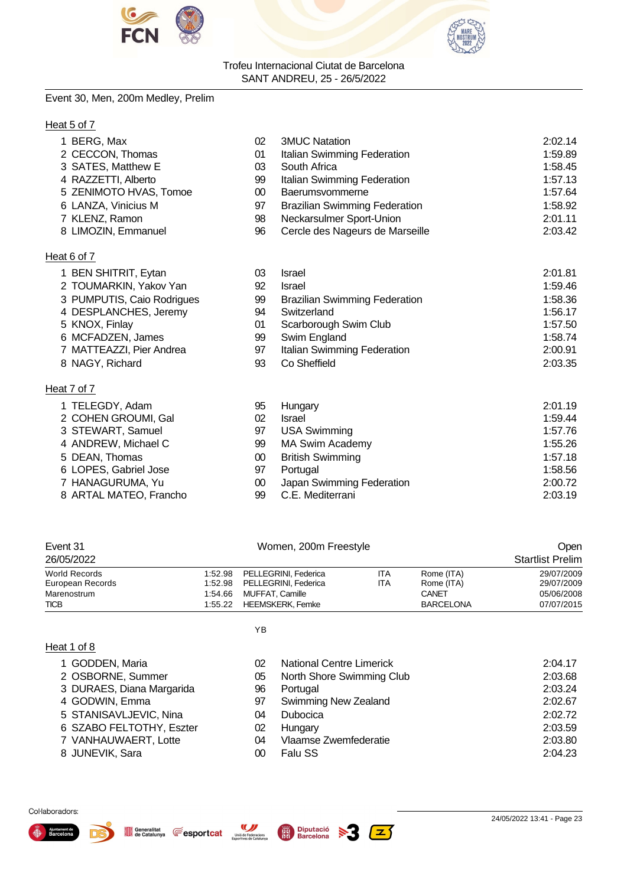Trofeu Internacional Ciutat de Barcelona
SANT ANDREU, 25 - 26/5/2022

Event 30, Men, 200m Medley, Prelim

**Heat 5 of 7**

| | Name | YB | Club | Time |
|---|---|---|---|---|
| 1 | BERG, Max | 02 | 3MUC Natation | 2:02.14 |
| 2 | CECCON, Thomas | 01 | Italian Swimming Federation | 1:59.89 |
| 3 | SATES, Matthew E | 03 | South Africa | 1:58.45 |
| 4 | RAZZETTI, Alberto | 99 | Italian Swimming Federation | 1:57.13 |
| 5 | ZENIMOTO HVAS, Tomoe | 00 | Baerumsvommerne | 1:57.64 |
| 6 | LANZA, Vinicius M | 97 | Brazilian Swimming Federation | 1:58.92 |
| 7 | KLENZ, Ramon | 98 | Neckarsulmer Sport-Union | 2:01.11 |
| 8 | LIMOZIN, Emmanuel | 96 | Cercle des Nageurs de Marseille | 2:03.42 |

**Heat 6 of 7**

| | Name | YB | Club | Time |
|---|---|---|---|---|
| 1 | BEN SHITRIT, Eytan | 03 | Israel | 2:01.81 |
| 2 | TOUMARKIN, Yakov Yan | 92 | Israel | 1:59.46 |
| 3 | PUMPUTIS, Caio Rodrigues | 99 | Brazilian Swimming Federation | 1:58.36 |
| 4 | DESPLANCHES, Jeremy | 94 | Switzerland | 1:56.17 |
| 5 | KNOX, Finlay | 01 | Scarborough Swim Club | 1:57.50 |
| 6 | MCFADZEN, James | 99 | Swim England | 1:58.74 |
| 7 | MATTEAZZI, Pier Andrea | 97 | Italian Swimming Federation | 2:00.91 |
| 8 | NAGY, Richard | 93 | Co Sheffield | 2:03.35 |

**Heat 7 of 7**

| | Name | YB | Club | Time |
|---|---|---|---|---|
| 1 | TELEGDY, Adam | 95 | Hungary | 2:01.19 |
| 2 | COHEN GROUMI, Gal | 02 | Israel | 1:59.44 |
| 3 | STEWART, Samuel | 97 | USA Swimming | 1:57.76 |
| 4 | ANDREW, Michael C | 99 | MA Swim Academy | 1:55.26 |
| 5 | DEAN, Thomas | 00 | British Swimming | 1:57.18 |
| 6 | LOPES, Gabriel Jose | 97 | Portugal | 1:58.56 |
| 7 | HANAGURUMA, Yu | 00 | Japan Swimming Federation | 2:00.72 |
| 8 | ARTAL MATEO, Francho | 99 | C.E. Mediterrani | 2:03.19 |

Event 31 — Women, 200m Freestyle — Open
26/05/2022 — Startlist Prelim

| Record | Time | Name | Nation | Place | Date |
|---|---|---|---|---|---|
| World Records | 1:52.98 | PELLEGRINI, Federica | ITA | Rome (ITA) | 29/07/2009 |
| European Records | 1:52.98 | PELLEGRINI, Federica | ITA | Rome (ITA) | 29/07/2009 |
| Marenostrum | 1:54.66 | MUFFAT, Camille | | CANET | 05/06/2008 |
| TICB | 1:55.22 | HEEMSKERK, Femke | | BARCELONA | 07/07/2015 |

**Heat 1 of 8**

| | Name | YB | Club | Time |
|---|---|---|---|---|
| 1 | GODDEN, Maria | 02 | National Centre Limerick | 2:04.17 |
| 2 | OSBORNE, Summer | 05 | North Shore Swimming Club | 2:03.68 |
| 3 | DURAES, Diana Margarida | 96 | Portugal | 2:03.24 |
| 4 | GODWIN, Emma | 97 | Swimming New Zealand | 2:02.67 |
| 5 | STANISAVLJEVIC, Nina | 04 | Dubocica | 2:02.72 |
| 6 | SZABO FELTOTHY, Eszter | 02 | Hungary | 2:03.59 |
| 7 | VANHAUWAERT, Lotte | 04 | Vlaamse Zwemfederatie | 2:03.80 |
| 8 | JUNEVIK, Sara | 00 | Falu SS | 2:04.23 |

24/05/2022 13:41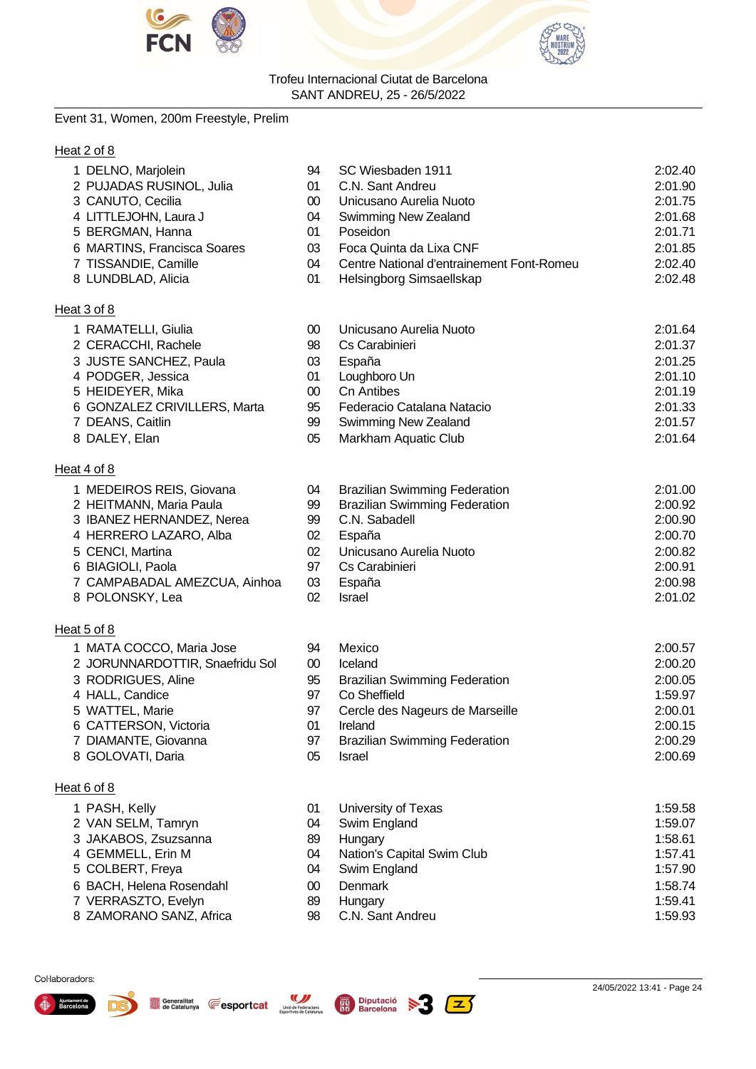Trofeu Internacional Ciutat de Barcelona
SANT ANDREU, 25 - 26/5/2022

Event 31, Women, 200m Freestyle, Prelim

Heat 2 of 8

| | Name | Age | Team | Seed Time |
|---|---|---|---|---|
| 1 | DELNO, Marjolein | 94 | SC Wiesbaden 1911 | 2:02.40 |
| 2 | PUJADAS RUSINOL, Julia | 01 | C.N. Sant Andreu | 2:01.90 |
| 3 | CANUTO, Cecilia | 00 | Unicusano Aurelia Nuoto | 2:01.75 |
| 4 | LITTLEJOHN, Laura J | 04 | Swimming New Zealand | 2:01.68 |
| 5 | BERGMAN, Hanna | 01 | Poseidon | 2:01.71 |
| 6 | MARTINS, Francisca Soares | 03 | Foca Quinta da Lixa CNF | 2:01.85 |
| 7 | TISSANDIE, Camille | 04 | Centre National d'entrainement Font-Romeu | 2:02.40 |
| 8 | LUNDBLAD, Alicia | 01 | Helsingborg Simsaellskap | 2:02.48 |

Heat 3 of 8

| | Name | Age | Team | Seed Time |
|---|---|---|---|---|
| 1 | RAMATELLI, Giulia | 00 | Unicusano Aurelia Nuoto | 2:01.64 |
| 2 | CERACCHI, Rachele | 98 | Cs Carabinieri | 2:01.37 |
| 3 | JUSTE SANCHEZ, Paula | 03 | España | 2:01.25 |
| 4 | PODGER, Jessica | 01 | Loughboro Un | 2:01.10 |
| 5 | HEIDEYER, Mika | 00 | Cn Antibes | 2:01.19 |
| 6 | GONZALEZ CRIVILLERS, Marta | 95 | Federacio Catalana Natacio | 2:01.33 |
| 7 | DEANS, Caitlin | 99 | Swimming New Zealand | 2:01.57 |
| 8 | DALEY, Elan | 05 | Markham Aquatic Club | 2:01.64 |

Heat 4 of 8

| | Name | Age | Team | Seed Time |
|---|---|---|---|---|
| 1 | MEDEIROS REIS, Giovana | 04 | Brazilian Swimming Federation | 2:01.00 |
| 2 | HEITMANN, Maria Paula | 99 | Brazilian Swimming Federation | 2:00.92 |
| 3 | IBANEZ HERNANDEZ, Nerea | 99 | C.N. Sabadell | 2:00.90 |
| 4 | HERRERO LAZARO, Alba | 02 | España | 2:00.70 |
| 5 | CENCI, Martina | 02 | Unicusano Aurelia Nuoto | 2:00.82 |
| 6 | BIAGIOLI, Paola | 97 | Cs Carabinieri | 2:00.91 |
| 7 | CAMPABADAL AMEZCUA, Ainhoa | 03 | España | 2:00.98 |
| 8 | POLONSKY, Lea | 02 | Israel | 2:01.02 |

Heat 5 of 8

| | Name | Age | Team | Seed Time |
|---|---|---|---|---|
| 1 | MATA COCCO, Maria Jose | 94 | Mexico | 2:00.57 |
| 2 | JORUNNARDOTTIR, Snaefridu Sol | 00 | Iceland | 2:00.20 |
| 3 | RODRIGUES, Aline | 95 | Brazilian Swimming Federation | 2:00.05 |
| 4 | HALL, Candice | 97 | Co Sheffield | 1:59.97 |
| 5 | WATTEL, Marie | 97 | Cercle des Nageurs de Marseille | 2:00.01 |
| 6 | CATTERSON, Victoria | 01 | Ireland | 2:00.15 |
| 7 | DIAMANTE, Giovanna | 97 | Brazilian Swimming Federation | 2:00.29 |
| 8 | GOLOVATI, Daria | 05 | Israel | 2:00.69 |

Heat 6 of 8

| | Name | Age | Team | Seed Time |
|---|---|---|---|---|
| 1 | PASH, Kelly | 01 | University of Texas | 1:59.58 |
| 2 | VAN SELM, Tamryn | 04 | Swim England | 1:59.07 |
| 3 | JAKABOS, Zsuzsanna | 89 | Hungary | 1:58.61 |
| 4 | GEMMELL, Erin M | 04 | Nation's Capital Swim Club | 1:57.41 |
| 5 | COLBERT, Freya | 04 | Swim England | 1:57.90 |
| 6 | BACH, Helena Rosendahl | 00 | Denmark | 1:58.74 |
| 7 | VERRASZTO, Evelyn | 89 | Hungary | 1:59.41 |
| 8 | ZAMORANO SANZ, Africa | 98 | C.N. Sant Andreu | 1:59.93 |

Col·laboradors:

24/05/2022 13:41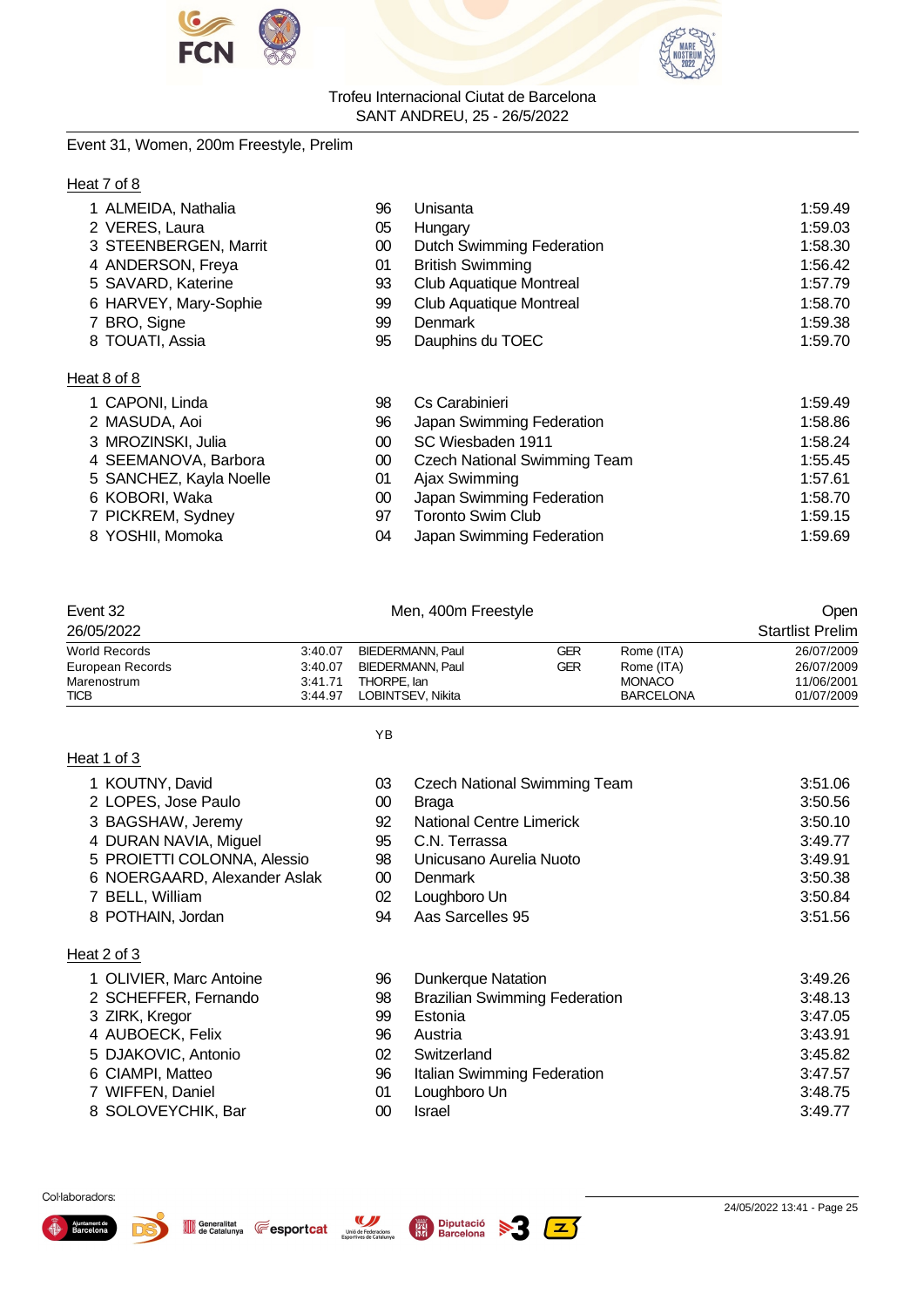Trofeu Internacional Ciutat de Barcelona
SANT ANDREU, 25 - 26/5/2022

Event 31, Women, 200m Freestyle, Prelim

Heat 7 of 8

| | Name | YB | Club | Time |
|---|---|---|---|---|
| 1 | ALMEIDA, Nathalia | 96 | Unisanta | 1:59.49 |
| 2 | VERES, Laura | 05 | Hungary | 1:59.03 |
| 3 | STEENBERGEN, Marrit | 00 | Dutch Swimming Federation | 1:58.30 |
| 4 | ANDERSON, Freya | 01 | British Swimming | 1:56.42 |
| 5 | SAVARD, Katerine | 93 | Club Aquatique Montreal | 1:57.79 |
| 6 | HARVEY, Mary-Sophie | 99 | Club Aquatique Montreal | 1:58.70 |
| 7 | BRO, Signe | 99 | Denmark | 1:59.38 |
| 8 | TOUATI, Assia | 95 | Dauphins du TOEC | 1:59.70 |

Heat 8 of 8

| | Name | YB | Club | Time |
|---|---|---|---|---|
| 1 | CAPONI, Linda | 98 | Cs Carabinieri | 1:59.49 |
| 2 | MASUDA, Aoi | 96 | Japan Swimming Federation | 1:58.86 |
| 3 | MROZINSKI, Julia | 00 | SC Wiesbaden 1911 | 1:58.24 |
| 4 | SEEMANOVA, Barbora | 00 | Czech National Swimming Team | 1:55.45 |
| 5 | SANCHEZ, Kayla Noelle | 01 | Ajax Swimming | 1:57.61 |
| 6 | KOBORI, Waka | 00 | Japan Swimming Federation | 1:58.70 |
| 7 | PICKREM, Sydney | 97 | Toronto Swim Club | 1:59.15 |
| 8 | YOSHII, Momoka | 04 | Japan Swimming Federation | 1:59.69 |

Event 32 — Men, 400m Freestyle — Open
26/05/2022 — Startlist Prelim

| | | | | | |
|---|---|---|---|---|---|
| World Records | 3:40.07 | BIEDERMANN, Paul | GER | Rome (ITA) | 26/07/2009 |
| European Records | 3:40.07 | BIEDERMANN, Paul | GER | Rome (ITA) | 26/07/2009 |
| Marenostrum | 3:41.71 | THORPE, Ian | | MONACO | 11/06/2001 |
| TICB | 3:44.97 | LOBINTSEV, Nikita | | BARCELONA | 01/07/2009 |

Heat 1 of 3

| | Name | YB | Club | Time |
|---|---|---|---|---|
| 1 | KOUTNY, David | 03 | Czech National Swimming Team | 3:51.06 |
| 2 | LOPES, Jose Paulo | 00 | Braga | 3:50.56 |
| 3 | BAGSHAW, Jeremy | 92 | National Centre Limerick | 3:50.10 |
| 4 | DURAN NAVIA, Miguel | 95 | C.N. Terrassa | 3:49.77 |
| 5 | PROIETTI COLONNA, Alessio | 98 | Unicusano Aurelia Nuoto | 3:49.91 |
| 6 | NOERGAARD, Alexander Aslak | 00 | Denmark | 3:50.38 |
| 7 | BELL, William | 02 | Loughboro Un | 3:50.84 |
| 8 | POTHAIN, Jordan | 94 | Aas Sarcelles 95 | 3:51.56 |

Heat 2 of 3

| | Name | YB | Club | Time |
|---|---|---|---|---|
| 1 | OLIVIER, Marc Antoine | 96 | Dunkerque Natation | 3:49.26 |
| 2 | SCHEFFER, Fernando | 98 | Brazilian Swimming Federation | 3:48.13 |
| 3 | ZIRK, Kregor | 99 | Estonia | 3:47.05 |
| 4 | AUBOECK, Felix | 96 | Austria | 3:43.91 |
| 5 | DJAKOVIC, Antonio | 02 | Switzerland | 3:45.82 |
| 6 | CIAMPI, Matteo | 96 | Italian Swimming Federation | 3:47.57 |
| 7 | WIFFEN, Daniel | 01 | Loughboro Un | 3:48.75 |
| 8 | SOLOVEYCHIK, Bar | 00 | Israel | 3:49.77 |

Col·laboradors:

24/05/2022 13:41 - Page 25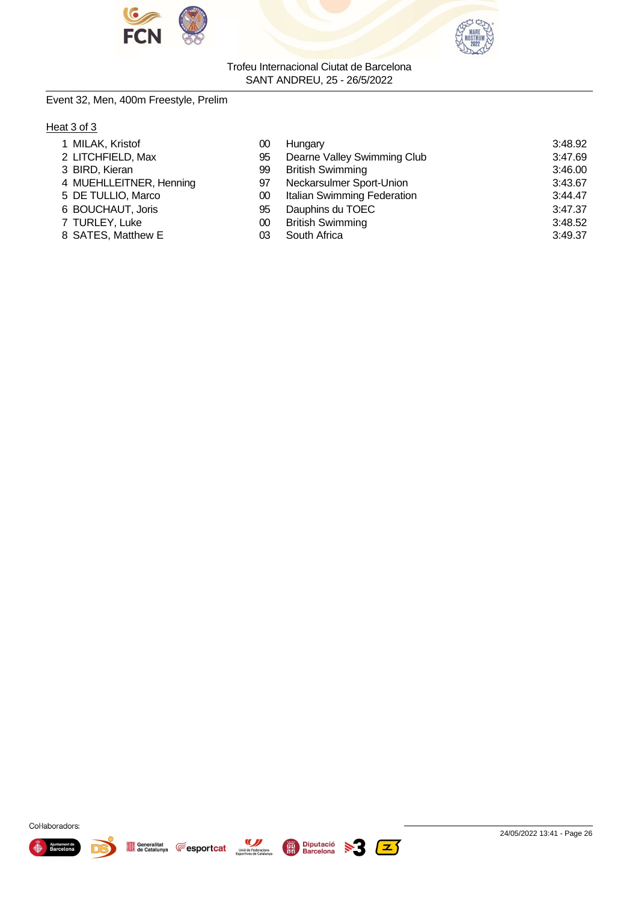Trofeu Internacional Ciutat de Barcelona
SANT ANDREU, 25 - 26/5/2022

Event 32, Men, 400m Freestyle, Prelim

Heat 3 of 3

| | Name | YB | Club | Time |
|---|---|---|---|---|
| 1 | MILAK, Kristof | 00 | Hungary | 3:48.92 |
| 2 | LITCHFIELD, Max | 95 | Dearne Valley Swimming Club | 3:47.69 |
| 3 | BIRD, Kieran | 99 | British Swimming | 3:46.00 |
| 4 | MUEHLLEITNER, Henning | 97 | Neckarsulmer Sport-Union | 3:43.67 |
| 5 | DE TULLIO, Marco | 00 | Italian Swimming Federation | 3:44.47 |
| 6 | BOUCHAUT, Joris | 95 | Dauphins du TOEC | 3:47.37 |
| 7 | TURLEY, Luke | 00 | British Swimming | 3:48.52 |
| 8 | SATES, Matthew E | 03 | South Africa | 3:49.37 |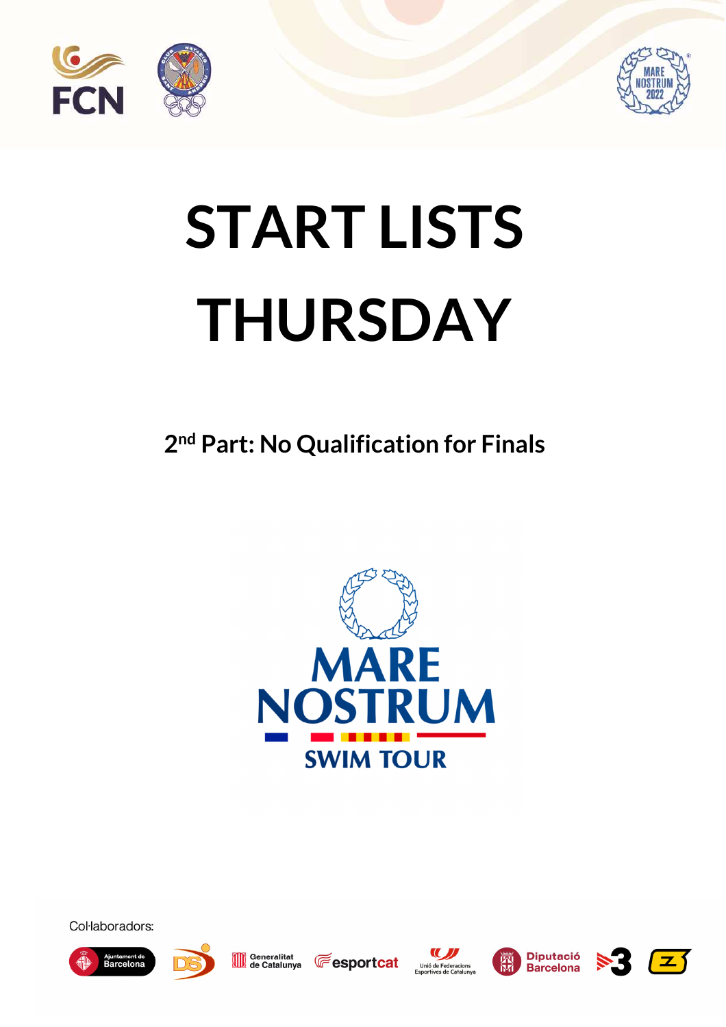# START LISTS THURSDAY

## 2nd Part: No Qualification for Finals

Col·laboradors: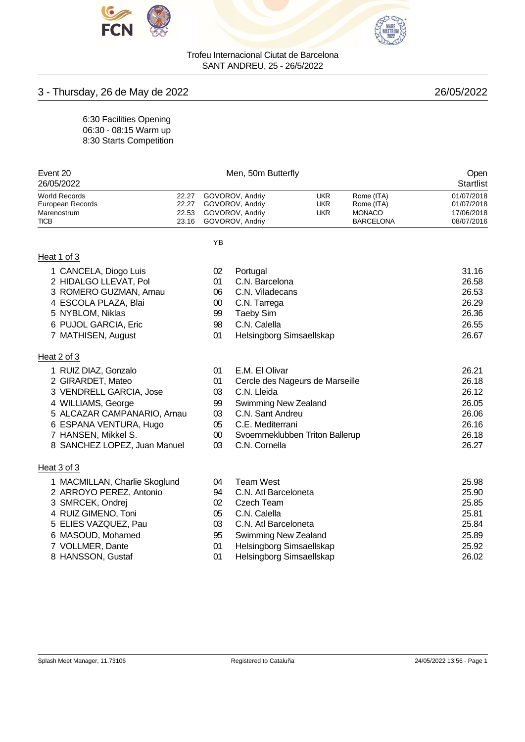Trofeu Internacional Ciutat de Barcelona
SANT ANDREU, 25 - 26/5/2022

## 3 - Thursday, 26 de May de 2022 — 26/05/2022

6:30 Facilities Opening
06:30 - 08:15 Warm up
8:30 Starts Competition

### Event 20 — Men, 50m Butterfly — Open

26/05/2022 — Startlist

| | | | | | |
|---|---|---|---|---|---|
| World Records | 22.27 | GOVOROV, Andriy | UKR | Rome (ITA) | 01/07/2018 |
| European Records | 22.27 | GOVOROV, Andriy | UKR | Rome (ITA) | 01/07/2018 |
| Marenostrum | 22.53 | GOVOROV, Andriy | UKR | MONACO | 17/06/2018 |
| TICB | 23.16 | GOVOROV, Andriy | | BARCELONA | 08/07/2016 |

#### Heat 1 of 3

| Lane | Name | YB | Club | Time |
|---|---|---|---|---|
| 1 | CANCELA, Diogo Luis | 02 | Portugal | 31.16 |
| 2 | HIDALGO LLEVAT, Pol | 01 | C.N. Barcelona | 26.58 |
| 3 | ROMERO GUZMAN, Arnau | 06 | C.N. Viladecans | 26.53 |
| 4 | ESCOLA PLAZA, Blai | 00 | C.N. Tarrega | 26.29 |
| 5 | NYBLOM, Niklas | 99 | Taeby Sim | 26.36 |
| 6 | PUJOL GARCIA, Eric | 98 | C.N. Calella | 26.55 |
| 7 | MATHISEN, August | 01 | Helsingborg Simsaellskap | 26.67 |

#### Heat 2 of 3

| Lane | Name | YB | Club | Time |
|---|---|---|---|---|
| 1 | RUIZ DIAZ, Gonzalo | 01 | E.M. El Olivar | 26.21 |
| 2 | GIRARDET, Mateo | 01 | Cercle des Nageurs de Marseille | 26.18 |
| 3 | VENDRELL GARCIA, Jose | 03 | C.N. Lleida | 26.12 |
| 4 | WILLIAMS, George | 99 | Swimming New Zealand | 26.05 |
| 5 | ALCAZAR CAMPANARIO, Arnau | 03 | C.N. Sant Andreu | 26.06 |
| 6 | ESPANA VENTURA, Hugo | 05 | C.E. Mediterrani | 26.16 |
| 7 | HANSEN, Mikkel S. | 00 | Svoemmeklubben Triton Ballerup | 26.18 |
| 8 | SANCHEZ LOPEZ, Juan Manuel | 03 | C.N. Cornella | 26.27 |

#### Heat 3 of 3

| Lane | Name | YB | Club | Time |
|---|---|---|---|---|
| 1 | MACMILLAN, Charlie Skoglund | 04 | Team West | 25.98 |
| 2 | ARROYO PEREZ, Antonio | 94 | C.N. Atl Barceloneta | 25.90 |
| 3 | SMRCEK, Ondrej | 02 | Czech Team | 25.85 |
| 4 | RUIZ GIMENO, Toni | 05 | C.N. Calella | 25.81 |
| 5 | ELIES VAZQUEZ, Pau | 03 | C.N. Atl Barceloneta | 25.84 |
| 6 | MASOUD, Mohamed | 95 | Swimming New Zealand | 25.89 |
| 7 | VOLLMER, Dante | 01 | Helsingborg Simsaellskap | 25.92 |
| 8 | HANSSON, Gustaf | 01 | Helsingborg Simsaellskap | 26.02 |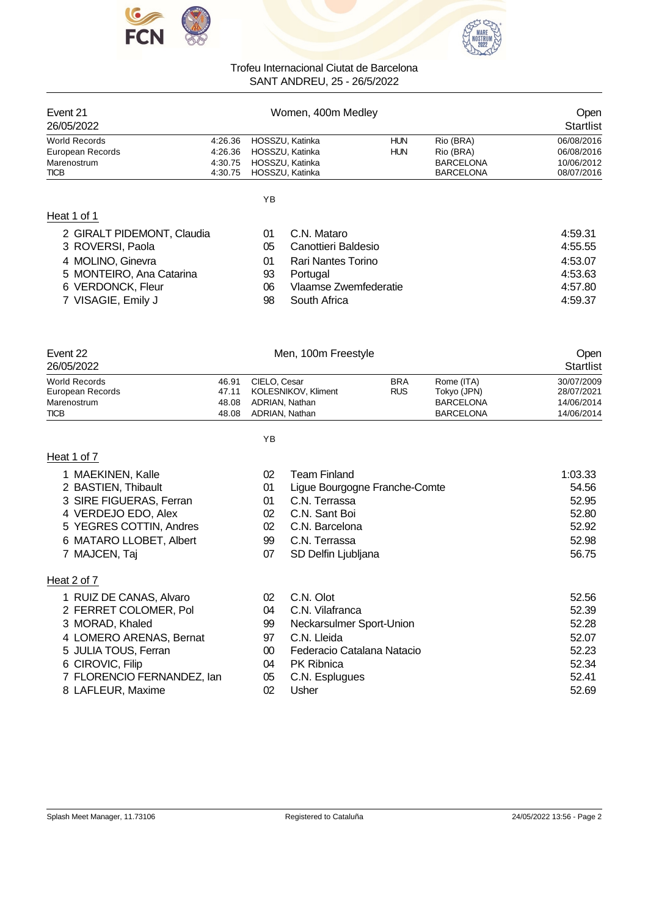Trofeu Internacional Ciutat de Barcelona
SANT ANDREU, 25 - 26/5/2022

## Event 21 — Women, 400m Medley — Open

26/05/2022 — Startlist

| | | | | | |
|---|---|---|---|---|---|
| World Records | 4:26.36 | HOSSZU, Katinka | HUN | Rio (BRA) | 06/08/2016 |
| European Records | 4:26.36 | HOSSZU, Katinka | HUN | Rio (BRA) | 06/08/2016 |
| Marenostrum | 4:30.75 | HOSSZU, Katinka | | BARCELONA | 10/06/2012 |
| TICB | 4:30.75 | HOSSZU, Katinka | | BARCELONA | 08/07/2016 |

### Heat 1 of 1

| Lane | Name | YB | Club | Time |
|---|---|---|---|---|
| 2 | GIRALT PIDEMONT, Claudia | 01 | C.N. Mataro | 4:59.31 |
| 3 | ROVERSI, Paola | 05 | Canottieri Baldesio | 4:55.55 |
| 4 | MOLINO, Ginevra | 01 | Rari Nantes Torino | 4:53.07 |
| 5 | MONTEIRO, Ana Catarina | 93 | Portugal | 4:53.63 |
| 6 | VERDONCK, Fleur | 06 | Vlaamse Zwemfederatie | 4:57.80 |
| 7 | VISAGIE, Emily J | 98 | South Africa | 4:59.37 |

## Event 22 — Men, 100m Freestyle — Open

26/05/2022 — Startlist

| | | | | | |
|---|---|---|---|---|---|
| World Records | 46.91 | CIELO, Cesar | BRA | Rome (ITA) | 30/07/2009 |
| European Records | 47.11 | KOLESNIKOV, Kliment | RUS | Tokyo (JPN) | 28/07/2021 |
| Marenostrum | 48.08 | ADRIAN, Nathan | | BARCELONA | 14/06/2014 |
| TICB | 48.08 | ADRIAN, Nathan | | BARCELONA | 14/06/2014 |

### Heat 1 of 7

| Lane | Name | YB | Club | Time |
|---|---|---|---|---|
| 1 | MAEKINEN, Kalle | 02 | Team Finland | 1:03.33 |
| 2 | BASTIEN, Thibault | 01 | Ligue Bourgogne Franche-Comte | 54.56 |
| 3 | SIRE FIGUERAS, Ferran | 01 | C.N. Terrassa | 52.95 |
| 4 | VERDEJO EDO, Alex | 02 | C.N. Sant Boi | 52.80 |
| 5 | YEGRES COTTIN, Andres | 02 | C.N. Barcelona | 52.92 |
| 6 | MATARO LLOBET, Albert | 99 | C.N. Terrassa | 52.98 |
| 7 | MAJCEN, Taj | 07 | SD Delfin Ljubljana | 56.75 |

### Heat 2 of 7

| Lane | Name | YB | Club | Time |
|---|---|---|---|---|
| 1 | RUIZ DE CANAS, Alvaro | 02 | C.N. Olot | 52.56 |
| 2 | FERRET COLOMER, Pol | 04 | C.N. Vilafranca | 52.39 |
| 3 | MORAD, Khaled | 99 | Neckarsulmer Sport-Union | 52.28 |
| 4 | LOMERO ARENAS, Bernat | 97 | C.N. Lleida | 52.07 |
| 5 | JULIA TOUS, Ferran | 00 | Federacio Catalana Natacio | 52.23 |
| 6 | CIROVIC, Filip | 04 | PK Ribnica | 52.34 |
| 7 | FLORENCIO FERNANDEZ, Ian | 05 | C.N. Esplugues | 52.41 |
| 8 | LAFLEUR, Maxime | 02 | Usher | 52.69 |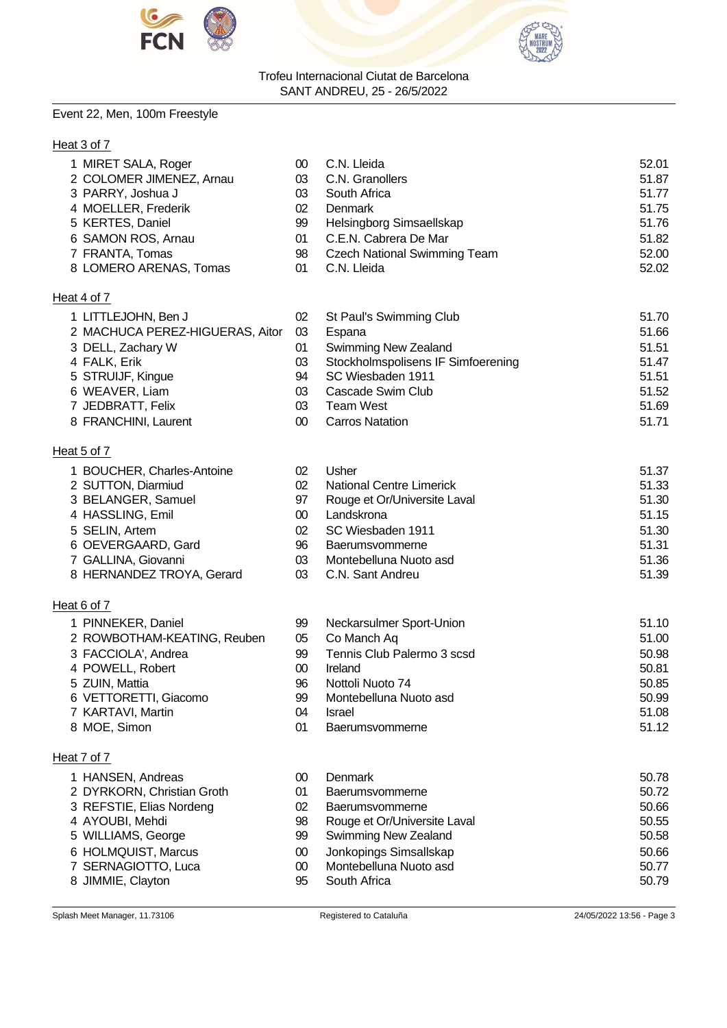Trofeu Internacional Ciutat de Barcelona
SANT ANDREU, 25 - 26/5/2022

Event 22, Men, 100m Freestyle

Heat 3 of 7

| | Name | YB | Club | Time |
|---|---|---|---|---|
| 1 | MIRET SALA, Roger | 00 | C.N. Lleida | 52.01 |
| 2 | COLOMER JIMENEZ, Arnau | 03 | C.N. Granollers | 51.87 |
| 3 | PARRY, Joshua J | 03 | South Africa | 51.77 |
| 4 | MOELLER, Frederik | 02 | Denmark | 51.75 |
| 5 | KERTES, Daniel | 99 | Helsingborg Simsaellskap | 51.76 |
| 6 | SAMON ROS, Arnau | 01 | C.E.N. Cabrera De Mar | 51.82 |
| 7 | FRANTA, Tomas | 98 | Czech National Swimming Team | 52.00 |
| 8 | LOMERO ARENAS, Tomas | 01 | C.N. Lleida | 52.02 |

Heat 4 of 7

| | Name | YB | Club | Time |
|---|---|---|---|---|
| 1 | LITTLEJOHN, Ben J | 02 | St Paul's Swimming Club | 51.70 |
| 2 | MACHUCA PEREZ-HIGUERAS, Aitor | 03 | Espana | 51.66 |
| 3 | DELL, Zachary W | 01 | Swimming New Zealand | 51.51 |
| 4 | FALK, Erik | 03 | Stockholmspolisens IF Simfoerening | 51.47 |
| 5 | STRUIJF, Kingue | 94 | SC Wiesbaden 1911 | 51.51 |
| 6 | WEAVER, Liam | 03 | Cascade Swim Club | 51.52 |
| 7 | JEDBRATT, Felix | 03 | Team West | 51.69 |
| 8 | FRANCHINI, Laurent | 00 | Carros Natation | 51.71 |

Heat 5 of 7

| | Name | YB | Club | Time |
|---|---|---|---|---|
| 1 | BOUCHER, Charles-Antoine | 02 | Usher | 51.37 |
| 2 | SUTTON, Diarmiud | 02 | National Centre Limerick | 51.33 |
| 3 | BELANGER, Samuel | 97 | Rouge et Or/Universite Laval | 51.30 |
| 4 | HASSLING, Emil | 00 | Landskrona | 51.15 |
| 5 | SELIN, Artem | 02 | SC Wiesbaden 1911 | 51.30 |
| 6 | OEVERGAARD, Gard | 96 | Baerumsvommerne | 51.31 |
| 7 | GALLINA, Giovanni | 03 | Montebelluna Nuoto asd | 51.36 |
| 8 | HERNANDEZ TROYA, Gerard | 03 | C.N. Sant Andreu | 51.39 |

Heat 6 of 7

| | Name | YB | Club | Time |
|---|---|---|---|---|
| 1 | PINNEKER, Daniel | 99 | Neckarsulmer Sport-Union | 51.10 |
| 2 | ROWBOTHAM-KEATING, Reuben | 05 | Co Manch Aq | 51.00 |
| 3 | FACCIOLA', Andrea | 99 | Tennis Club Palermo 3 scsd | 50.98 |
| 4 | POWELL, Robert | 00 | Ireland | 50.81 |
| 5 | ZUIN, Mattia | 96 | Nottoli Nuoto 74 | 50.85 |
| 6 | VETTORETTI, Giacomo | 99 | Montebelluna Nuoto asd | 50.99 |
| 7 | KARTAVI, Martin | 04 | Israel | 51.08 |
| 8 | MOE, Simon | 01 | Baerumsvommerne | 51.12 |

Heat 7 of 7

| | Name | YB | Club | Time |
|---|---|---|---|---|
| 1 | HANSEN, Andreas | 00 | Denmark | 50.78 |
| 2 | DYRKORN, Christian Groth | 01 | Baerumsvommerne | 50.72 |
| 3 | REFSTIE, Elias Nordeng | 02 | Baerumsvommerne | 50.66 |
| 4 | AYOUBI, Mehdi | 98 | Rouge et Or/Universite Laval | 50.55 |
| 5 | WILLIAMS, George | 99 | Swimming New Zealand | 50.58 |
| 6 | HOLMQUIST, Marcus | 00 | Jonkopings Simsallskap | 50.66 |
| 7 | SERNAGIOTTO, Luca | 00 | Montebelluna Nuoto asd | 50.77 |
| 8 | JIMMIE, Clayton | 95 | South Africa | 50.79 |

Splash Meet Manager, 11.73106 Registered to Cataluña 24/05/2022 13:56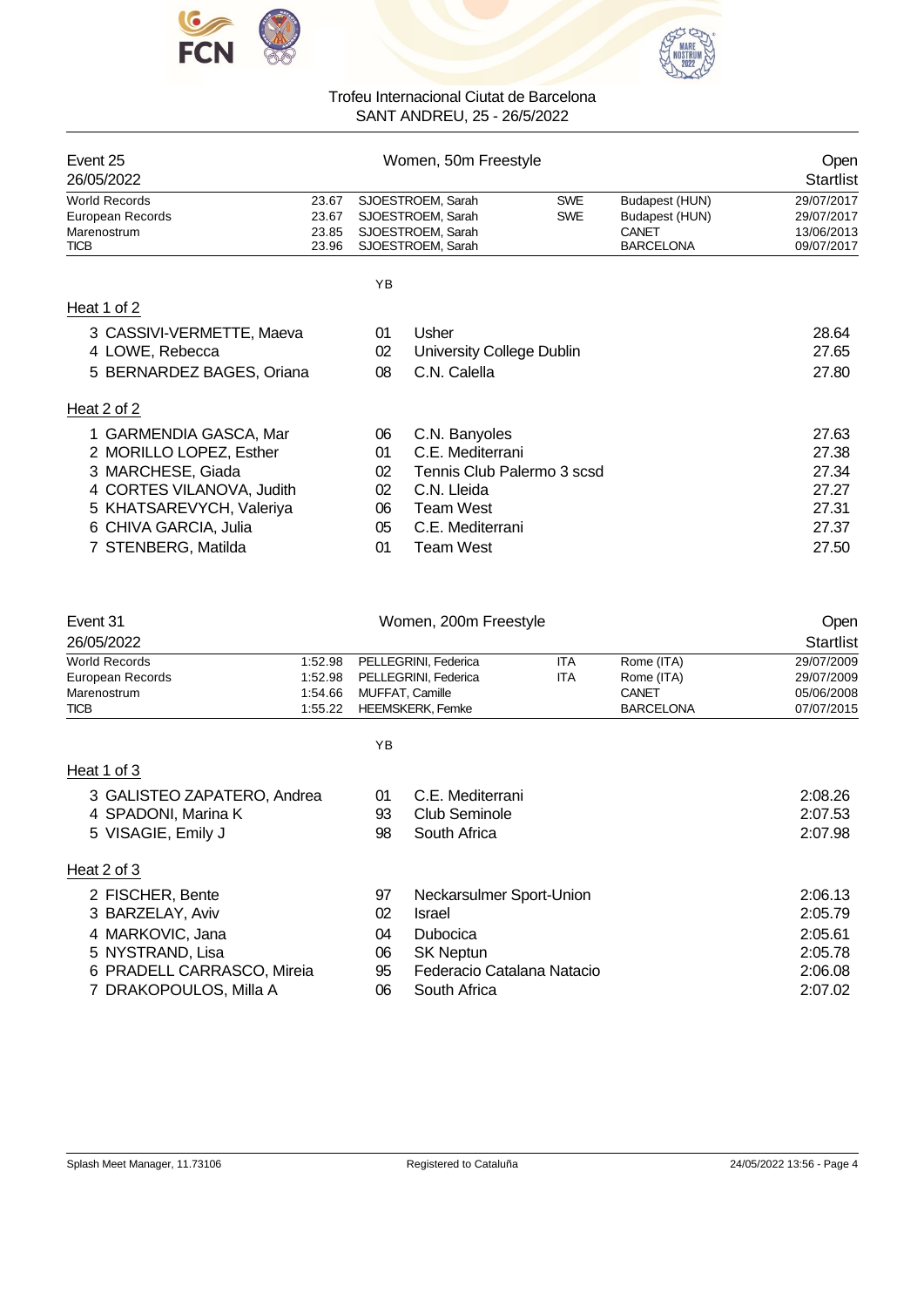Trofeu Internacional Ciutat de Barcelona
SANT ANDREU, 25 - 26/5/2022

## Event 25 — Women, 50m Freestyle — Open

26/05/2022 — Startlist

| Record | Time | Name | Nat | Place | Date |
|---|---|---|---|---|---|
| World Records | 23.67 | SJOESTROEM, Sarah | SWE | Budapest (HUN) | 29/07/2017 |
| European Records | 23.67 | SJOESTROEM, Sarah | SWE | Budapest (HUN) | 29/07/2017 |
| Marenostrum | 23.85 | SJOESTROEM, Sarah | | CANET | 13/06/2013 |
| TICB | 23.96 | SJOESTROEM, Sarah | | BARCELONA | 09/07/2017 |

### Heat 1 of 2

| Lane | Name | YB | Club | Entry time |
|---|---|---|---|---|
| 3 | CASSIVI-VERMETTE, Maeva | 01 | Usher | 28.64 |
| 4 | LOWE, Rebecca | 02 | University College Dublin | 27.65 |
| 5 | BERNARDEZ BAGES, Oriana | 08 | C.N. Calella | 27.80 |

### Heat 2 of 2

| Lane | Name | YB | Club | Entry time |
|---|---|---|---|---|
| 1 | GARMENDIA GASCA, Mar | 06 | C.N. Banyoles | 27.63 |
| 2 | MORILLO LOPEZ, Esther | 01 | C.E. Mediterrani | 27.38 |
| 3 | MARCHESE, Giada | 02 | Tennis Club Palermo 3 scsd | 27.34 |
| 4 | CORTES VILANOVA, Judith | 02 | C.N. Lleida | 27.27 |
| 5 | KHATSAREVYCH, Valeriya | 06 | Team West | 27.31 |
| 6 | CHIVA GARCIA, Julia | 05 | C.E. Mediterrani | 27.37 |
| 7 | STENBERG, Matilda | 01 | Team West | 27.50 |

## Event 31 — Women, 200m Freestyle — Open

26/05/2022 — Startlist

| Record | Time | Name | Nat | Place | Date |
|---|---|---|---|---|---|
| World Records | 1:52.98 | PELLEGRINI, Federica | ITA | Rome (ITA) | 29/07/2009 |
| European Records | 1:52.98 | PELLEGRINI, Federica | ITA | Rome (ITA) | 29/07/2009 |
| Marenostrum | 1:54.66 | MUFFAT, Camille | | CANET | 05/06/2008 |
| TICB | 1:55.22 | HEEMSKERK, Femke | | BARCELONA | 07/07/2015 |

### Heat 1 of 3

| Lane | Name | YB | Club | Entry time |
|---|---|---|---|---|
| 3 | GALISTEO ZAPATERO, Andrea | 01 | C.E. Mediterrani | 2:08.26 |
| 4 | SPADONI, Marina K | 93 | Club Seminole | 2:07.53 |
| 5 | VISAGIE, Emily J | 98 | South Africa | 2:07.98 |

### Heat 2 of 3

| Lane | Name | YB | Club | Entry time |
|---|---|---|---|---|
| 2 | FISCHER, Bente | 97 | Neckarsulmer Sport-Union | 2:06.13 |
| 3 | BARZELAY, Aviv | 02 | Israel | 2:05.79 |
| 4 | MARKOVIC, Jana | 04 | Dubocica | 2:05.61 |
| 5 | NYSTRAND, Lisa | 06 | SK Neptun | 2:05.78 |
| 6 | PRADELL CARRASCO, Mireia | 95 | Federacio Catalana Natacio | 2:06.08 |
| 7 | DRAKOPOULOS, Milla A | 06 | South Africa | 2:07.02 |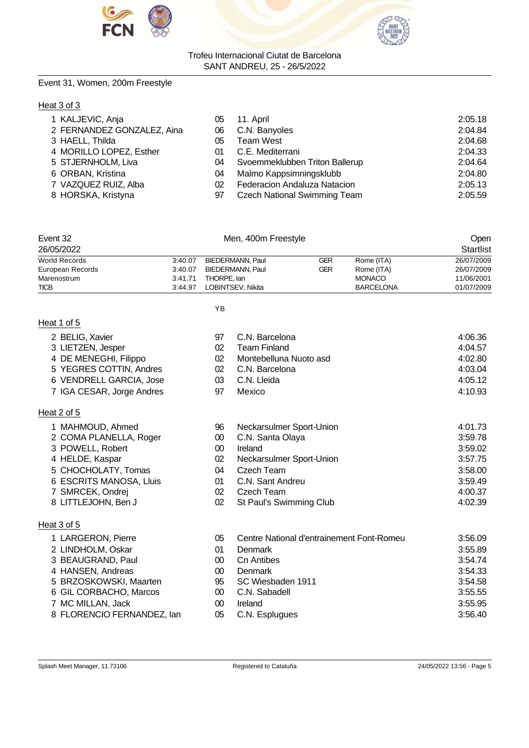Trofeu Internacional Ciutat de Barcelona
SANT ANDREU, 25 - 26/5/2022

## Event 31, Women, 200m Freestyle

### Heat 3 of 3

| Lane | Name | YB | Club | Time |
|---|---|---|---|---|
| 1 | KALJEVIC, Anja | 05 | 11. April | 2:05.18 |
| 2 | FERNANDEZ GONZALEZ, Aina | 06 | C.N. Banyoles | 2:04.84 |
| 3 | HAELL, Thilda | 05 | Team West | 2:04.68 |
| 4 | MORILLO LOPEZ, Esther | 01 | C.E. Mediterrani | 2:04.33 |
| 5 | STJERNHOLM, Liva | 04 | Svoemmeklubben Triton Ballerup | 2:04.64 |
| 6 | ORBAN, Kristina | 04 | Malmo Kappsimningsklubb | 2:04.80 |
| 7 | VAZQUEZ RUIZ, Alba | 02 | Federacion Andaluza Natacion | 2:05.13 |
| 8 | HORSKA, Kristyna | 97 | Czech National Swimming Team | 2:05.59 |

## Event 32 Men, 400m Freestyle — Open

26/05/2022 — Startlist

| Record | Time | Name | Nation | Place | Date |
|---|---|---|---|---|---|
| World Records | 3:40.07 | BIEDERMANN, Paul | GER | Rome (ITA) | 26/07/2009 |
| European Records | 3:40.07 | BIEDERMANN, Paul | GER | Rome (ITA) | 26/07/2009 |
| Marenostrum | 3:41.71 | THORPE, Ian | | MONACO | 11/06/2001 |
| TICB | 3:44.97 | LOBINTSEV, Nikita | | BARCELONA | 01/07/2009 |

### Heat 1 of 5

| Lane | Name | YB | Club | Time |
|---|---|---|---|---|
| 2 | BELIG, Xavier | 97 | C.N. Barcelona | 4:06.36 |
| 3 | LIETZEN, Jesper | 02 | Team Finland | 4:04.57 |
| 4 | DE MENEGHI, Filippo | 02 | Montebelluna Nuoto asd | 4:02.80 |
| 5 | YEGRES COTTIN, Andres | 02 | C.N. Barcelona | 4:03.04 |
| 6 | VENDRELL GARCIA, Jose | 03 | C.N. Lleida | 4:05.12 |
| 7 | IGA CESAR, Jorge Andres | 97 | Mexico | 4:10.93 |

### Heat 2 of 5

| Lane | Name | YB | Club | Time |
|---|---|---|---|---|
| 1 | MAHMOUD, Ahmed | 96 | Neckarsulmer Sport-Union | 4:01.73 |
| 2 | COMA PLANELLA, Roger | 00 | C.N. Santa Olaya | 3:59.78 |
| 3 | POWELL, Robert | 00 | Ireland | 3:59.02 |
| 4 | HELDE, Kaspar | 02 | Neckarsulmer Sport-Union | 3:57.75 |
| 5 | CHOCHOLATY, Tomas | 04 | Czech Team | 3:58.00 |
| 6 | ESCRITS MANOSA, Lluis | 01 | C.N. Sant Andreu | 3:59.49 |
| 7 | SMRCEK, Ondrej | 02 | Czech Team | 4:00.37 |
| 8 | LITTLEJOHN, Ben J | 02 | St Paul's Swimming Club | 4:02.39 |

### Heat 3 of 5

| Lane | Name | YB | Club | Time |
|---|---|---|---|---|
| 1 | LARGERON, Pierre | 05 | Centre National d'entrainement Font-Romeu | 3:56.09 |
| 2 | LINDHOLM, Oskar | 01 | Denmark | 3:55.89 |
| 3 | BEAUGRAND, Paul | 00 | Cn Antibes | 3:54.74 |
| 4 | HANSEN, Andreas | 00 | Denmark | 3:54.33 |
| 5 | BRZOSKOWSKI, Maarten | 95 | SC Wiesbaden 1911 | 3:54.58 |
| 6 | GIL CORBACHO, Marcos | 00 | C.N. Sabadell | 3:55.55 |
| 7 | MC MILLAN, Jack | 00 | Ireland | 3:55.95 |
| 8 | FLORENCIO FERNANDEZ, Ian | 05 | C.N. Esplugues | 3:56.40 |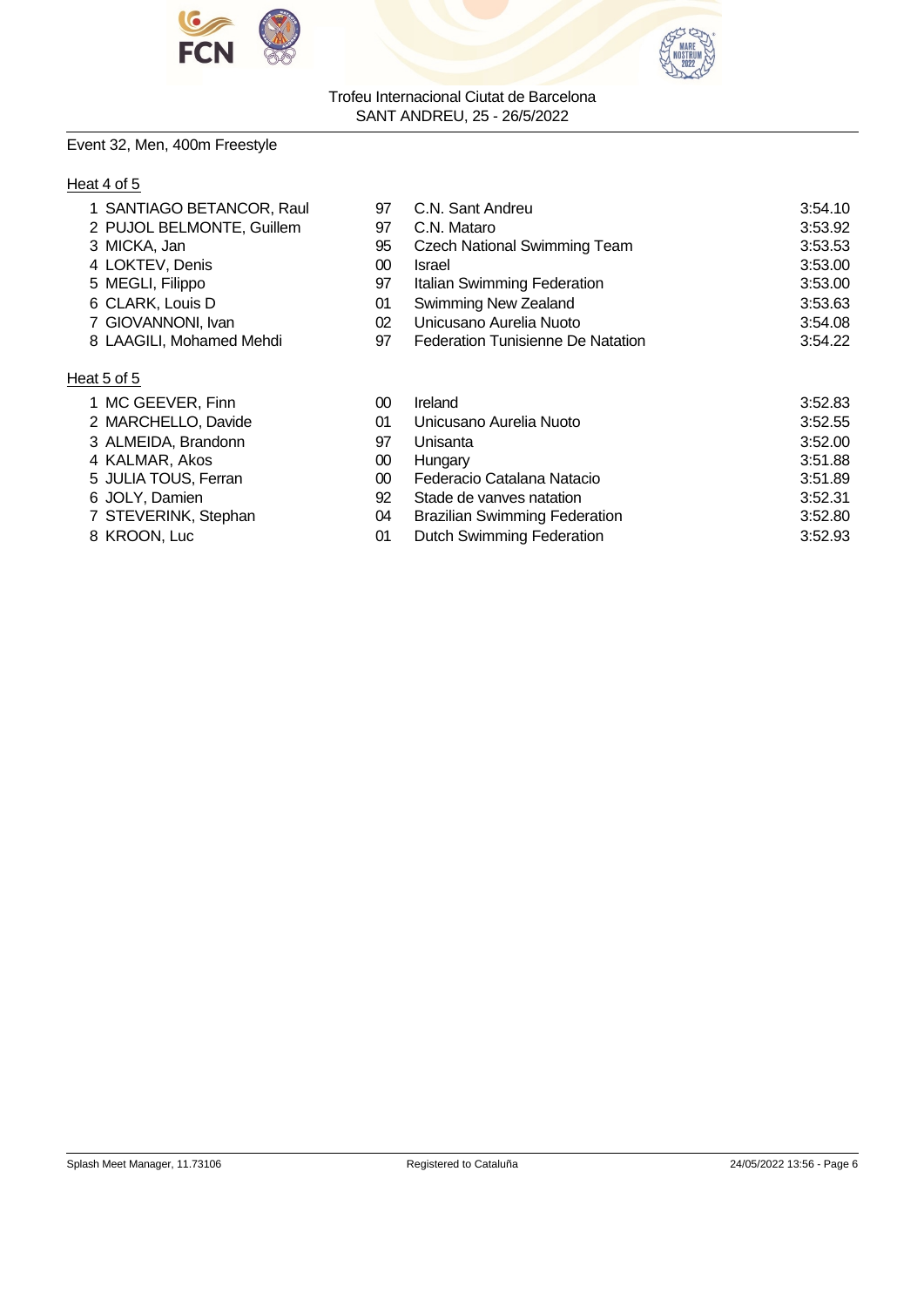Trofeu Internacional Ciutat de Barcelona
SANT ANDREU, 25 - 26/5/2022

Event 32, Men, 400m Freestyle

Heat 4 of 5

| | | | | |
|---|---|---|---|---|
| 1 | SANTIAGO BETANCOR, Raul | 97 | C.N. Sant Andreu | 3:54.10 |
| 2 | PUJOL BELMONTE, Guillem | 97 | C.N. Mataro | 3:53.92 |
| 3 | MICKA, Jan | 95 | Czech National Swimming Team | 3:53.53 |
| 4 | LOKTEV, Denis | 00 | Israel | 3:53.00 |
| 5 | MEGLI, Filippo | 97 | Italian Swimming Federation | 3:53.00 |
| 6 | CLARK, Louis D | 01 | Swimming New Zealand | 3:53.63 |
| 7 | GIOVANNONI, Ivan | 02 | Unicusano Aurelia Nuoto | 3:54.08 |
| 8 | LAAGILI, Mohamed Mehdi | 97 | Federation Tunisienne De Natation | 3:54.22 |

Heat 5 of 5

| | | | | |
|---|---|---|---|---|
| 1 | MC GEEVER, Finn | 00 | Ireland | 3:52.83 |
| 2 | MARCHELLO, Davide | 01 | Unicusano Aurelia Nuoto | 3:52.55 |
| 3 | ALMEIDA, Brandonn | 97 | Unisanta | 3:52.00 |
| 4 | KALMAR, Akos | 00 | Hungary | 3:51.88 |
| 5 | JULIA TOUS, Ferran | 00 | Federacio Catalana Natacio | 3:51.89 |
| 6 | JOLY, Damien | 92 | Stade de vanves natation | 3:52.31 |
| 7 | STEVERINK, Stephan | 04 | Brazilian Swimming Federation | 3:52.80 |
| 8 | KROON, Luc | 01 | Dutch Swimming Federation | 3:52.93 |